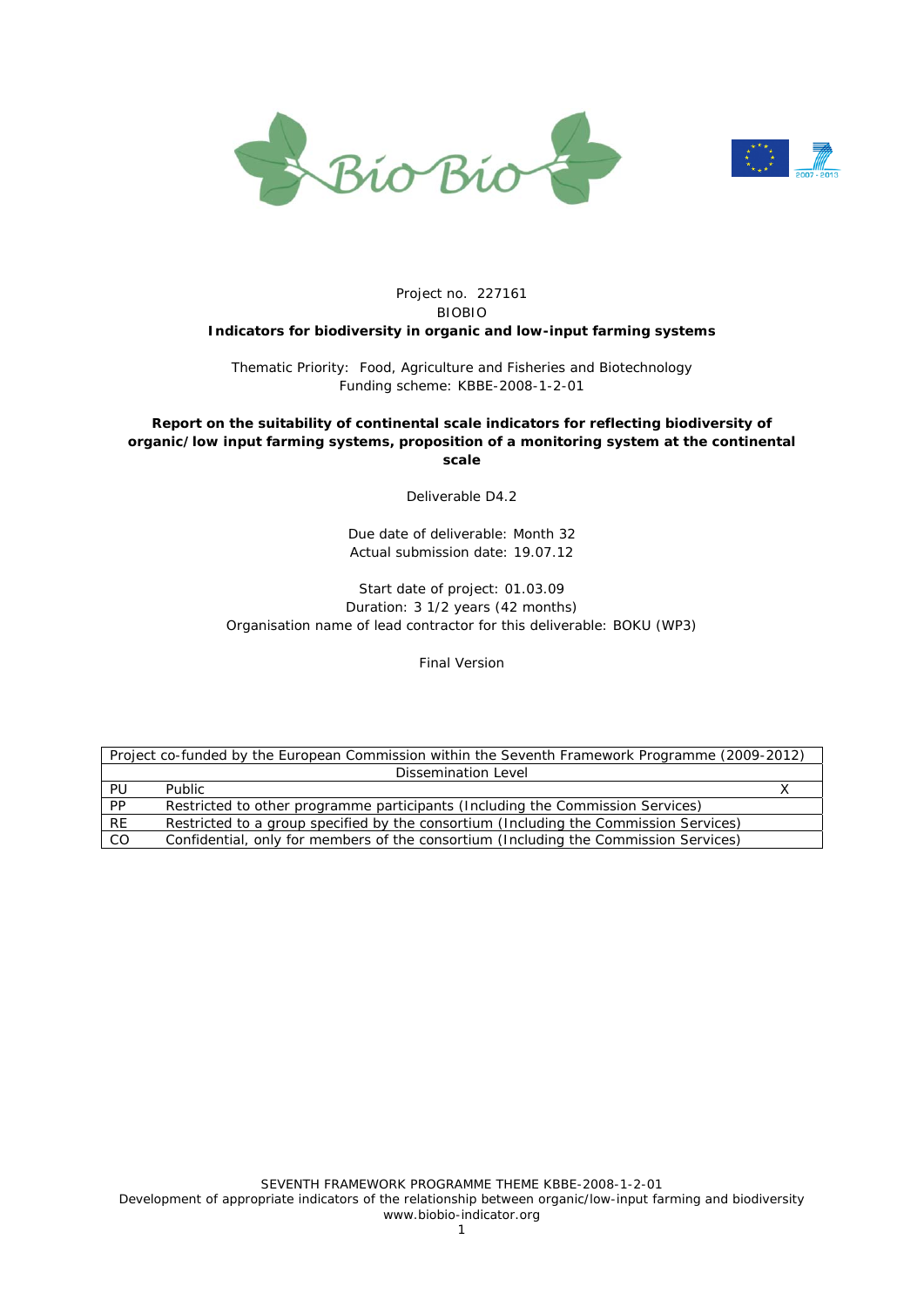Project no. 227161

BIOBIO

**Indicators for biodiversity in organic and low-input farming systems**

Thematic Priority: Food, Agriculture and Fisheries and Biotechnology

Funding scheme: KBBE-2008-1-2-01

**Report on the suitability of continental scale indicators for reflecting biodiversity of organic/low input farming systems, proposition of a monitoring system at the continental scale**

Deliverable D4.2

Due date of deliverable: Month 32

Actual submission date: 19.07.12

Start date of project: 01.03.09

Duration: 3 1/2 years (42 months)

Organisation name of lead contractor for this deliverable: BOKU (WP3)

Final Version

| Project co-funded by the European Commission within the Seventh Framework Programme (2009-2012) | | |
|---|---|---|
| Dissemination Level | | |
| PU | Public | X |
| PP | Restricted to other programme participants (Including the Commission Services) | |
| RE | Restricted to a group specified by the consortium (Including the Commission Services) | |
| CO | Confidential, only for members of the consortium (Including the Commission Services) | |

SEVENTH FRAMEWORK PROGRAMME THEME KBBE-2008-1-2-01

Development of appropriate indicators of the relationship between organic/low-input farming and biodiversity

www.biobio-indicator.org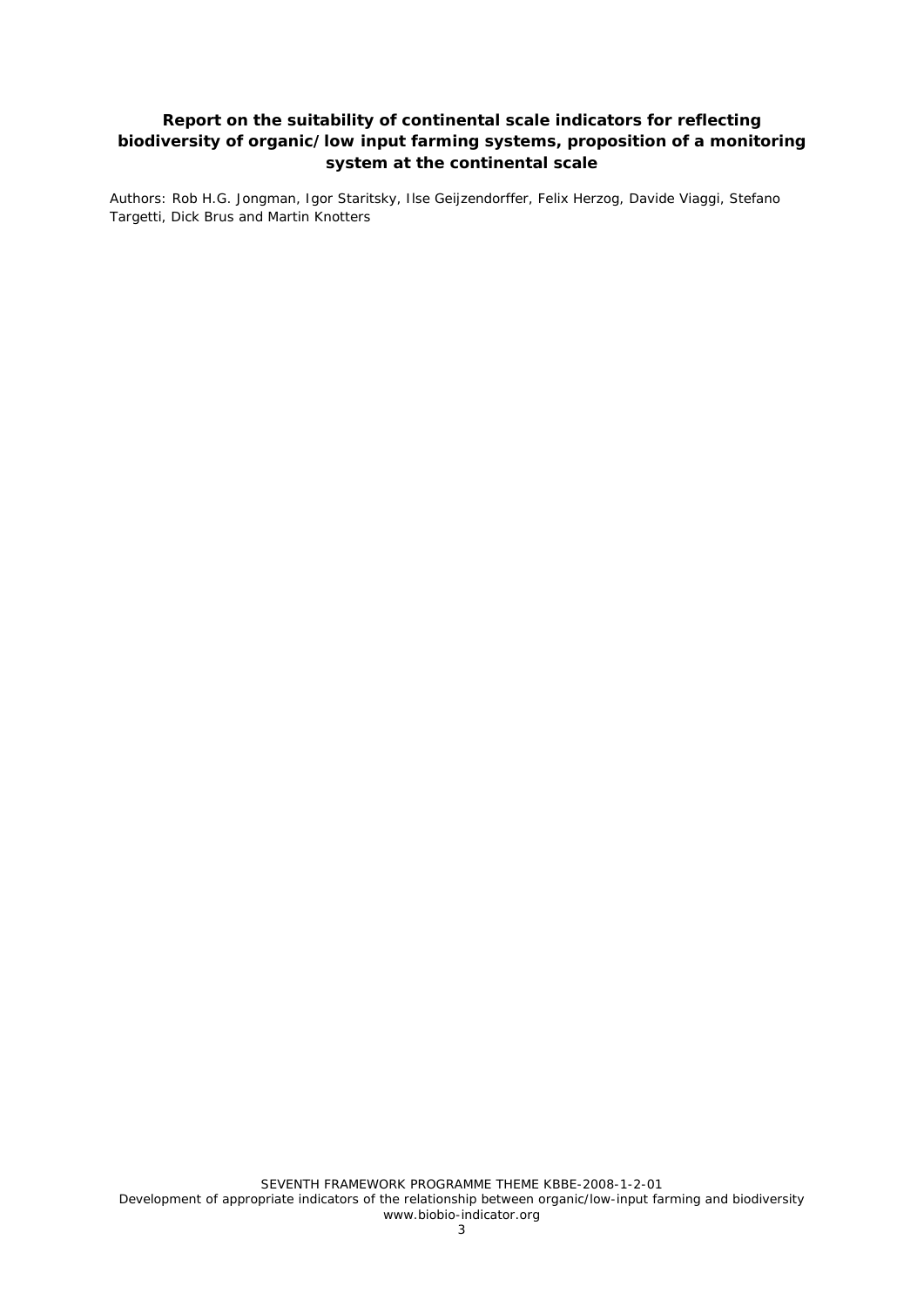**Report on the suitability of continental scale indicators for reflecting biodiversity of organic/low input farming systems, proposition of a monitoring system at the continental scale**

Authors: Rob H.G. Jongman, Igor Staritsky, Ilse Geijzendorffer, Felix Herzog, Davide Viaggi, Stefano Targetti, Dick Brus and Martin Knotters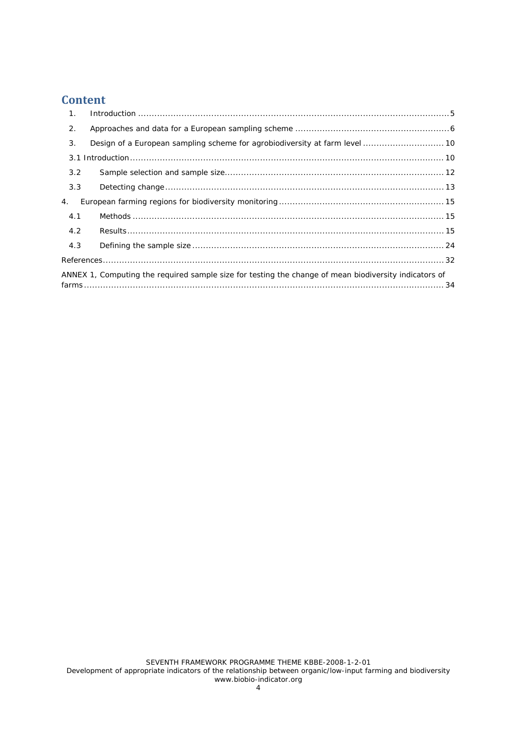# Content

1. Introduction ........................................................................................................ 5
2. Approaches and data for a European sampling scheme ........................................................ 6
3. Design of a European sampling scheme for agrobiodiversity at farm level ............................. 10

3.1 Introduction ........................................................................................................ 10

3.2 Sample selection and sample size ......................................................................... 12

3.3 Detecting change ................................................................................................ 13

4. European farming regions for biodiversity monitoring ............................................................ 15

4.1 Methods ............................................................................................................. 15

4.2 Results ............................................................................................................... 15

4.3 Defining the sample size ....................................................................................... 24

References ................................................................................................................ 32

ANNEX 1, Computing the required sample size for testing the change of mean biodiversity indicators of farms ........................................................................................................................ 34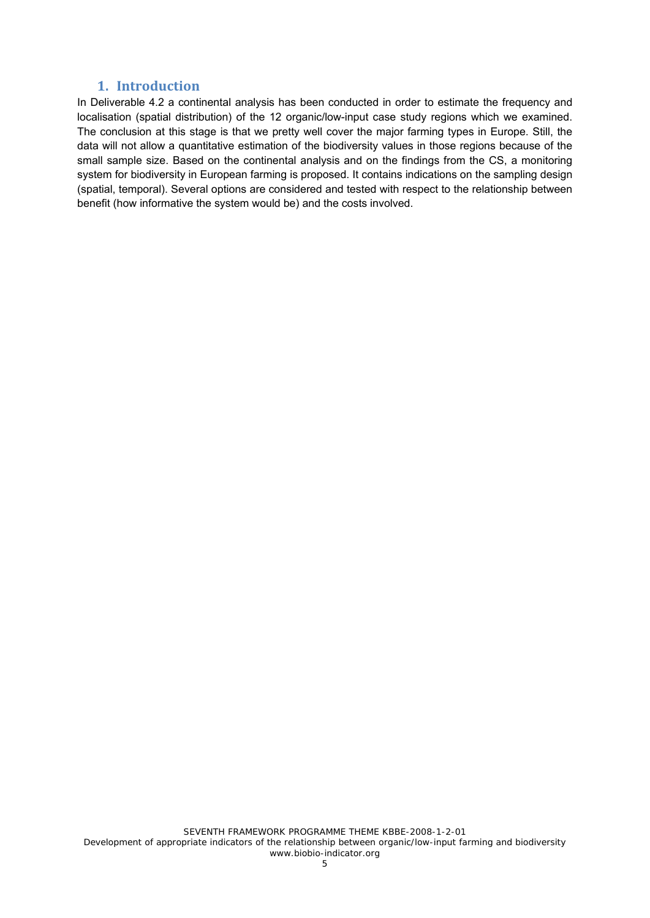# 1. Introduction

In Deliverable 4.2 a continental analysis has been conducted in order to estimate the frequency and localisation (spatial distribution) of the 12 organic/low-input case study regions which we examined. The conclusion at this stage is that we pretty well cover the major farming types in Europe. Still, the data will not allow a quantitative estimation of the biodiversity values in those regions because of the small sample size. Based on the continental analysis and on the findings from the CS, a monitoring system for biodiversity in European farming is proposed. It contains indications on the sampling design (spatial, temporal). Several options are considered and tested with respect to the relationship between benefit (how informative the system would be) and the costs involved.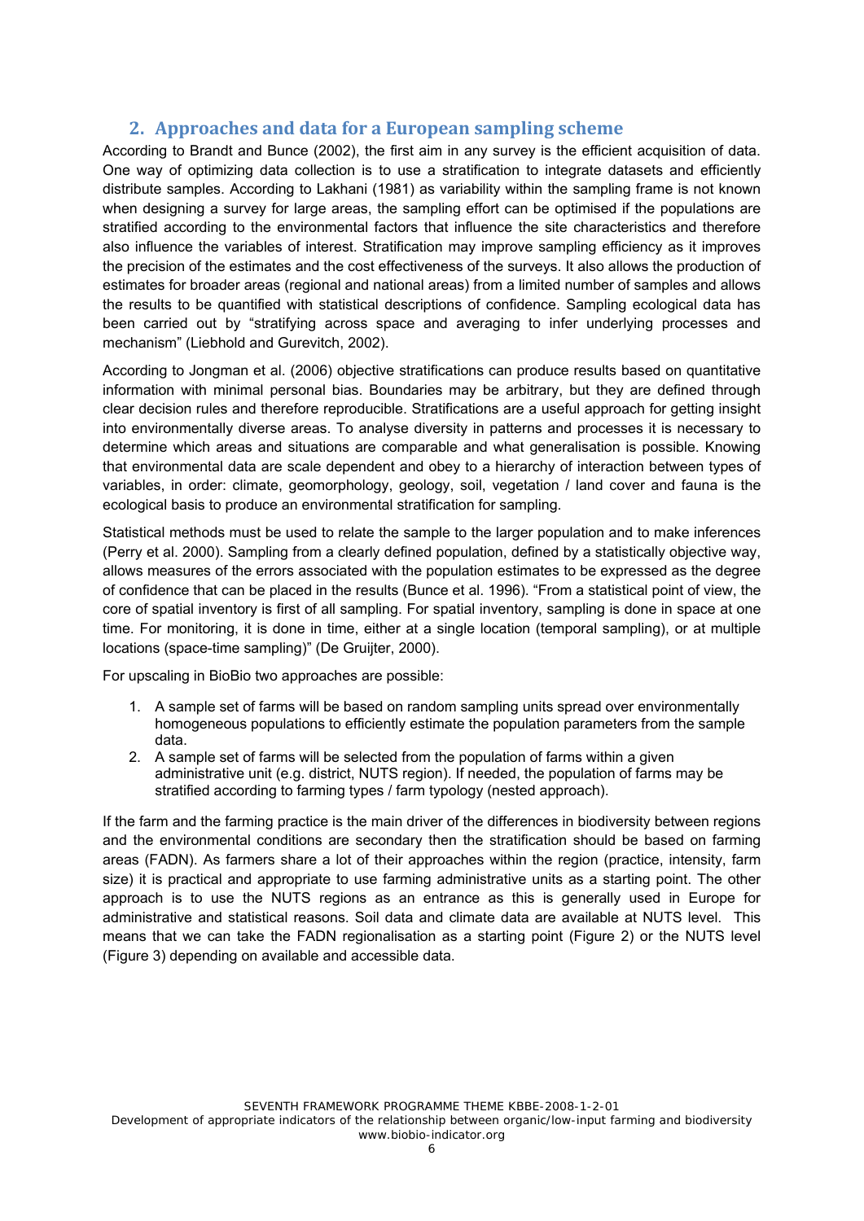## 2. Approaches and data for a European sampling scheme

According to Brandt and Bunce (2002), the first aim in any survey is the efficient acquisition of data. One way of optimizing data collection is to use a stratification to integrate datasets and efficiently distribute samples. According to Lakhani (1981) as variability within the sampling frame is not known when designing a survey for large areas, the sampling effort can be optimised if the populations are stratified according to the environmental factors that influence the site characteristics and therefore also influence the variables of interest. Stratification may improve sampling efficiency as it improves the precision of the estimates and the cost effectiveness of the surveys. It also allows the production of estimates for broader areas (regional and national areas) from a limited number of samples and allows the results to be quantified with statistical descriptions of confidence. Sampling ecological data has been carried out by "stratifying across space and averaging to infer underlying processes and mechanism" (Liebhold and Gurevitch, 2002).

According to Jongman et al. (2006) objective stratifications can produce results based on quantitative information with minimal personal bias. Boundaries may be arbitrary, but they are defined through clear decision rules and therefore reproducible. Stratifications are a useful approach for getting insight into environmentally diverse areas. To analyse diversity in patterns and processes it is necessary to determine which areas and situations are comparable and what generalisation is possible. Knowing that environmental data are scale dependent and obey to a hierarchy of interaction between types of variables, in order: climate, geomorphology, geology, soil, vegetation / land cover and fauna is the ecological basis to produce an environmental stratification for sampling.

Statistical methods must be used to relate the sample to the larger population and to make inferences (Perry et al. 2000). Sampling from a clearly defined population, defined by a statistically objective way, allows measures of the errors associated with the population estimates to be expressed as the degree of confidence that can be placed in the results (Bunce et al. 1996). "From a statistical point of view, the core of spatial inventory is first of all sampling. For spatial inventory, sampling is done in space at one time. For monitoring, it is done in time, either at a single location (temporal sampling), or at multiple locations (space-time sampling)" (De Gruijter, 2000).

For upscaling in BioBio two approaches are possible:

1. A sample set of farms will be based on random sampling units spread over environmentally homogeneous populations to efficiently estimate the population parameters from the sample data.
2. A sample set of farms will be selected from the population of farms within a given administrative unit (e.g. district, NUTS region). If needed, the population of farms may be stratified according to farming types / farm typology (nested approach).

If the farm and the farming practice is the main driver of the differences in biodiversity between regions and the environmental conditions are secondary then the stratification should be based on farming areas (FADN). As farmers share a lot of their approaches within the region (practice, intensity, farm size) it is practical and appropriate to use farming administrative units as a starting point. The other approach is to use the NUTS regions as an entrance as this is generally used in Europe for administrative and statistical reasons. Soil data and climate data are available at NUTS level. This means that we can take the FADN regionalisation as a starting point (Figure 2) or the NUTS level (Figure 3) depending on available and accessible data.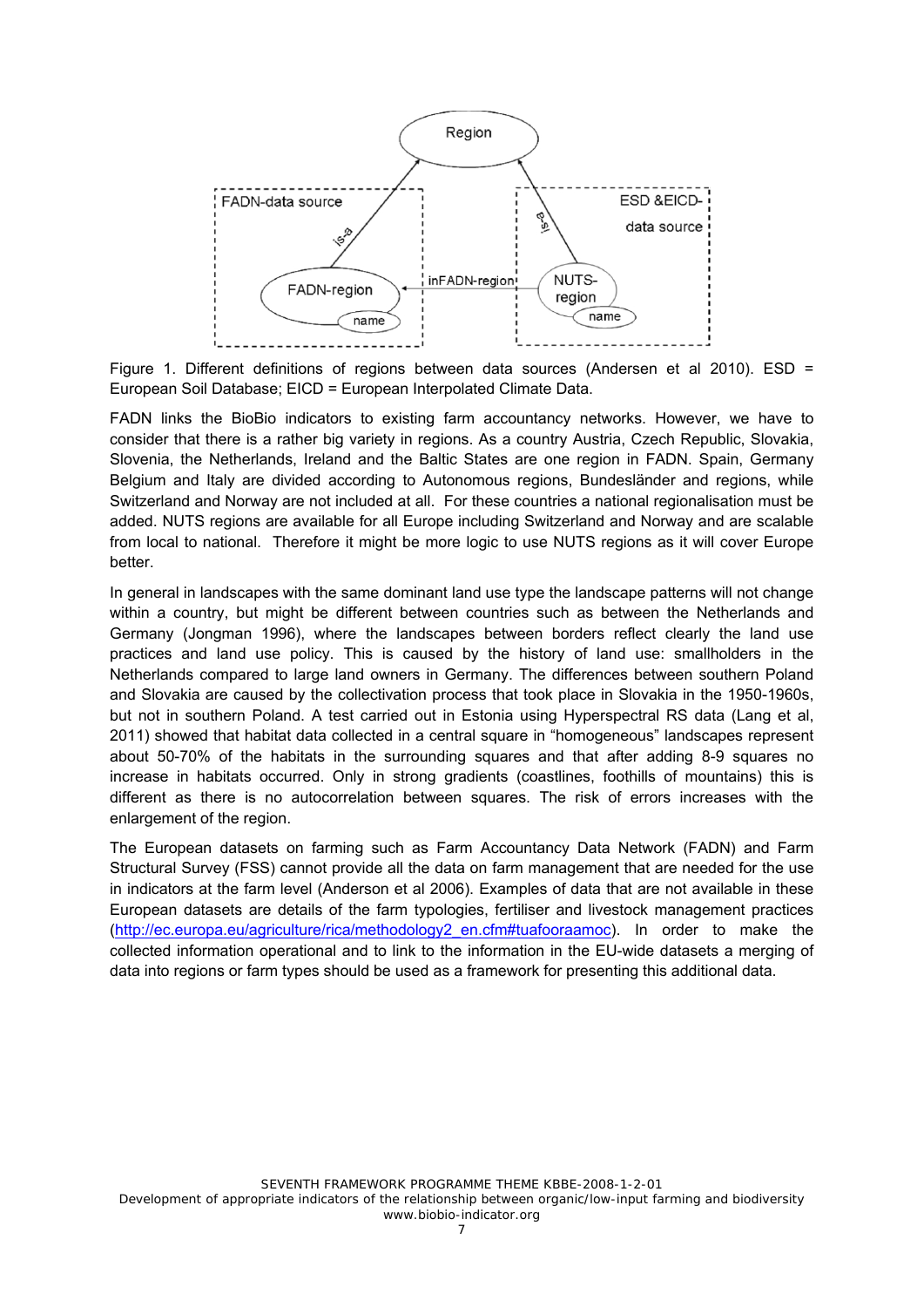Figure 1. Different definitions of regions between data sources (Andersen et al 2010). ESD = European Soil Database; EICD = European Interpolated Climate Data.

FADN links the BioBio indicators to existing farm accountancy networks. However, we have to consider that there is a rather big variety in regions. As a country Austria, Czech Republic, Slovakia, Slovenia, the Netherlands, Ireland and the Baltic States are one region in FADN. Spain, Germany Belgium and Italy are divided according to Autonomous regions, Bundesländer and regions, while Switzerland and Norway are not included at all. For these countries a national regionalisation must be added. NUTS regions are available for all Europe including Switzerland and Norway and are scalable from local to national. Therefore it might be more logic to use NUTS regions as it will cover Europe better.

In general in landscapes with the same dominant land use type the landscape patterns will not change within a country, but might be different between countries such as between the Netherlands and Germany (Jongman 1996), where the landscapes between borders reflect clearly the land use practices and land use policy. This is caused by the history of land use: smallholders in the Netherlands compared to large land owners in Germany. The differences between southern Poland and Slovakia are caused by the collectivation process that took place in Slovakia in the 1950-1960s, but not in southern Poland. A test carried out in Estonia using Hyperspectral RS data (Lang et al, 2011) showed that habitat data collected in a central square in "homogeneous" landscapes represent about 50-70% of the habitats in the surrounding squares and that after adding 8-9 squares no increase in habitats occurred. Only in strong gradients (coastlines, foothills of mountains) this is different as there is no autocorrelation between squares. The risk of errors increases with the enlargement of the region.

The European datasets on farming such as Farm Accountancy Data Network (FADN) and Farm Structural Survey (FSS) cannot provide all the data on farm management that are needed for the use in indicators at the farm level (Anderson et al 2006). Examples of data that are not available in these European datasets are details of the farm typologies, fertiliser and livestock management practices (http://ec.europa.eu/agriculture/rica/methodology2_en.cfm#tuafooraamoc). In order to make the collected information operational and to link to the information in the EU-wide datasets a merging of data into regions or farm types should be used as a framework for presenting this additional data.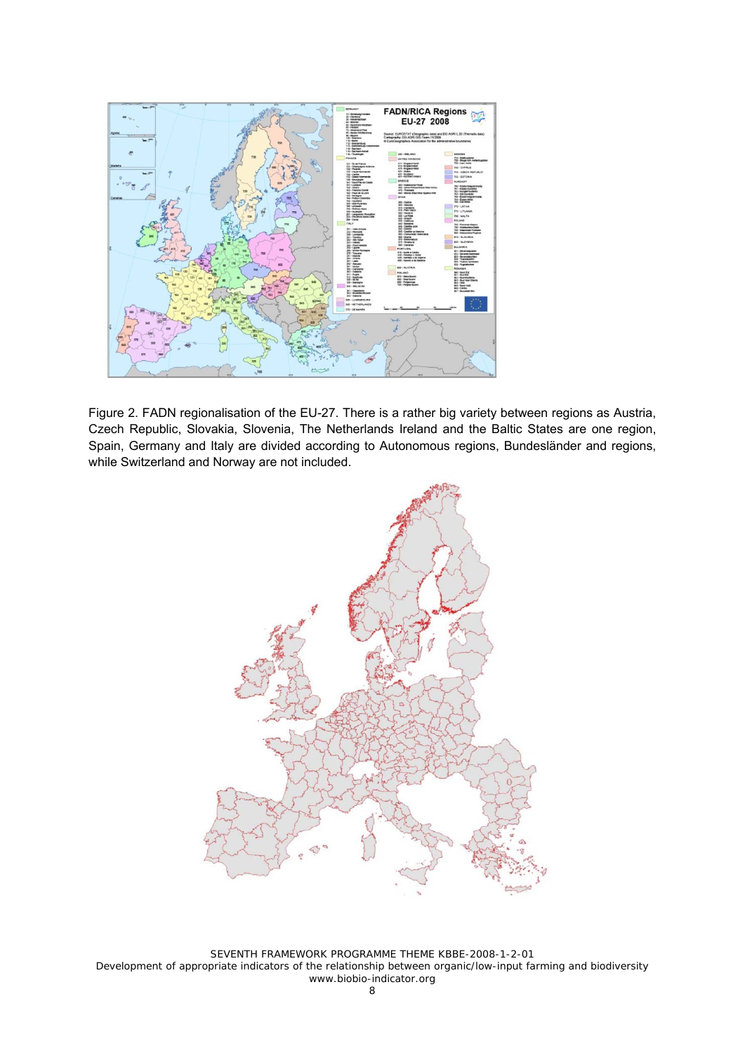Figure 2. FADN regionalisation of the EU-27. There is a rather big variety between regions as Austria, Czech Republic, Slovakia, Slovenia, The Netherlands Ireland and the Baltic States are one region, Spain, Germany and Italy are divided according to Autonomous regions, Bundesländer and regions, while Switzerland and Norway are not included.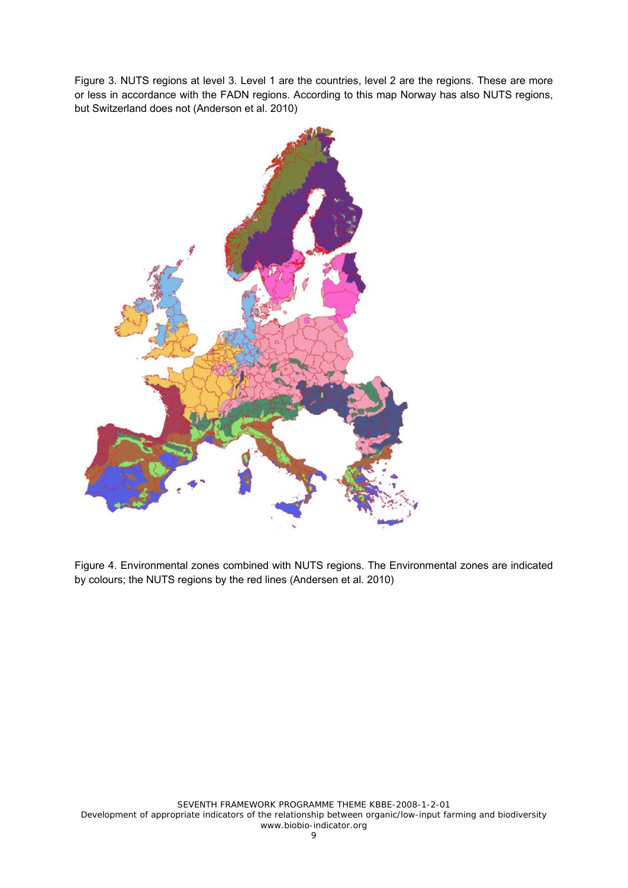Figure 3. NUTS regions at level 3. Level 1 are the countries, level 2 are the regions. These are more or less in accordance with the FADN regions. According to this map Norway has also NUTS regions, but Switzerland does not (Anderson et al. 2010)

Figure 4. Environmental zones combined with NUTS regions. The Environmental zones are indicated by colours; the NUTS regions by the red lines (Andersen et al. 2010)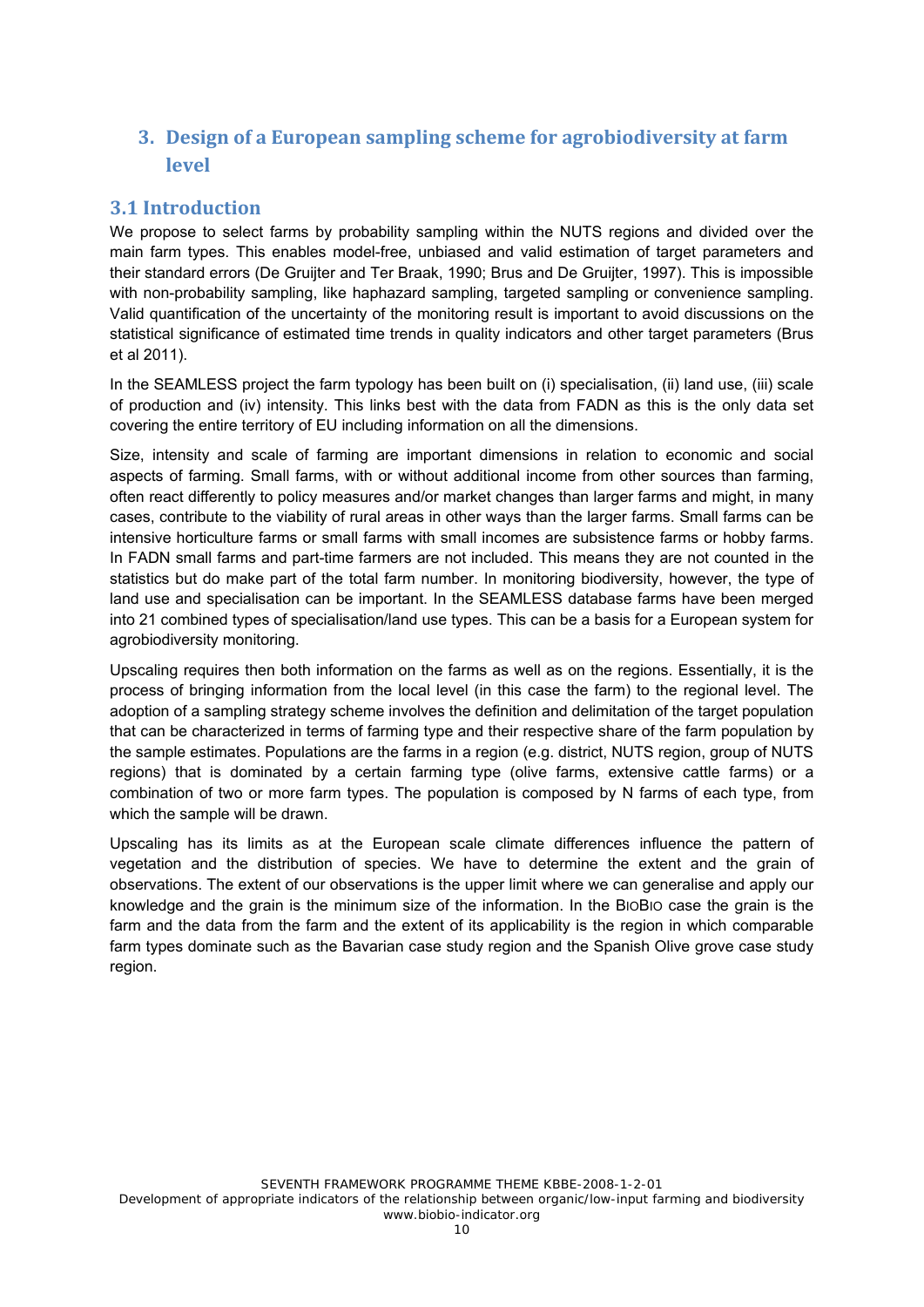# 3. Design of a European sampling scheme for agrobiodiversity at farm level

## 3.1 Introduction

We propose to select farms by probability sampling within the NUTS regions and divided over the main farm types. This enables model-free, unbiased and valid estimation of target parameters and their standard errors (De Gruijter and Ter Braak, 1990; Brus and De Gruijter, 1997). This is impossible with non-probability sampling, like haphazard sampling, targeted sampling or convenience sampling. Valid quantification of the uncertainty of the monitoring result is important to avoid discussions on the statistical significance of estimated time trends in quality indicators and other target parameters (Brus et al 2011).

In the SEAMLESS project the farm typology has been built on (i) specialisation, (ii) land use, (iii) scale of production and (iv) intensity. This links best with the data from FADN as this is the only data set covering the entire territory of EU including information on all the dimensions.

Size, intensity and scale of farming are important dimensions in relation to economic and social aspects of farming. Small farms, with or without additional income from other sources than farming, often react differently to policy measures and/or market changes than larger farms and might, in many cases, contribute to the viability of rural areas in other ways than the larger farms. Small farms can be intensive horticulture farms or small farms with small incomes are subsistence farms or hobby farms. In FADN small farms and part-time farmers are not included. This means they are not counted in the statistics but do make part of the total farm number. In monitoring biodiversity, however, the type of land use and specialisation can be important. In the SEAMLESS database farms have been merged into 21 combined types of specialisation/land use types. This can be a basis for a European system for agrobiodiversity monitoring.

Upscaling requires then both information on the farms as well as on the regions. Essentially, it is the process of bringing information from the local level (in this case the farm) to the regional level. The adoption of a sampling strategy scheme involves the definition and delimitation of the target population that can be characterized in terms of farming type and their respective share of the farm population by the sample estimates. Populations are the farms in a region (e.g. district, NUTS region, group of NUTS regions) that is dominated by a certain farming type (olive farms, extensive cattle farms) or a combination of two or more farm types. The population is composed by N farms of each type, from which the sample will be drawn.

Upscaling has its limits as at the European scale climate differences influence the pattern of vegetation and the distribution of species. We have to determine the extent and the grain of observations. The extent of our observations is the upper limit where we can generalise and apply our knowledge and the grain is the minimum size of the information. In the BioBio case the grain is the farm and the data from the farm and the extent of its applicability is the region in which comparable farm types dominate such as the Bavarian case study region and the Spanish Olive grove case study region.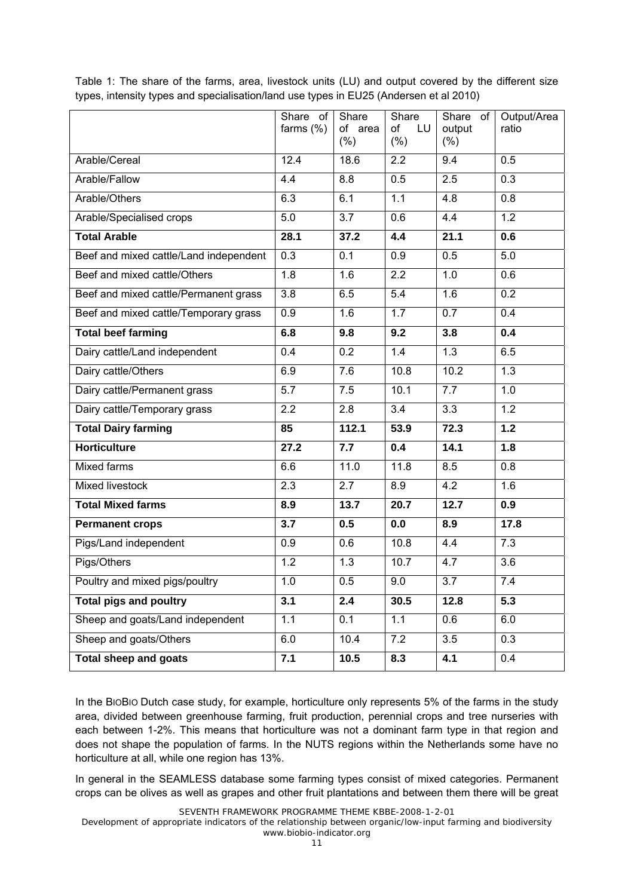Table 1: The share of the farms, area, livestock units (LU) and output covered by the different size types, intensity types and specialisation/land use types in EU25 (Andersen et al 2010)

| | Share of farms (%) | Share of area (%) | Share of LU (%) | Share of output (%) | Output/Area ratio |
|---|---|---|---|---|---|
| Arable/Cereal | 12.4 | 18.6 | 2.2 | 9.4 | 0.5 |
| Arable/Fallow | 4.4 | 8.8 | 0.5 | 2.5 | 0.3 |
| Arable/Others | 6.3 | 6.1 | 1.1 | 4.8 | 0.8 |
| Arable/Specialised crops | 5.0 | 3.7 | 0.6 | 4.4 | 1.2 |
| **Total Arable** | **28.1** | **37.2** | **4.4** | **21.1** | **0.6** |
| Beef and mixed cattle/Land independent | 0.3 | 0.1 | 0.9 | 0.5 | 5.0 |
| Beef and mixed cattle/Others | 1.8 | 1.6 | 2.2 | 1.0 | 0.6 |
| Beef and mixed cattle/Permanent grass | 3.8 | 6.5 | 5.4 | 1.6 | 0.2 |
| Beef and mixed cattle/Temporary grass | 0.9 | 1.6 | 1.7 | 0.7 | 0.4 |
| **Total beef farming** | **6.8** | **9.8** | **9.2** | **3.8** | **0.4** |
| Dairy cattle/Land independent | 0.4 | 0.2 | 1.4 | 1.3 | 6.5 |
| Dairy cattle/Others | 6.9 | 7.6 | 10.8 | 10.2 | 1.3 |
| Dairy cattle/Permanent grass | 5.7 | 7.5 | 10.1 | 7.7 | 1.0 |
| Dairy cattle/Temporary grass | 2.2 | 2.8 | 3.4 | 3.3 | 1.2 |
| **Total Dairy farming** | **85** | **112.1** | **53.9** | **72.3** | **1.2** |
| **Horticulture** | **27.2** | **7.7** | **0.4** | **14.1** | **1.8** |
| Mixed farms | 6.6 | 11.0 | 11.8 | 8.5 | 0.8 |
| Mixed livestock | 2.3 | 2.7 | 8.9 | 4.2 | 1.6 |
| **Total Mixed farms** | **8.9** | **13.7** | **20.7** | **12.7** | **0.9** |
| **Permanent crops** | **3.7** | **0.5** | **0.0** | **8.9** | **17.8** |
| Pigs/Land independent | 0.9 | 0.6 | 10.8 | 4.4 | 7.3 |
| Pigs/Others | 1.2 | 1.3 | 10.7 | 4.7 | 3.6 |
| Poultry and mixed pigs/poultry | 1.0 | 0.5 | 9.0 | 3.7 | 7.4 |
| **Total pigs and poultry** | **3.1** | **2.4** | **30.5** | **12.8** | **5.3** |
| Sheep and goats/Land independent | 1.1 | 0.1 | 1.1 | 0.6 | 6.0 |
| Sheep and goats/Others | 6.0 | 10.4 | 7.2 | 3.5 | 0.3 |
| **Total sheep and goats** | **7.1** | **10.5** | **8.3** | **4.1** | 0.4 |

In the BIOBIO Dutch case study, for example, horticulture only represents 5% of the farms in the study area, divided between greenhouse farming, fruit production, perennial crops and tree nurseries with each between 1-2%. This means that horticulture was not a dominant farm type in that region and does not shape the population of farms. In the NUTS regions within the Netherlands some have no horticulture at all, while one region has 13%.

In general in the SEAMLESS database some farming types consist of mixed categories. Permanent crops can be olives as well as grapes and other fruit plantations and between them there will be great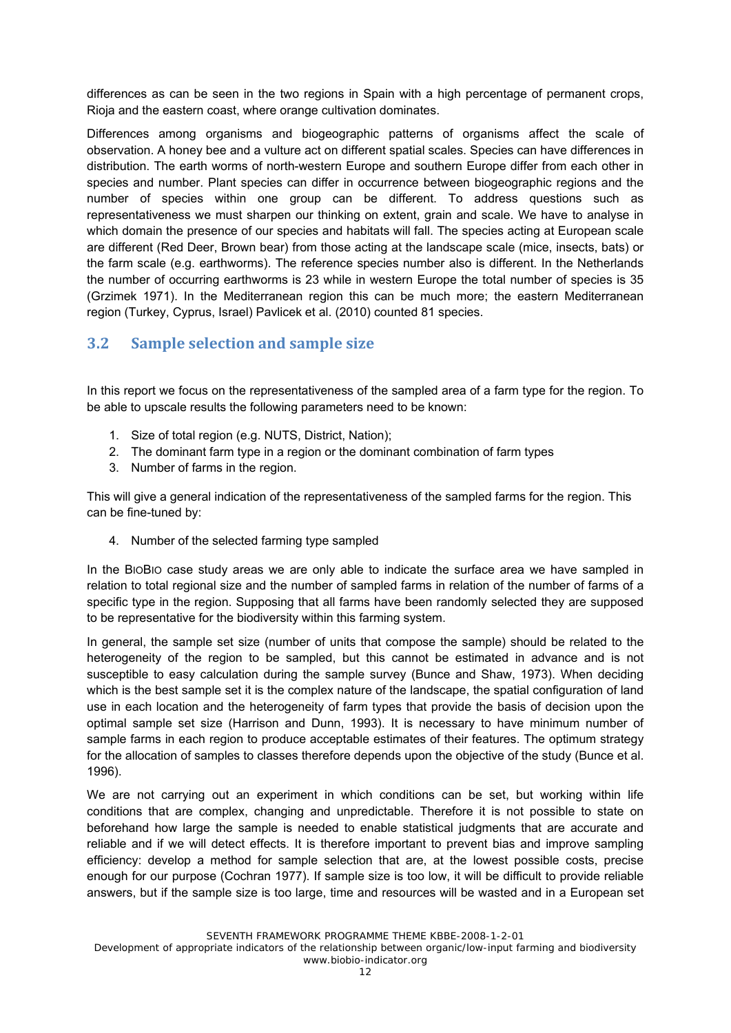differences as can be seen in the two regions in Spain with a high percentage of permanent crops, Rioja and the eastern coast, where orange cultivation dominates.

Differences among organisms and biogeographic patterns of organisms affect the scale of observation. A honey bee and a vulture act on different spatial scales. Species can have differences in distribution. The earth worms of north-western Europe and southern Europe differ from each other in species and number. Plant species can differ in occurrence between biogeographic regions and the number of species within one group can be different. To address questions such as representativeness we must sharpen our thinking on extent, grain and scale. We have to analyse in which domain the presence of our species and habitats will fall. The species acting at European scale are different (Red Deer, Brown bear) from those acting at the landscape scale (mice, insects, bats) or the farm scale (e.g. earthworms). The reference species number also is different. In the Netherlands the number of occurring earthworms is 23 while in western Europe the total number of species is 35 (Grzimek 1971). In the Mediterranean region this can be much more; the eastern Mediterranean region (Turkey, Cyprus, Israel) Pavlicek et al. (2010) counted 81 species.

## 3.2 Sample selection and sample size

In this report we focus on the representativeness of the sampled area of a farm type for the region. To be able to upscale results the following parameters need to be known:

1. Size of total region (e.g. NUTS, District, Nation);
2. The dominant farm type in a region or the dominant combination of farm types
3. Number of farms in the region.

This will give a general indication of the representativeness of the sampled farms for the region. This can be fine-tuned by:

4. Number of the selected farming type sampled

In the BIOBIO case study areas we are only able to indicate the surface area we have sampled in relation to total regional size and the number of sampled farms in relation of the number of farms of a specific type in the region. Supposing that all farms have been randomly selected they are supposed to be representative for the biodiversity within this farming system.

In general, the sample set size (number of units that compose the sample) should be related to the heterogeneity of the region to be sampled, but this cannot be estimated in advance and is not susceptible to easy calculation during the sample survey (Bunce and Shaw, 1973). When deciding which is the best sample set it is the complex nature of the landscape, the spatial configuration of land use in each location and the heterogeneity of farm types that provide the basis of decision upon the optimal sample set size (Harrison and Dunn, 1993). It is necessary to have minimum number of sample farms in each region to produce acceptable estimates of their features. The optimum strategy for the allocation of samples to classes therefore depends upon the objective of the study (Bunce et al. 1996).

We are not carrying out an experiment in which conditions can be set, but working within life conditions that are complex, changing and unpredictable. Therefore it is not possible to state on beforehand how large the sample is needed to enable statistical judgments that are accurate and reliable and if we will detect effects. It is therefore important to prevent bias and improve sampling efficiency: develop a method for sample selection that are, at the lowest possible costs, precise enough for our purpose (Cochran 1977). If sample size is too low, it will be difficult to provide reliable answers, but if the sample size is too large, time and resources will be wasted and in a European set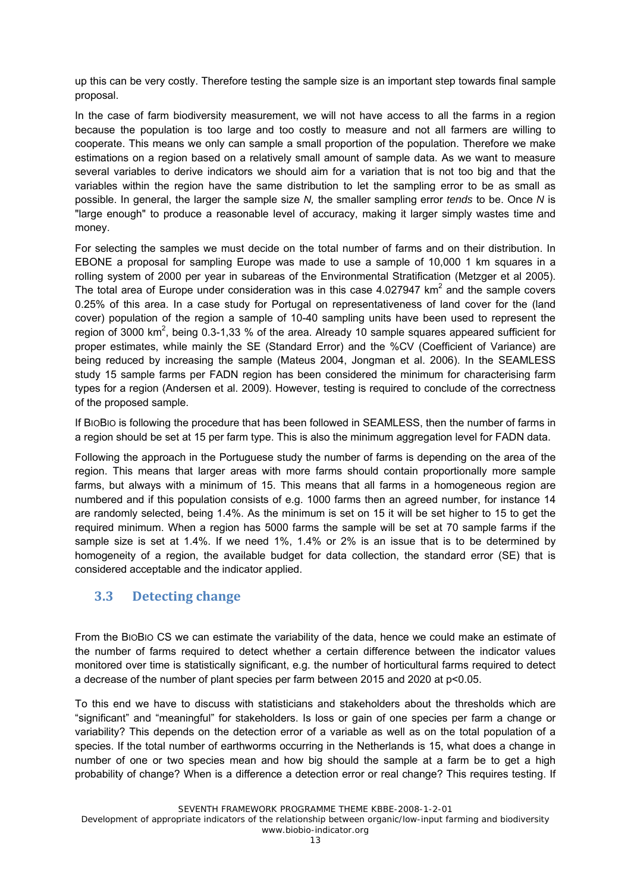up this can be very costly. Therefore testing the sample size is an important step towards final sample proposal.

In the case of farm biodiversity measurement, we will not have access to all the farms in a region because the population is too large and too costly to measure and not all farmers are willing to cooperate. This means we only can sample a small proportion of the population. Therefore we make estimations on a region based on a relatively small amount of sample data. As we want to measure several variables to derive indicators we should aim for a variation that is not too big and that the variables within the region have the same distribution to let the sampling error to be as small as possible. In general, the larger the sample size *N,* the smaller sampling error *tends* to be. Once *N* is "large enough" to produce a reasonable level of accuracy, making it larger simply wastes time and money.

For selecting the samples we must decide on the total number of farms and on their distribution. In EBONE a proposal for sampling Europe was made to use a sample of 10,000 1 km squares in a rolling system of 2000 per year in subareas of the Environmental Stratification (Metzger et al 2005). The total area of Europe under consideration was in this case 4.027947 km$^2$ and the sample covers 0.25% of this area. In a case study for Portugal on representativeness of land cover for the (land cover) population of the region a sample of 10-40 sampling units have been used to represent the region of 3000 km$^2$, being 0.3-1,33 % of the area. Already 10 sample squares appeared sufficient for proper estimates, while mainly the SE (Standard Error) and the %CV (Coefficient of Variance) are being reduced by increasing the sample (Mateus 2004, Jongman et al. 2006). In the SEAMLESS study 15 sample farms per FADN region has been considered the minimum for characterising farm types for a region (Andersen et al. 2009). However, testing is required to conclude of the correctness of the proposed sample.

If BIOBIO is following the procedure that has been followed in SEAMLESS, then the number of farms in a region should be set at 15 per farm type. This is also the minimum aggregation level for FADN data.

Following the approach in the Portuguese study the number of farms is depending on the area of the region. This means that larger areas with more farms should contain proportionally more sample farms, but always with a minimum of 15. This means that all farms in a homogeneous region are numbered and if this population consists of e.g. 1000 farms then an agreed number, for instance 14 are randomly selected, being 1.4%. As the minimum is set on 15 it will be set higher to 15 to get the required minimum. When a region has 5000 farms the sample will be set at 70 sample farms if the sample size is set at 1.4%. If we need 1%, 1.4% or 2% is an issue that is to be determined by homogeneity of a region, the available budget for data collection, the standard error (SE) that is considered acceptable and the indicator applied.

## 3.3 Detecting change

From the BIOBIO CS we can estimate the variability of the data, hence we could make an estimate of the number of farms required to detect whether a certain difference between the indicator values monitored over time is statistically significant, e.g. the number of horticultural farms required to detect a decrease of the number of plant species per farm between 2015 and 2020 at $p<0.05$.

To this end we have to discuss with statisticians and stakeholders about the thresholds which are "significant" and "meaningful" for stakeholders. Is loss or gain of one species per farm a change or variability? This depends on the detection error of a variable as well as on the total population of a species. If the total number of earthworms occurring in the Netherlands is 15, what does a change in number of one or two species mean and how big should the sample at a farm be to get a high probability of change? When is a difference a detection error or real change? This requires testing. If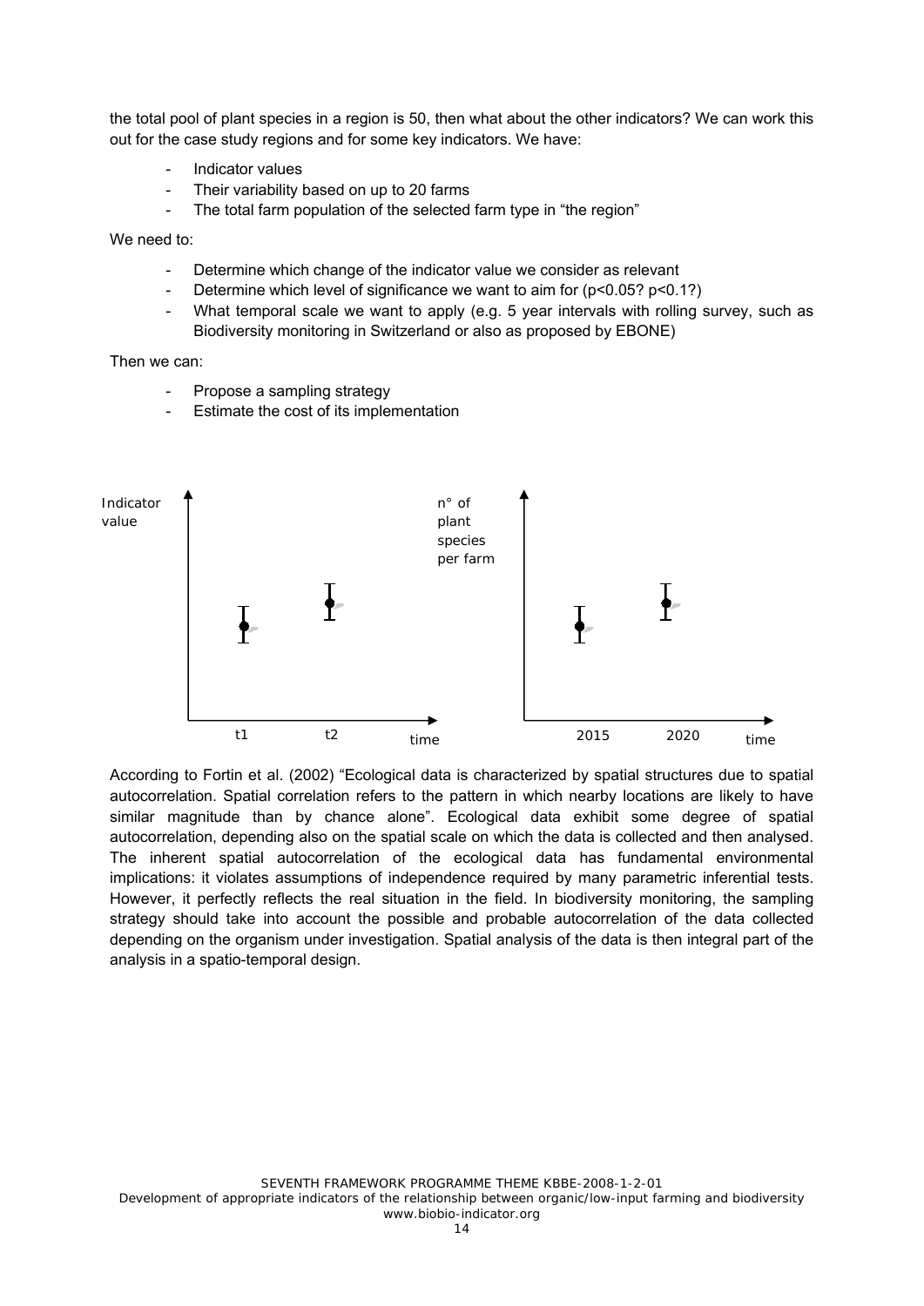the total pool of plant species in a region is 50, then what about the other indicators? We can work this out for the case study regions and for some key indicators. We have:

- Indicator values
- Their variability based on up to 20 farms
- The total farm population of the selected farm type in "the region"

We need to:

- Determine which change of the indicator value we consider as relevant
- Determine which level of significance we want to aim for ($p<0.05$? $p<0.1$?)
- What temporal scale we want to apply (e.g. 5 year intervals with rolling survey, such as Biodiversity monitoring in Switzerland or also as proposed by EBONE)

Then we can:

- Propose a sampling strategy
- Estimate the cost of its implementation

According to Fortin et al. (2002) "Ecological data is characterized by spatial structures due to spatial autocorrelation. Spatial correlation refers to the pattern in which nearby locations are likely to have similar magnitude than by chance alone". Ecological data exhibit some degree of spatial autocorrelation, depending also on the spatial scale on which the data is collected and then analysed. The inherent spatial autocorrelation of the ecological data has fundamental environmental implications: it violates assumptions of independence required by many parametric inferential tests. However, it perfectly reflects the real situation in the field. In biodiversity monitoring, the sampling strategy should take into account the possible and probable autocorrelation of the data collected depending on the organism under investigation. Spatial analysis of the data is then integral part of the analysis in a spatio-temporal design.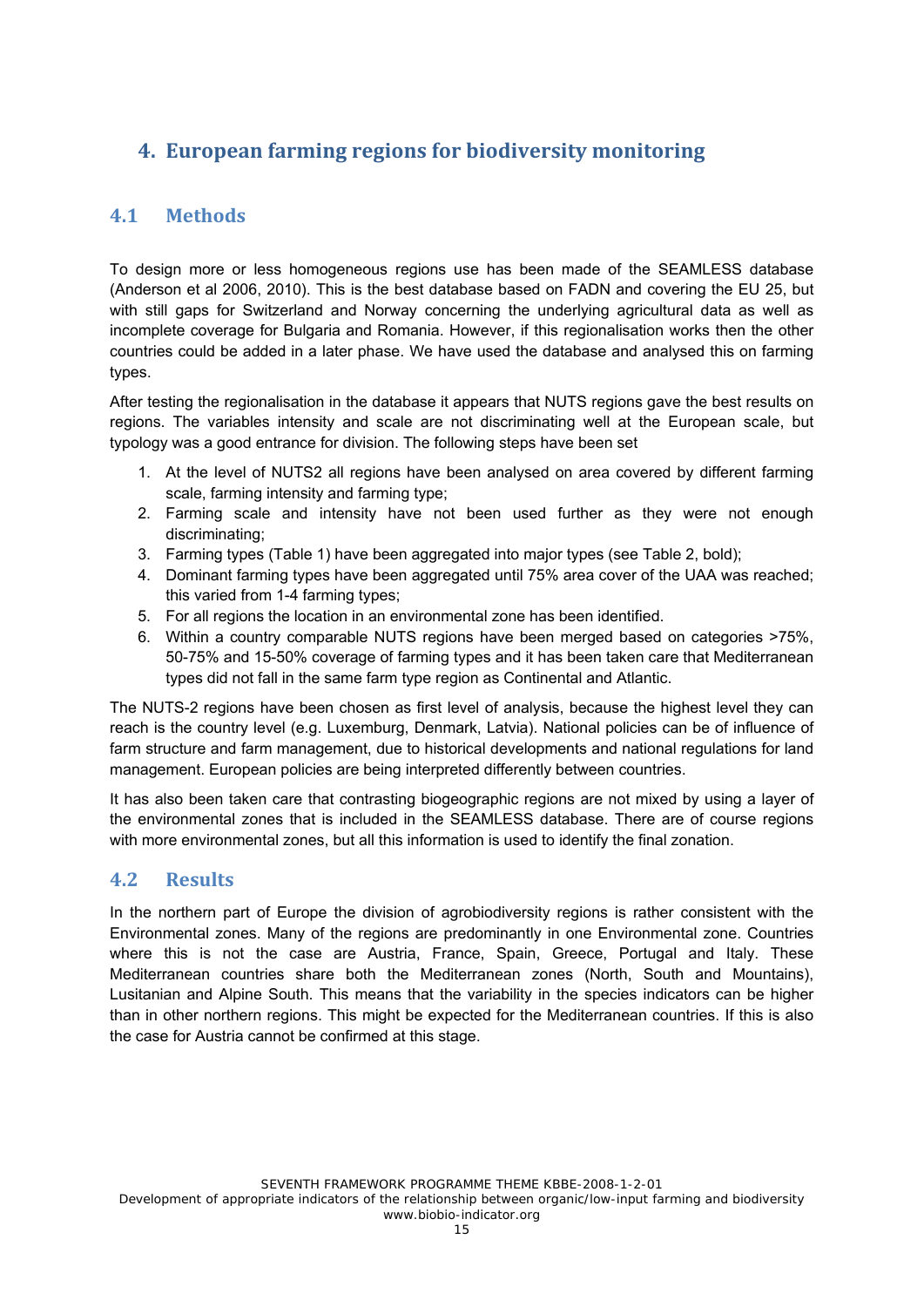# 4. European farming regions for biodiversity monitoring

## 4.1 Methods

To design more or less homogeneous regions use has been made of the SEAMLESS database (Anderson et al 2006, 2010). This is the best database based on FADN and covering the EU 25, but with still gaps for Switzerland and Norway concerning the underlying agricultural data as well as incomplete coverage for Bulgaria and Romania. However, if this regionalisation works then the other countries could be added in a later phase. We have used the database and analysed this on farming types.

After testing the regionalisation in the database it appears that NUTS regions gave the best results on regions. The variables intensity and scale are not discriminating well at the European scale, but typology was a good entrance for division. The following steps have been set

1. At the level of NUTS2 all regions have been analysed on area covered by different farming scale, farming intensity and farming type;
2. Farming scale and intensity have not been used further as they were not enough discriminating;
3. Farming types (Table 1) have been aggregated into major types (see Table 2, bold);
4. Dominant farming types have been aggregated until 75% area cover of the UAA was reached; this varied from 1-4 farming types;
5. For all regions the location in an environmental zone has been identified.
6. Within a country comparable NUTS regions have been merged based on categories >75%, 50-75% and 15-50% coverage of farming types and it has been taken care that Mediterranean types did not fall in the same farm type region as Continental and Atlantic.

The NUTS-2 regions have been chosen as first level of analysis, because the highest level they can reach is the country level (e.g. Luxemburg, Denmark, Latvia). National policies can be of influence of farm structure and farm management, due to historical developments and national regulations for land management. European policies are being interpreted differently between countries.

It has also been taken care that contrasting biogeographic regions are not mixed by using a layer of the environmental zones that is included in the SEAMLESS database. There are of course regions with more environmental zones, but all this information is used to identify the final zonation.

## 4.2 Results

In the northern part of Europe the division of agrobiodiversity regions is rather consistent with the Environmental zones. Many of the regions are predominantly in one Environmental zone. Countries where this is not the case are Austria, France, Spain, Greece, Portugal and Italy. These Mediterranean countries share both the Mediterranean zones (North, South and Mountains), Lusitanian and Alpine South. This means that the variability in the species indicators can be higher than in other northern regions. This might be expected for the Mediterranean countries. If this is also the case for Austria cannot be confirmed at this stage.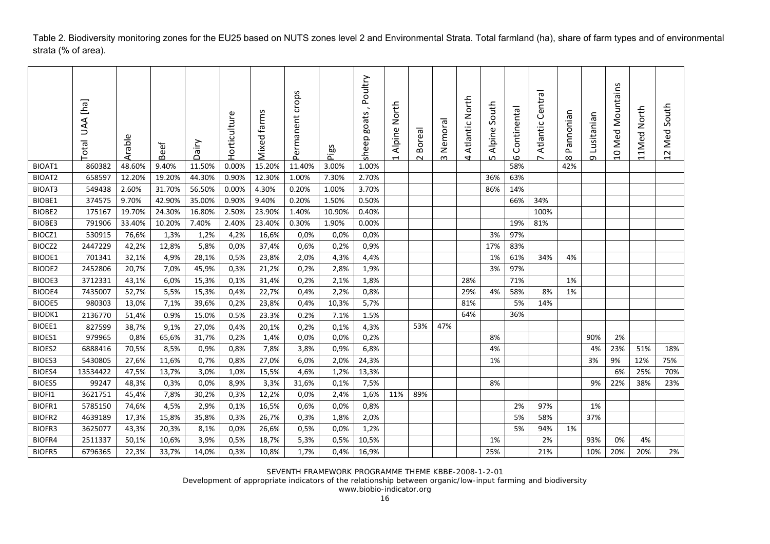Table 2. Biodiversity monitoring zones for the EU25 based on NUTS zones level 2 and Environmental Strata. Total farmland (ha), share of farm types and of environmental strata (% of area).

| | Total UAA [ha] | Arable | Beef | Dairy | Horticulture | Mixed farms | Permanent crops | Pigs | sheep goats , Poultry | 1 Alpine North | 2 Boreal | 3 Nemoral | 4 Atlantic North | 5 Alpine South | 6 Continental | 7 Atlantic Central | 8 Pannonian | 9 Lusitanian | 10 Med Mountains | 11Med North | 12 Med South |
|---|---|---|---|---|---|---|---|---|---|---|---|---|---|---|---|---|---|---|---|---|---|
| BIOAT1 | 860382 | 48.60% | 9.40% | 11.50% | 0.00% | 15.20% | 11.40% | 3.00% | 1.00% | | | | | | 58% | | 42% | | | | |
| BIOAT2 | 658597 | 12.20% | 19.20% | 44.30% | 0.90% | 12.30% | 1.00% | 7.30% | 2.70% | | | | | 36% | 63% | | | | | | |
| BIOAT3 | 549438 | 2.60% | 31.70% | 56.50% | 0.00% | 4.30% | 0.20% | 1.00% | 3.70% | | | | | 86% | 14% | | | | | | |
| BIOBE1 | 374575 | 9.70% | 42.90% | 35.00% | 0.90% | 9.40% | 0.20% | 1.50% | 0.50% | | | | | | 66% | 34% | | | | | |
| BIOBE2 | 175167 | 19.70% | 24.30% | 16.80% | 2.50% | 23.90% | 1.40% | 10.90% | 0.40% | | | | | | | 100% | | | | | |
| BIOBE3 | 791906 | 33.40% | 10.20% | 7.40% | 2.40% | 23.40% | 0.30% | 1.90% | 0.00% | | | | | | 19% | 81% | | | | | |
| BIOCZ1 | 530915 | 76,6% | 1,3% | 1,2% | 4,2% | 16,6% | 0,0% | 0,0% | 0,0% | | | | | 3% | 97% | | | | | | |
| BIOCZ2 | 2447229 | 42,2% | 12,8% | 5,8% | 0,0% | 37,4% | 0,6% | 0,2% | 0,9% | | | | | 17% | 83% | | | | | | |
| BIODE1 | 701341 | 32,1% | 4,9% | 28,1% | 0,5% | 23,8% | 2,0% | 4,3% | 4,4% | | | | | 1% | 61% | 34% | 4% | | | | |
| BIODE2 | 2452806 | 20,7% | 7,0% | 45,9% | 0,3% | 21,2% | 0,2% | 2,8% | 1,9% | | | | | 3% | 97% | | | | | | |
| BIODE3 | 3712331 | 43,1% | 6,0% | 15,3% | 0,1% | 31,4% | 0,2% | 2,1% | 1,8% | | | | 28% | | 71% | | 1% | | | | |
| BIODE4 | 7435007 | 52,7% | 5,5% | 15,3% | 0,4% | 22,7% | 0,4% | 2,2% | 0,8% | | | | 29% | 4% | 58% | 8% | 1% | | | | |
| BIODE5 | 980303 | 13,0% | 7,1% | 39,6% | 0,2% | 23,8% | 0,4% | 10,3% | 5,7% | | | | 81% | | 5% | 14% | | | | | |
| BIODK1 | 2136770 | 51,4% | 0.9% | 15.0% | 0.5% | 23.3% | 0.2% | 7.1% | 1.5% | | | | 64% | | 36% | | | | | | |
| BIOEE1 | 827599 | 38,7% | 9,1% | 27,0% | 0,4% | 20,1% | 0,2% | 0,1% | 4,3% | | 53% | 47% | | | | | | | | | |
| BIOES1 | 979965 | 0,8% | 65,6% | 31,7% | 0,2% | 1,4% | 0,0% | 0,0% | 0,2% | | | | | 8% | | | | 90% | 2% | | |
| BIOES2 | 6888416 | 70,5% | 8,5% | 0,9% | 0,8% | 7,8% | 3,8% | 0,9% | 6,8% | | | | | 4% | | | | 4% | 23% | 51% | 18% |
| BIOES3 | 5430805 | 27,6% | 11,6% | 0,7% | 0,8% | 27,0% | 6,0% | 2,0% | 24,3% | | | | | 1% | | | | 3% | 9% | 12% | 75% |
| BIOES4 | 13534422 | 47,5% | 13,7% | 3,0% | 1,0% | 15,5% | 4,6% | 1,2% | 13,3% | | | | | | | | | | 6% | 25% | 70% |
| BIOES5 | 99247 | 48,3% | 0,3% | 0,0% | 8,9% | 3,3% | 31,6% | 0,1% | 7,5% | | | | | 8% | | | | 9% | 22% | 38% | 23% |
| BIOFI1 | 3621751 | 45,4% | 7,8% | 30,2% | 0,3% | 12,2% | 0,0% | 2,4% | 1,6% | 11% | 89% | | | | | | | | | | |
| BIOFR1 | 5785150 | 74,6% | 4,5% | 2,9% | 0,1% | 16,5% | 0,6% | 0,0% | 0,8% | | | | | | 2% | 97% | | 1% | | | |
| BIOFR2 | 4639189 | 17,3% | 15,8% | 35,8% | 0,3% | 26,7% | 0,3% | 1,8% | 2,0% | | | | | | 5% | 58% | | 37% | | | |
| BIOFR3 | 3625077 | 43,3% | 20,3% | 8,1% | 0,0% | 26,6% | 0,5% | 0,0% | 1,2% | | | | | | 5% | 94% | 1% | | | | |
| BIOFR4 | 2511337 | 50,1% | 10,6% | 3,9% | 0,5% | 18,7% | 5,3% | 0,5% | 10,5% | | | | | 1% | | 2% | | 93% | 0% | 4% | |
| BIOFR5 | 6796365 | 22,3% | 33,7% | 14,0% | 0,3% | 10,8% | 1,7% | 0,4% | 16,9% | | | | | 25% | | 21% | | 10% | 20% | 20% | 2% |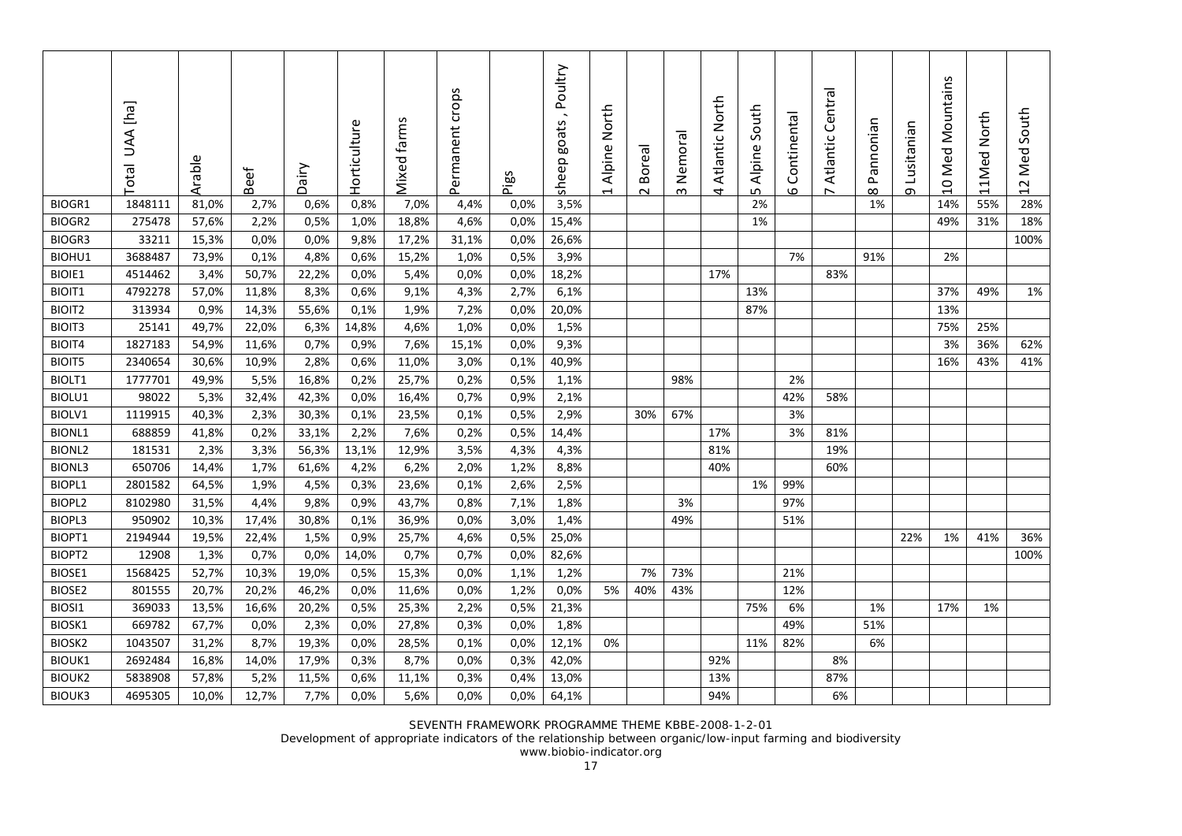| | Total UAA [ha] | Arable | Beef | Dairy | Horticulture | Mixed farms | Permanent crops | Pigs | sheep goats , Poultry | 1 Alpine North | 2 Boreal | 3 Nemoral | 4 Atlantic North | 5 Alpine South | 6 Continental | 7 Atlantic Central | 8 Pannonian | 9 Lusitanian | 10 Med Mountains | 11Med North | 12 Med South |
|---|---|---|---|---|---|---|---|---|---|---|---|---|---|---|---|---|---|---|---|---|---|
| BIOGR1 | 1848111 | 81,0% | 2,7% | 0,6% | 0,8% | 7,0% | 4,4% | 0,0% | 3,5% | | | | | 2% | | | 1% | | 14% | 55% | 28% |
| BIOGR2 | 275478 | 57,6% | 2,2% | 0,5% | 1,0% | 18,8% | 4,6% | 0,0% | 15,4% | | | | | 1% | | | | | 49% | 31% | 18% |
| BIOGR3 | 33211 | 15,3% | 0,0% | 0,0% | 9,8% | 17,2% | 31,1% | 0,0% | 26,6% | | | | | | | | | | | | 100% |
| BIOHU1 | 3688487 | 73,9% | 0,1% | 4,8% | 0,6% | 15,2% | 1,0% | 0,5% | 3,9% | | | | | | 7% | | 91% | | 2% | | |
| BIOIE1 | 4514462 | 3,4% | 50,7% | 22,2% | 0,0% | 5,4% | 0,0% | 0,0% | 18,2% | | | | 17% | | | 83% | | | | | |
| BIOIT1 | 4792278 | 57,0% | 11,8% | 8,3% | 0,6% | 9,1% | 4,3% | 2,7% | 6,1% | | | | | 13% | | | | | 37% | 49% | 1% |
| BIOIT2 | 313934 | 0,9% | 14,3% | 55,6% | 0,1% | 1,9% | 7,2% | 0,0% | 20,0% | | | | | 87% | | | | | 13% | | |
| BIOIT3 | 25141 | 49,7% | 22,0% | 6,3% | 14,8% | 4,6% | 1,0% | 0,0% | 1,5% | | | | | | | | | | 75% | 25% | |
| BIOIT4 | 1827183 | 54,9% | 11,6% | 0,7% | 0,9% | 7,6% | 15,1% | 0,0% | 9,3% | | | | | | | | | | 3% | 36% | 62% |
| BIOIT5 | 2340654 | 30,6% | 10,9% | 2,8% | 0,6% | 11,0% | 3,0% | 0,1% | 40,9% | | | | | | | | | | 16% | 43% | 41% |
| BIOLT1 | 1777701 | 49,9% | 5,5% | 16,8% | 0,2% | 25,7% | 0,2% | 0,5% | 1,1% | | | 98% | | | 2% | | | | | | |
| BIOLU1 | 98022 | 5,3% | 32,4% | 42,3% | 0,0% | 16,4% | 0,7% | 0,9% | 2,1% | | | | | | 42% | 58% | | | | | |
| BIOLV1 | 1119915 | 40,3% | 2,3% | 30,3% | 0,1% | 23,5% | 0,1% | 0,5% | 2,9% | | 30% | 67% | | | 3% | | | | | | |
| BIONL1 | 688859 | 41,8% | 0,2% | 33,1% | 2,2% | 7,6% | 0,2% | 0,5% | 14,4% | | | | 17% | | 3% | 81% | | | | | |
| BIONL2 | 181531 | 2,3% | 3,3% | 56,3% | 13,1% | 12,9% | 3,5% | 4,3% | 4,3% | | | | 81% | | | 19% | | | | | |
| BIONL3 | 650706 | 14,4% | 1,7% | 61,6% | 4,2% | 6,2% | 2,0% | 1,2% | 8,8% | | | | 40% | | | 60% | | | | | |
| BIOPL1 | 2801582 | 64,5% | 1,9% | 4,5% | 0,3% | 23,6% | 0,1% | 2,6% | 2,5% | | | | | 1% | 99% | | | | | | |
| BIOPL2 | 8102980 | 31,5% | 4,4% | 9,8% | 0,9% | 43,7% | 0,8% | 7,1% | 1,8% | | | 3% | | | 97% | | | | | | |
| BIOPL3 | 950902 | 10,3% | 17,4% | 30,8% | 0,1% | 36,9% | 0,0% | 3,0% | 1,4% | | | 49% | | | 51% | | | | | | |
| BIOPT1 | 2194944 | 19,5% | 22,4% | 1,5% | 0,9% | 25,7% | 4,6% | 0,5% | 25,0% | | | | | | | | | 22% | 1% | 41% | 36% |
| BIOPT2 | 12908 | 1,3% | 0,7% | 0,0% | 14,0% | 0,7% | 0,7% | 0,0% | 82,6% | | | | | | | | | | | | 100% |
| BIOSE1 | 1568425 | 52,7% | 10,3% | 19,0% | 0,5% | 15,3% | 0,0% | 1,1% | 1,2% | | 7% | 73% | | | 21% | | | | | | |
| BIOSE2 | 801555 | 20,7% | 20,2% | 46,2% | 0,0% | 11,6% | 0,0% | 1,2% | 0,0% | 5% | 40% | 43% | | | 12% | | | | | | |
| BIOSI1 | 369033 | 13,5% | 16,6% | 20,2% | 0,5% | 25,3% | 2,2% | 0,5% | 21,3% | | | | | 75% | 6% | | 1% | | 17% | 1% | |
| BIOSK1 | 669782 | 67,7% | 0,0% | 2,3% | 0,0% | 27,8% | 0,3% | 0,0% | 1,8% | | | | | | 49% | | 51% | | | | |
| BIOSK2 | 1043507 | 31,2% | 8,7% | 19,3% | 0,0% | 28,5% | 0,1% | 0,0% | 12,1% | 0% | | | | 11% | 82% | | 6% | | | | |
| BIOUK1 | 2692484 | 16,8% | 14,0% | 17,9% | 0,3% | 8,7% | 0,0% | 0,3% | 42,0% | | | | 92% | | | 8% | | | | | |
| BIOUK2 | 5838908 | 57,8% | 5,2% | 11,5% | 0,6% | 11,1% | 0,3% | 0,4% | 13,0% | | | | 13% | | | 87% | | | | | |
| BIOUK3 | 4695305 | 10,0% | 12,7% | 7,7% | 0,0% | 5,6% | 0,0% | 0,0% | 64,1% | | | | 94% | | | 6% | | | | | |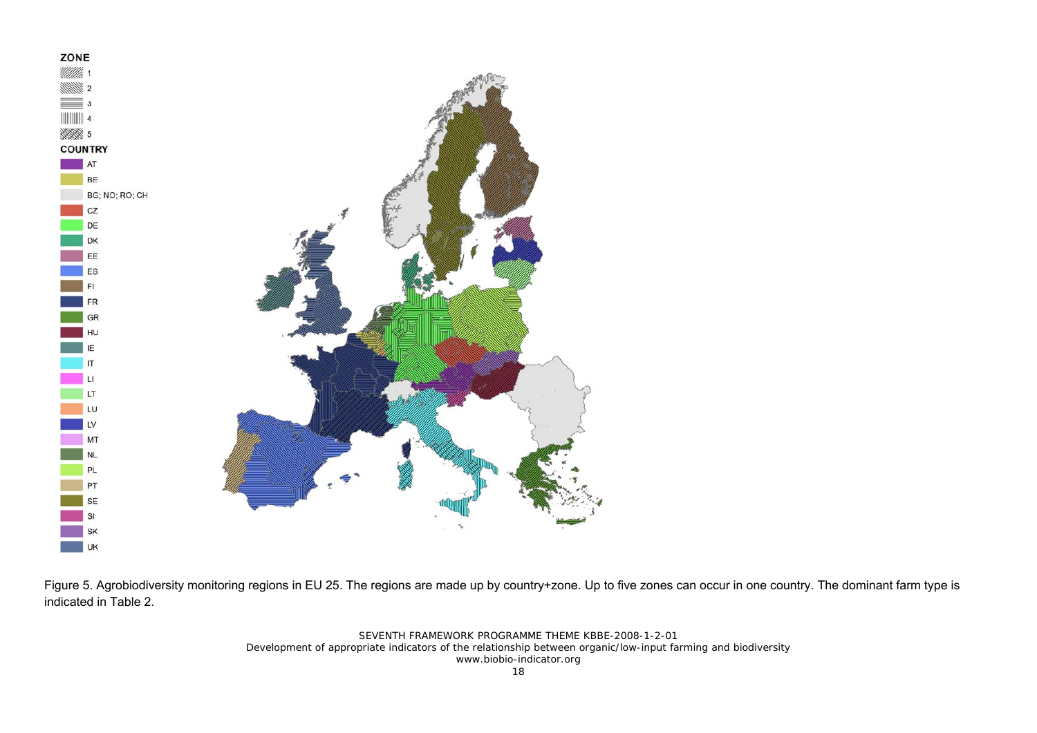Figure 5. Agrobiodiversity monitoring regions in EU 25. The regions are made up by country+zone. Up to five zones can occur in one country. The dominant farm type is indicated in Table 2.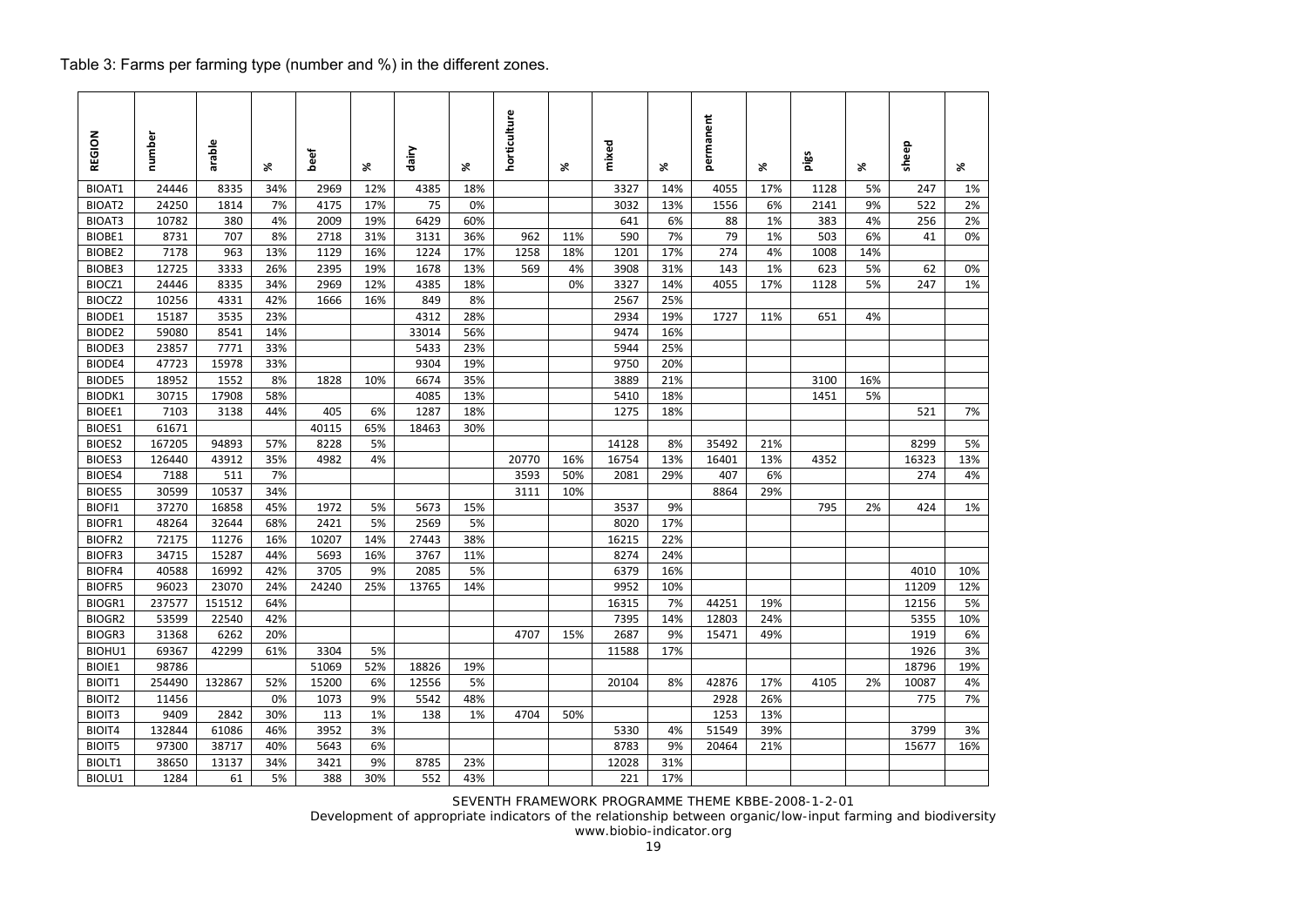Table 3: Farms per farming type (number and %) in the different zones.

| REGION | number | arable | % | beef | % | dairy | % | horticulture | % | mixed | % | permanent | % | pigs | % | sheep | % |
|---|---|---|---|---|---|---|---|---|---|---|---|---|---|---|---|---|---|
| BIOAT1 | 24446 | 8335 | 34% | 2969 | 12% | 4385 | 18% | | | 3327 | 14% | 4055 | 17% | 1128 | 5% | 247 | 1% |
| BIOAT2 | 24250 | 1814 | 7% | 4175 | 17% | 75 | 0% | | | 3032 | 13% | 1556 | 6% | 2141 | 9% | 522 | 2% |
| BIOAT3 | 10782 | 380 | 4% | 2009 | 19% | 6429 | 60% | | | 641 | 6% | 88 | 1% | 383 | 4% | 256 | 2% |
| BIOBE1 | 8731 | 707 | 8% | 2718 | 31% | 3131 | 36% | 962 | 11% | 590 | 7% | 79 | 1% | 503 | 6% | 41 | 0% |
| BIOBE2 | 7178 | 963 | 13% | 1129 | 16% | 1224 | 17% | 1258 | 18% | 1201 | 17% | 274 | 4% | 1008 | 14% | | |
| BIOBE3 | 12725 | 3333 | 26% | 2395 | 19% | 1678 | 13% | 569 | 4% | 3908 | 31% | 143 | 1% | 623 | 5% | 62 | 0% |
| BIOCZ1 | 24446 | 8335 | 34% | 2969 | 12% | 4385 | 18% | | 0% | 3327 | 14% | 4055 | 17% | 1128 | 5% | 247 | 1% |
| BIOCZ2 | 10256 | 4331 | 42% | 1666 | 16% | 849 | 8% | | | 2567 | 25% | | | | | | |
| BIODE1 | 15187 | 3535 | 23% | | | 4312 | 28% | | | 2934 | 19% | 1727 | 11% | 651 | 4% | | |
| BIODE2 | 59080 | 8541 | 14% | | | 33014 | 56% | | | 9474 | 16% | | | | | | |
| BIODE3 | 23857 | 7771 | 33% | | | 5433 | 23% | | | 5944 | 25% | | | | | | |
| BIODE4 | 47723 | 15978 | 33% | | | 9304 | 19% | | | 9750 | 20% | | | | | | |
| BIODE5 | 18952 | 1552 | 8% | 1828 | 10% | 6674 | 35% | | | 3889 | 21% | | | 3100 | 16% | | |
| BIODK1 | 30715 | 17908 | 58% | | | 4085 | 13% | | | 5410 | 18% | | | 1451 | 5% | | |
| BIOEE1 | 7103 | 3138 | 44% | 405 | 6% | 1287 | 18% | | | 1275 | 18% | | | | | 521 | 7% |
| BIOES1 | 61671 | | | 40115 | 65% | 18463 | 30% | | | | | | | | | | |
| BIOES2 | 167205 | 94893 | 57% | 8228 | 5% | | | | | 14128 | 8% | 35492 | 21% | | | 8299 | 5% |
| BIOES3 | 126440 | 43912 | 35% | 4982 | 4% | | | 20770 | 16% | 16754 | 13% | 16401 | 13% | 4352 | | 16323 | 13% |
| BIOES4 | 7188 | 511 | 7% | | | | | 3593 | 50% | 2081 | 29% | 407 | 6% | | | 274 | 4% |
| BIOES5 | 30599 | 10537 | 34% | | | | | 3111 | 10% | | | 8864 | 29% | | | | |
| BIOFI1 | 37270 | 16858 | 45% | 1972 | 5% | 5673 | 15% | | | 3537 | 9% | | | 795 | 2% | 424 | 1% |
| BIOFR1 | 48264 | 32644 | 68% | 2421 | 5% | 2569 | 5% | | | 8020 | 17% | | | | | | |
| BIOFR2 | 72175 | 11276 | 16% | 10207 | 14% | 27443 | 38% | | | 16215 | 22% | | | | | | |
| BIOFR3 | 34715 | 15287 | 44% | 5693 | 16% | 3767 | 11% | | | 8274 | 24% | | | | | | |
| BIOFR4 | 40588 | 16992 | 42% | 3705 | 9% | 2085 | 5% | | | 6379 | 16% | | | | | 4010 | 10% |
| BIOFR5 | 96023 | 23070 | 24% | 24240 | 25% | 13765 | 14% | | | 9952 | 10% | | | | | 11209 | 12% |
| BIOGR1 | 237577 | 151512 | 64% | | | | | | | 16315 | 7% | 44251 | 19% | | | 12156 | 5% |
| BIOGR2 | 53599 | 22540 | 42% | | | | | | | 7395 | 14% | 12803 | 24% | | | 5355 | 10% |
| BIOGR3 | 31368 | 6262 | 20% | | | | | 4707 | 15% | 2687 | 9% | 15471 | 49% | | | 1919 | 6% |
| BIOHU1 | 69367 | 42299 | 61% | 3304 | 5% | | | | | 11588 | 17% | | | | | 1926 | 3% |
| BIOIE1 | 98786 | | | 51069 | 52% | 18826 | 19% | | | | | | | | | 18796 | 19% |
| BIOIT1 | 254490 | 132867 | 52% | 15200 | 6% | 12556 | 5% | | | 20104 | 8% | 42876 | 17% | 4105 | 2% | 10087 | 4% |
| BIOIT2 | 11456 | | 0% | 1073 | 9% | 5542 | 48% | | | | | 2928 | 26% | | | 775 | 7% |
| BIOIT3 | 9409 | 2842 | 30% | 113 | 1% | 138 | 1% | 4704 | 50% | | | 1253 | 13% | | | | |
| BIOIT4 | 132844 | 61086 | 46% | 3952 | 3% | | | | | 5330 | 4% | 51549 | 39% | | | 3799 | 3% |
| BIOIT5 | 97300 | 38717 | 40% | 5643 | 6% | | | | | 8783 | 9% | 20464 | 21% | | | 15677 | 16% |
| BIOLT1 | 38650 | 13137 | 34% | 3421 | 9% | 8785 | 23% | | | 12028 | 31% | | | | | | |
| BIOLU1 | 1284 | 61 | 5% | 388 | 30% | 552 | 43% | | | 221 | 17% | | | | | | |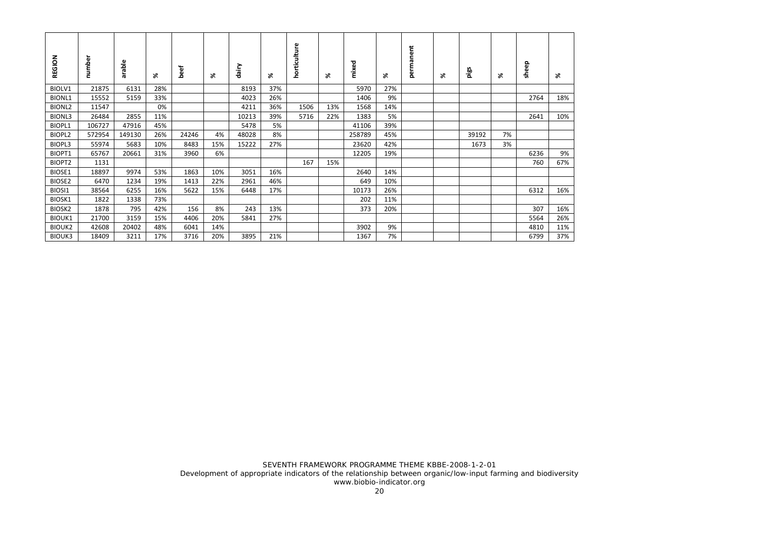| REGION | number | arable | % | beef | % | dairy | % | horticulture | % | mixed | % | permanent | % | pigs | % | sheep | % |
|---|---|---|---|---|---|---|---|---|---|---|---|---|---|---|---|---|---|
| BIOLV1 | 21875 | 6131 | 28% | | | 8193 | 37% | | | 5970 | 27% | | | | | | |
| BIONL1 | 15552 | 5159 | 33% | | | 4023 | 26% | | | 1406 | 9% | | | | | 2764 | 18% |
| BIONL2 | 11547 | | 0% | | | 4211 | 36% | 1506 | 13% | 1568 | 14% | | | | | | |
| BIONL3 | 26484 | 2855 | 11% | | | 10213 | 39% | 5716 | 22% | 1383 | 5% | | | | | 2641 | 10% |
| BIOPL1 | 106727 | 47916 | 45% | | | 5478 | 5% | | | 41106 | 39% | | | | | | |
| BIOPL2 | 572954 | 149130 | 26% | 24246 | 4% | 48028 | 8% | | | 258789 | 45% | | | 39192 | 7% | | |
| BIOPL3 | 55974 | 5683 | 10% | 8483 | 15% | 15222 | 27% | | | 23620 | 42% | | | 1673 | 3% | | |
| BIOPT1 | 65767 | 20661 | 31% | 3960 | 6% | | | | | 12205 | 19% | | | | | 6236 | 9% |
| BIOPT2 | 1131 | | | | | | | 167 | 15% | | | | | | | 760 | 67% |
| BIOSE1 | 18897 | 9974 | 53% | 1863 | 10% | 3051 | 16% | | | 2640 | 14% | | | | | | |
| BIOSE2 | 6470 | 1234 | 19% | 1413 | 22% | 2961 | 46% | | | 649 | 10% | | | | | | |
| BIOSI1 | 38564 | 6255 | 16% | 5622 | 15% | 6448 | 17% | | | 10173 | 26% | | | | | 6312 | 16% |
| BIOSK1 | 1822 | 1338 | 73% | | | | | | | 202 | 11% | | | | | | |
| BIOSK2 | 1878 | 795 | 42% | 156 | 8% | 243 | 13% | | | 373 | 20% | | | | | 307 | 16% |
| BIOUK1 | 21700 | 3159 | 15% | 4406 | 20% | 5841 | 27% | | | | | | | | | 5564 | 26% |
| BIOUK2 | 42608 | 20402 | 48% | 6041 | 14% | | | | | 3902 | 9% | | | | | 4810 | 11% |
| BIOUK3 | 18409 | 3211 | 17% | 3716 | 20% | 3895 | 21% | | | 1367 | 7% | | | | | 6799 | 37% |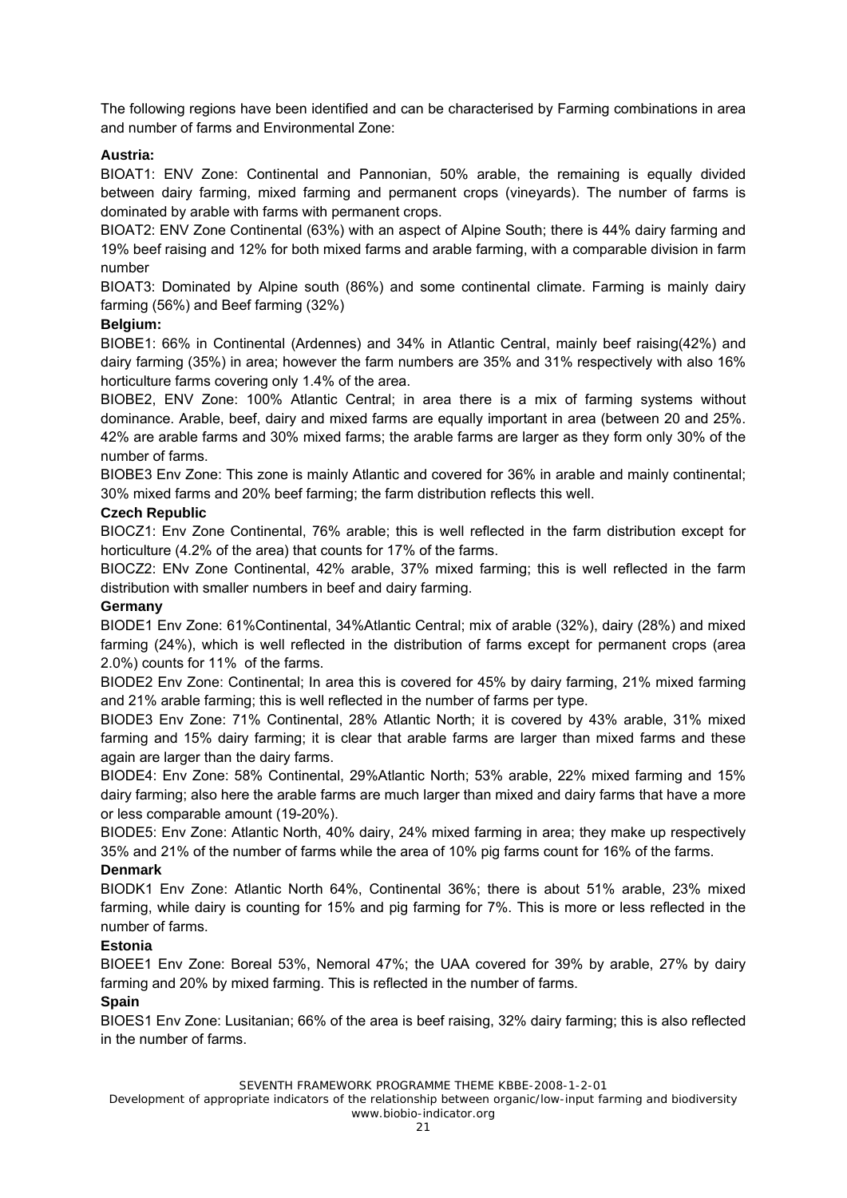The following regions have been identified and can be characterised by Farming combinations in area and number of farms and Environmental Zone:

**Austria:**

BIOAT1: ENV Zone: Continental and Pannonian, 50% arable, the remaining is equally divided between dairy farming, mixed farming and permanent crops (vineyards). The number of farms is dominated by arable with farms with permanent crops.

BIOAT2: ENV Zone Continental (63%) with an aspect of Alpine South; there is 44% dairy farming and 19% beef raising and 12% for both mixed farms and arable farming, with a comparable division in farm number

BIOAT3: Dominated by Alpine south (86%) and some continental climate. Farming is mainly dairy farming (56%) and Beef farming (32%)

**Belgium:**

BIOBE1: 66% in Continental (Ardennes) and 34% in Atlantic Central, mainly beef raising(42%) and dairy farming (35%) in area; however the farm numbers are 35% and 31% respectively with also 16% horticulture farms covering only 1.4% of the area.

BIOBE2, ENV Zone: 100% Atlantic Central; in area there is a mix of farming systems without dominance. Arable, beef, dairy and mixed farms are equally important in area (between 20 and 25%. 42% are arable farms and 30% mixed farms; the arable farms are larger as they form only 30% of the number of farms.

BIOBE3 Env Zone: This zone is mainly Atlantic and covered for 36% in arable and mainly continental; 30% mixed farms and 20% beef farming; the farm distribution reflects this well.

**Czech Republic**

BIOCZ1: Env Zone Continental, 76% arable; this is well reflected in the farm distribution except for horticulture (4.2% of the area) that counts for 17% of the farms.

BIOCZ2: ENv Zone Continental, 42% arable, 37% mixed farming; this is well reflected in the farm distribution with smaller numbers in beef and dairy farming.

**Germany**

BIODE1 Env Zone: 61%Continental, 34%Atlantic Central; mix of arable (32%), dairy (28%) and mixed farming (24%), which is well reflected in the distribution of farms except for permanent crops (area 2.0%) counts for 11% of the farms.

BIODE2 Env Zone: Continental; In area this is covered for 45% by dairy farming, 21% mixed farming and 21% arable farming; this is well reflected in the number of farms per type.

BIODE3 Env Zone: 71% Continental, 28% Atlantic North; it is covered by 43% arable, 31% mixed farming and 15% dairy farming; it is clear that arable farms are larger than mixed farms and these again are larger than the dairy farms.

BIODE4: Env Zone: 58% Continental, 29%Atlantic North; 53% arable, 22% mixed farming and 15% dairy farming; also here the arable farms are much larger than mixed and dairy farms that have a more or less comparable amount (19-20%).

BIODE5: Env Zone: Atlantic North, 40% dairy, 24% mixed farming in area; they make up respectively 35% and 21% of the number of farms while the area of 10% pig farms count for 16% of the farms.

**Denmark**

BIODK1 Env Zone: Atlantic North 64%, Continental 36%; there is about 51% arable, 23% mixed farming, while dairy is counting for 15% and pig farming for 7%. This is more or less reflected in the number of farms.

**Estonia**

BIOEE1 Env Zone: Boreal 53%, Nemoral 47%; the UAA covered for 39% by arable, 27% by dairy farming and 20% by mixed farming. This is reflected in the number of farms.

**Spain**

BIOES1 Env Zone: Lusitanian; 66% of the area is beef raising, 32% dairy farming; this is also reflected in the number of farms.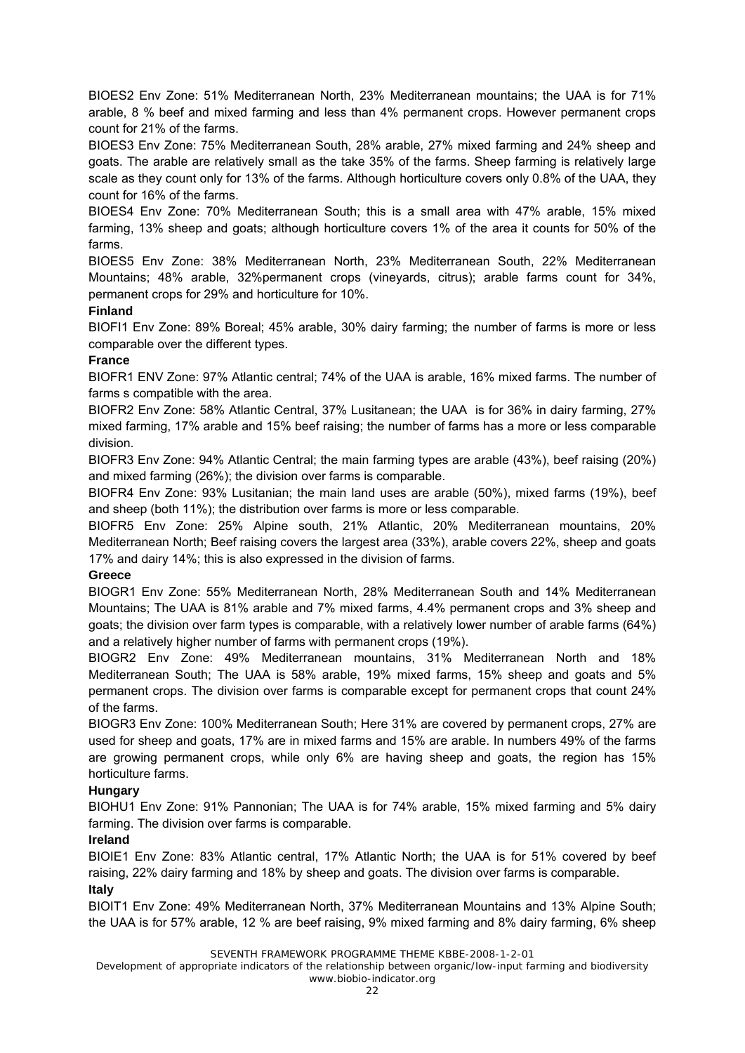BIOES2 Env Zone: 51% Mediterranean North, 23% Mediterranean mountains; the UAA is for 71% arable, 8 % beef and mixed farming and less than 4% permanent crops. However permanent crops count for 21% of the farms.

BIOES3 Env Zone: 75% Mediterranean South, 28% arable, 27% mixed farming and 24% sheep and goats. The arable are relatively small as the take 35% of the farms. Sheep farming is relatively large scale as they count only for 13% of the farms. Although horticulture covers only 0.8% of the UAA, they count for 16% of the farms.

BIOES4 Env Zone: 70% Mediterranean South; this is a small area with 47% arable, 15% mixed farming, 13% sheep and goats; although horticulture covers 1% of the area it counts for 50% of the farms.

BIOES5 Env Zone: 38% Mediterranean North, 23% Mediterranean South, 22% Mediterranean Mountains; 48% arable, 32%permanent crops (vineyards, citrus); arable farms count for 34%, permanent crops for 29% and horticulture for 10%.

**Finland**

BIOFI1 Env Zone: 89% Boreal; 45% arable, 30% dairy farming; the number of farms is more or less comparable over the different types.

**France**

BIOFR1 ENV Zone: 97% Atlantic central; 74% of the UAA is arable, 16% mixed farms. The number of farms s compatible with the area.

BIOFR2 Env Zone: 58% Atlantic Central, 37% Lusitanean; the UAA is for 36% in dairy farming, 27% mixed farming, 17% arable and 15% beef raising; the number of farms has a more or less comparable division.

BIOFR3 Env Zone: 94% Atlantic Central; the main farming types are arable (43%), beef raising (20%) and mixed farming (26%); the division over farms is comparable.

BIOFR4 Env Zone: 93% Lusitanian; the main land uses are arable (50%), mixed farms (19%), beef and sheep (both 11%); the distribution over farms is more or less comparable.

BIOFR5 Env Zone: 25% Alpine south, 21% Atlantic, 20% Mediterranean mountains, 20% Mediterranean North; Beef raising covers the largest area (33%), arable covers 22%, sheep and goats 17% and dairy 14%; this is also expressed in the division of farms.

**Greece**

BIOGR1 Env Zone: 55% Mediterranean North, 28% Mediterranean South and 14% Mediterranean Mountains; The UAA is 81% arable and 7% mixed farms, 4.4% permanent crops and 3% sheep and goats; the division over farm types is comparable, with a relatively lower number of arable farms (64%) and a relatively higher number of farms with permanent crops (19%).

BIOGR2 Env Zone: 49% Mediterranean mountains, 31% Mediterranean North and 18% Mediterranean South; The UAA is 58% arable, 19% mixed farms, 15% sheep and goats and 5% permanent crops. The division over farms is comparable except for permanent crops that count 24% of the farms.

BIOGR3 Env Zone: 100% Mediterranean South; Here 31% are covered by permanent crops, 27% are used for sheep and goats, 17% are in mixed farms and 15% are arable. In numbers 49% of the farms are growing permanent crops, while only 6% are having sheep and goats, the region has 15% horticulture farms.

**Hungary**

BIOHU1 Env Zone: 91% Pannonian; The UAA is for 74% arable, 15% mixed farming and 5% dairy farming. The division over farms is comparable.

**Ireland**

BIOIE1 Env Zone: 83% Atlantic central, 17% Atlantic North; the UAA is for 51% covered by beef raising, 22% dairy farming and 18% by sheep and goats. The division over farms is comparable.

**Italy**

BIOIT1 Env Zone: 49% Mediterranean North, 37% Mediterranean Mountains and 13% Alpine South; the UAA is for 57% arable, 12 % are beef raising, 9% mixed farming and 8% dairy farming, 6% sheep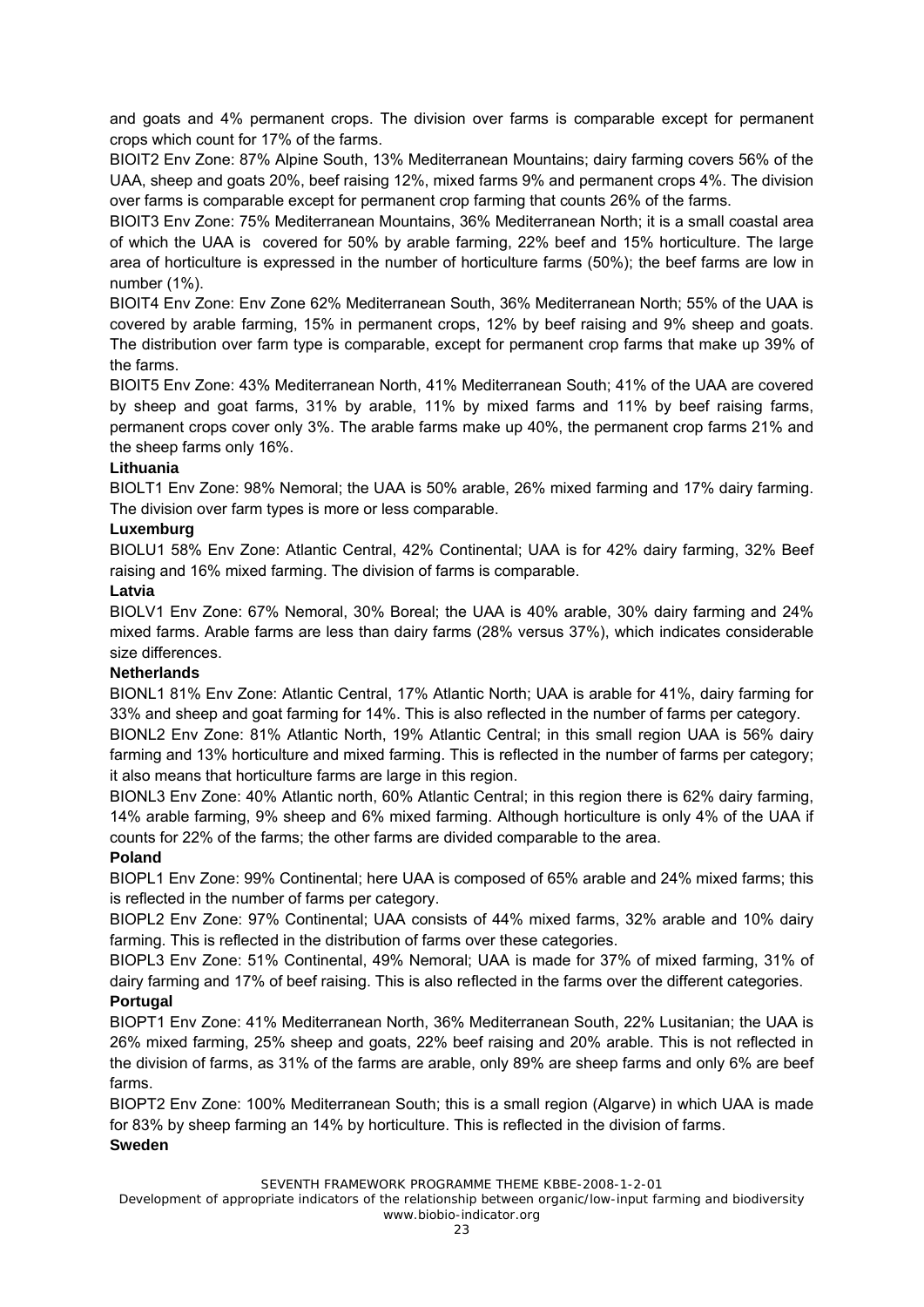and goats and 4% permanent crops. The division over farms is comparable except for permanent crops which count for 17% of the farms.

BIOIT2 Env Zone: 87% Alpine South, 13% Mediterranean Mountains; dairy farming covers 56% of the UAA, sheep and goats 20%, beef raising 12%, mixed farms 9% and permanent crops 4%. The division over farms is comparable except for permanent crop farming that counts 26% of the farms.

BIOIT3 Env Zone: 75% Mediterranean Mountains, 36% Mediterranean North; it is a small coastal area of which the UAA is covered for 50% by arable farming, 22% beef and 15% horticulture. The large area of horticulture is expressed in the number of horticulture farms (50%); the beef farms are low in number (1%).

BIOIT4 Env Zone: Env Zone 62% Mediterranean South, 36% Mediterranean North; 55% of the UAA is covered by arable farming, 15% in permanent crops, 12% by beef raising and 9% sheep and goats. The distribution over farm type is comparable, except for permanent crop farms that make up 39% of the farms.

BIOIT5 Env Zone: 43% Mediterranean North, 41% Mediterranean South; 41% of the UAA are covered by sheep and goat farms, 31% by arable, 11% by mixed farms and 11% by beef raising farms, permanent crops cover only 3%. The arable farms make up 40%, the permanent crop farms 21% and the sheep farms only 16%.

**Lithuania**

BIOLT1 Env Zone: 98% Nemoral; the UAA is 50% arable, 26% mixed farming and 17% dairy farming. The division over farm types is more or less comparable.

**Luxemburg**

BIOLU1 58% Env Zone: Atlantic Central, 42% Continental; UAA is for 42% dairy farming, 32% Beef raising and 16% mixed farming. The division of farms is comparable.

**Latvia**

BIOLV1 Env Zone: 67% Nemoral, 30% Boreal; the UAA is 40% arable, 30% dairy farming and 24% mixed farms. Arable farms are less than dairy farms (28% versus 37%), which indicates considerable size differences.

**Netherlands**

BIONL1 81% Env Zone: Atlantic Central, 17% Atlantic North; UAA is arable for 41%, dairy farming for 33% and sheep and goat farming for 14%. This is also reflected in the number of farms per category.

BIONL2 Env Zone: 81% Atlantic North, 19% Atlantic Central; in this small region UAA is 56% dairy farming and 13% horticulture and mixed farming. This is reflected in the number of farms per category; it also means that horticulture farms are large in this region.

BIONL3 Env Zone: 40% Atlantic north, 60% Atlantic Central; in this region there is 62% dairy farming, 14% arable farming, 9% sheep and 6% mixed farming. Although horticulture is only 4% of the UAA if counts for 22% of the farms; the other farms are divided comparable to the area.

**Poland**

BIOPL1 Env Zone: 99% Continental; here UAA is composed of 65% arable and 24% mixed farms; this is reflected in the number of farms per category.

BIOPL2 Env Zone: 97% Continental; UAA consists of 44% mixed farms, 32% arable and 10% dairy farming. This is reflected in the distribution of farms over these categories.

BIOPL3 Env Zone: 51% Continental, 49% Nemoral; UAA is made for 37% of mixed farming, 31% of dairy farming and 17% of beef raising. This is also reflected in the farms over the different categories.

**Portugal**

BIOPT1 Env Zone: 41% Mediterranean North, 36% Mediterranean South, 22% Lusitanian; the UAA is 26% mixed farming, 25% sheep and goats, 22% beef raising and 20% arable. This is not reflected in the division of farms, as 31% of the farms are arable, only 89% are sheep farms and only 6% are beef farms.

BIOPT2 Env Zone: 100% Mediterranean South; this is a small region (Algarve) in which UAA is made for 83% by sheep farming an 14% by horticulture. This is reflected in the division of farms.

**Sweden**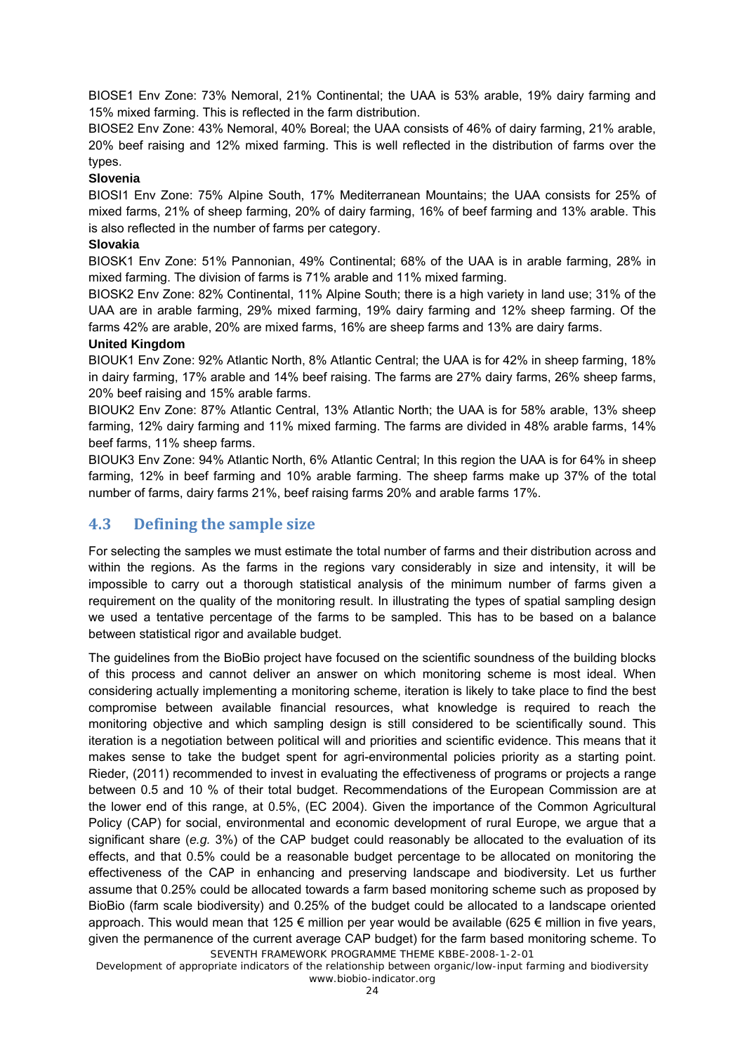BIOSE1 Env Zone: 73% Nemoral, 21% Continental; the UAA is 53% arable, 19% dairy farming and 15% mixed farming. This is reflected in the farm distribution.

BIOSE2 Env Zone: 43% Nemoral, 40% Boreal; the UAA consists of 46% of dairy farming, 21% arable, 20% beef raising and 12% mixed farming. This is well reflected in the distribution of farms over the types.

**Slovenia**

BIOSI1 Env Zone: 75% Alpine South, 17% Mediterranean Mountains; the UAA consists for 25% of mixed farms, 21% of sheep farming, 20% of dairy farming, 16% of beef farming and 13% arable. This is also reflected in the number of farms per category.

**Slovakia**

BIOSK1 Env Zone: 51% Pannonian, 49% Continental; 68% of the UAA is in arable farming, 28% in mixed farming. The division of farms is 71% arable and 11% mixed farming.

BIOSK2 Env Zone: 82% Continental, 11% Alpine South; there is a high variety in land use; 31% of the UAA are in arable farming, 29% mixed farming, 19% dairy farming and 12% sheep farming. Of the farms 42% are arable, 20% are mixed farms, 16% are sheep farms and 13% are dairy farms.

**United Kingdom**

BIOUK1 Env Zone: 92% Atlantic North, 8% Atlantic Central; the UAA is for 42% in sheep farming, 18% in dairy farming, 17% arable and 14% beef raising. The farms are 27% dairy farms, 26% sheep farms, 20% beef raising and 15% arable farms.

BIOUK2 Env Zone: 87% Atlantic Central, 13% Atlantic North; the UAA is for 58% arable, 13% sheep farming, 12% dairy farming and 11% mixed farming. The farms are divided in 48% arable farms, 14% beef farms, 11% sheep farms.

BIOUK3 Env Zone: 94% Atlantic North, 6% Atlantic Central; In this region the UAA is for 64% in sheep farming, 12% in beef farming and 10% arable farming. The sheep farms make up 37% of the total number of farms, dairy farms 21%, beef raising farms 20% and arable farms 17%.

## 4.3 Defining the sample size

For selecting the samples we must estimate the total number of farms and their distribution across and within the regions. As the farms in the regions vary considerably in size and intensity, it will be impossible to carry out a thorough statistical analysis of the minimum number of farms given a requirement on the quality of the monitoring result. In illustrating the types of spatial sampling design we used a tentative percentage of the farms to be sampled. This has to be based on a balance between statistical rigor and available budget.

The guidelines from the BioBio project have focused on the scientific soundness of the building blocks of this process and cannot deliver an answer on which monitoring scheme is most ideal. When considering actually implementing a monitoring scheme, iteration is likely to take place to find the best compromise between available financial resources, what knowledge is required to reach the monitoring objective and which sampling design is still considered to be scientifically sound. This iteration is a negotiation between political will and priorities and scientific evidence. This means that it makes sense to take the budget spent for agri-environmental policies priority as a starting point. Rieder, (2011) recommended to invest in evaluating the effectiveness of programs or projects a range between 0.5 and 10 % of their total budget. Recommendations of the European Commission are at the lower end of this range, at 0.5%, (EC 2004). Given the importance of the Common Agricultural Policy (CAP) for social, environmental and economic development of rural Europe, we argue that a significant share (*e.g.* 3%) of the CAP budget could reasonably be allocated to the evaluation of its effects, and that 0.5% could be a reasonable budget percentage to be allocated on monitoring the effectiveness of the CAP in enhancing and preserving landscape and biodiversity. Let us further assume that 0.25% could be allocated towards a farm based monitoring scheme such as proposed by BioBio (farm scale biodiversity) and 0.25% of the budget could be allocated to a landscape oriented approach. This would mean that 125 € million per year would be available (625 € million in five years, given the permanence of the current average CAP budget) for the farm based monitoring scheme. To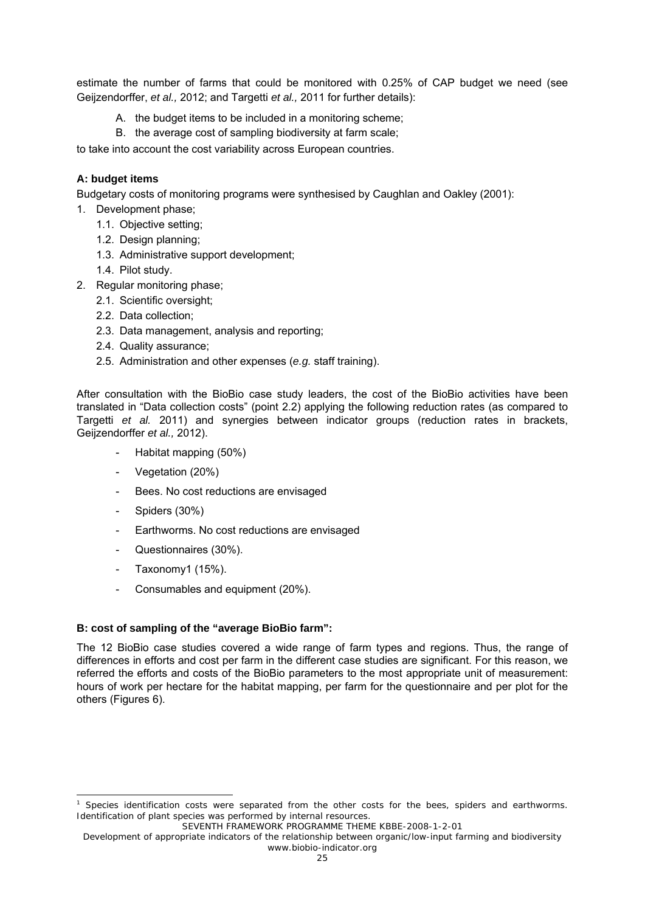estimate the number of farms that could be monitored with 0.25% of CAP budget we need (see Geijzendorffer, *et al.,* 2012; and Targetti *et al.,* 2011 for further details):

A. the budget items to be included in a monitoring scheme;
B. the average cost of sampling biodiversity at farm scale;

to take into account the cost variability across European countries.

**A: budget items**

Budgetary costs of monitoring programs were synthesised by Caughlan and Oakley (2001):

1. Development phase;
    1.1. Objective setting;
    1.2. Design planning;
    1.3. Administrative support development;
    1.4. Pilot study.
2. Regular monitoring phase;
    2.1. Scientific oversight;
    2.2. Data collection;
    2.3. Data management, analysis and reporting;
    2.4. Quality assurance;
    2.5. Administration and other expenses (*e.g.* staff training).

After consultation with the BioBio case study leaders, the cost of the BioBio activities have been translated in "Data collection costs" (point 2.2) applying the following reduction rates (as compared to Targetti *et al.* 2011) and synergies between indicator groups (reduction rates in brackets, Geijzendorffer *et al.,* 2012).

- Habitat mapping (50%)
- Vegetation (20%)
- Bees. No cost reductions are envisaged
- Spiders (30%)
- Earthworms. No cost reductions are envisaged
- Questionnaires (30%).
- Taxonomy[1] (15%).
- Consumables and equipment (20%).

**B: cost of sampling of the "average BioBio farm":**

The 12 BioBio case studies covered a wide range of farm types and regions. Thus, the range of differences in efforts and cost per farm in the different case studies are significant. For this reason, we referred the efforts and costs of the BioBio parameters to the most appropriate unit of measurement: hours of work per hectare for the habitat mapping, per farm for the questionnaire and per plot for the others (Figures 6).

[1] Species identification costs were separated from the other costs for the bees, spiders and earthworms. Identification of plant species was performed by internal resources.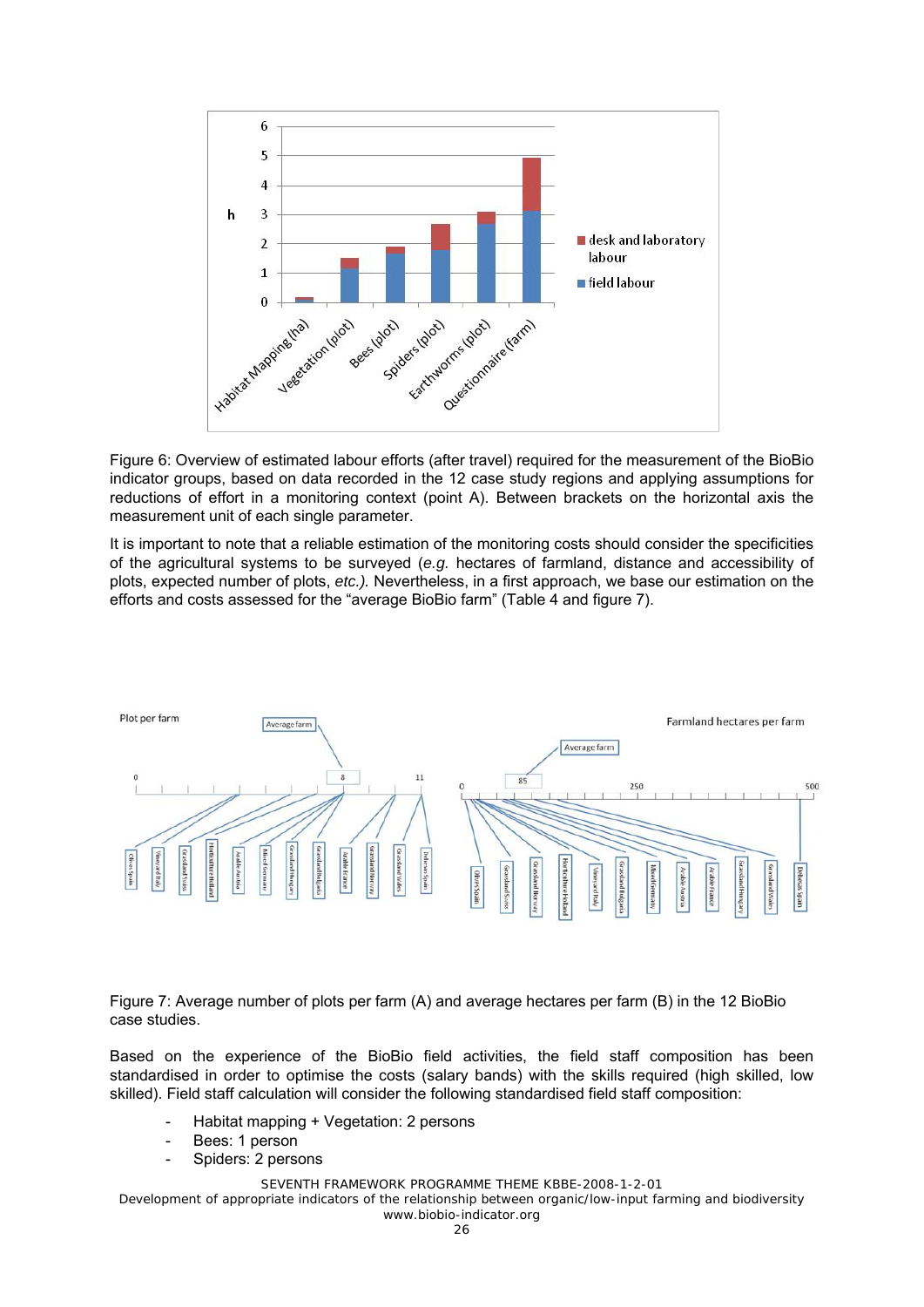Figure 6: Overview of estimated labour efforts (after travel) required for the measurement of the BioBio indicator groups, based on data recorded in the 12 case study regions and applying assumptions for reductions of effort in a monitoring context (point A). Between brackets on the horizontal axis the measurement unit of each single parameter.

It is important to note that a reliable estimation of the monitoring costs should consider the specificities of the agricultural systems to be surveyed (*e.g.* hectares of farmland, distance and accessibility of plots, expected number of plots, *etc.).* Nevertheless, in a first approach, we base our estimation on the efforts and costs assessed for the "average BioBio farm" (Table 4 and figure 7).

Figure 7: Average number of plots per farm (A) and average hectares per farm (B) in the 12 BioBio case studies.

Based on the experience of the BioBio field activities, the field staff composition has been standardised in order to optimise the costs (salary bands) with the skills required (high skilled, low skilled). Field staff calculation will consider the following standardised field staff composition:

- Habitat mapping + Vegetation: 2 persons
- Bees: 1 person
- Spiders: 2 persons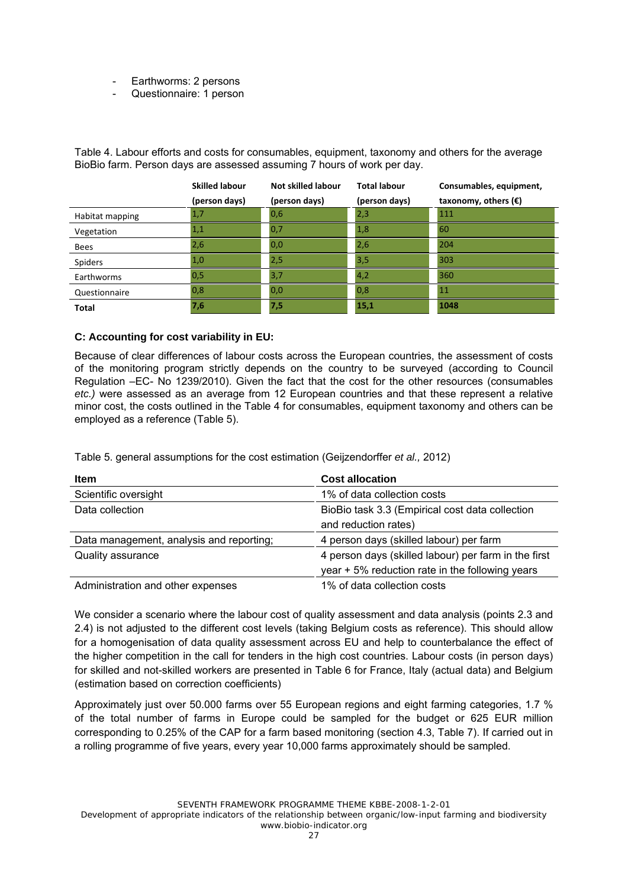- Earthworms: 2 persons
- Questionnaire: 1 person

Table 4. Labour efforts and costs for consumables, equipment, taxonomy and others for the average BioBio farm. Person days are assessed assuming 7 hours of work per day.

| | Skilled labour (person days) | Not skilled labour (person days) | Total labour (person days) | Consumables, equipment, taxonomy, others (€) |
|---|---|---|---|---|
| Habitat mapping | 1,7 | 0,6 | 2,3 | 111 |
| Vegetation | 1,1 | 0,7 | 1,8 | 60 |
| Bees | 2,6 | 0,0 | 2,6 | 204 |
| Spiders | 1,0 | 2,5 | 3,5 | 303 |
| Earthworms | 0,5 | 3,7 | 4,2 | 360 |
| Questionnaire | 0,8 | 0,0 | 0,8 | 11 |
| **Total** | **7,6** | **7,5** | **15,1** | **1048** |

**C: Accounting for cost variability in EU:**

Because of clear differences of labour costs across the European countries, the assessment of costs of the monitoring program strictly depends on the country to be surveyed (according to Council Regulation –EC- No 1239/2010). Given the fact that the cost for the other resources (consumables *etc.)* were assessed as an average from 12 European countries and that these represent a relative minor cost, the costs outlined in the Table 4 for consumables, equipment taxonomy and others can be employed as a reference (Table 5).

Table 5. general assumptions for the cost estimation (Geijzendorffer *et al.,* 2012)

| Item | Cost allocation |
|---|---|
| Scientific oversight | 1% of data collection costs |
| Data collection | BioBio task 3.3 (Empirical cost data collection and reduction rates) |
| Data management, analysis and reporting; | 4 person days (skilled labour) per farm |
| Quality assurance | 4 person days (skilled labour) per farm in the first year + 5% reduction rate in the following years |
| Administration and other expenses | 1% of data collection costs |

We consider a scenario where the labour cost of quality assessment and data analysis (points 2.3 and 2.4) is not adjusted to the different cost levels (taking Belgium costs as reference). This should allow for a homogenisation of data quality assessment across EU and help to counterbalance the effect of the higher competition in the call for tenders in the high cost countries. Labour costs (in person days) for skilled and not-skilled workers are presented in Table 6 for France, Italy (actual data) and Belgium (estimation based on correction coefficients)

Approximately just over 50.000 farms over 55 European regions and eight farming categories, 1.7 % of the total number of farms in Europe could be sampled for the budget or 625 EUR million corresponding to 0.25% of the CAP for a farm based monitoring (section 4.3, Table 7). If carried out in a rolling programme of five years, every year 10,000 farms approximately should be sampled.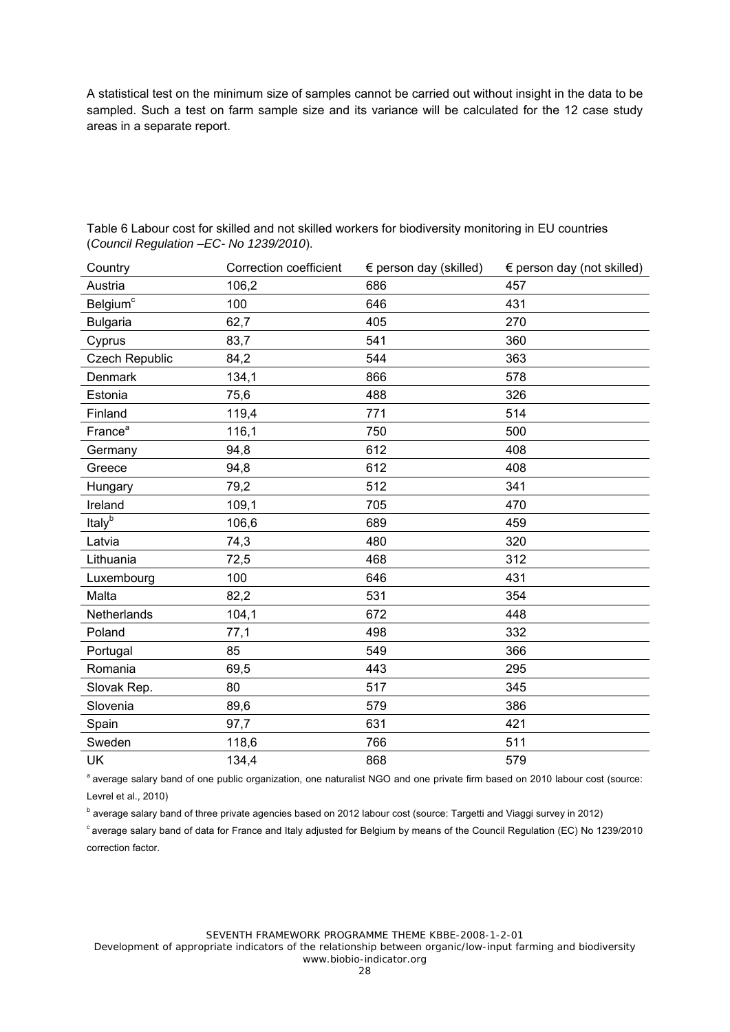A statistical test on the minimum size of samples cannot be carried out without insight in the data to be sampled. Such a test on farm sample size and its variance will be calculated for the 12 case study areas in a separate report.

Table 6 Labour cost for skilled and not skilled workers for biodiversity monitoring in EU countries (*Council Regulation –EC- No 1239/2010*).

| Country | Correction coefficient | € person day (skilled) | € person day (not skilled) |
|---|---|---|---|
| Austria | 106,2 | 686 | 457 |
| Belgium[c] | 100 | 646 | 431 |
| Bulgaria | 62,7 | 405 | 270 |
| Cyprus | 83,7 | 541 | 360 |
| Czech Republic | 84,2 | 544 | 363 |
| Denmark | 134,1 | 866 | 578 |
| Estonia | 75,6 | 488 | 326 |
| Finland | 119,4 | 771 | 514 |
| France[a] | 116,1 | 750 | 500 |
| Germany | 94,8 | 612 | 408 |
| Greece | 94,8 | 612 | 408 |
| Hungary | 79,2 | 512 | 341 |
| Ireland | 109,1 | 705 | 470 |
| Italy[b] | 106,6 | 689 | 459 |
| Latvia | 74,3 | 480 | 320 |
| Lithuania | 72,5 | 468 | 312 |
| Luxembourg | 100 | 646 | 431 |
| Malta | 82,2 | 531 | 354 |
| Netherlands | 104,1 | 672 | 448 |
| Poland | 77,1 | 498 | 332 |
| Portugal | 85 | 549 | 366 |
| Romania | 69,5 | 443 | 295 |
| Slovak Rep. | 80 | 517 | 345 |
| Slovenia | 89,6 | 579 | 386 |
| Spain | 97,7 | 631 | 421 |
| Sweden | 118,6 | 766 | 511 |
| UK | 134,4 | 868 | 579 |

[a] average salary band of one public organization, one naturalist NGO and one private firm based on 2010 labour cost (source: Levrel et al., 2010)

[b] average salary band of three private agencies based on 2012 labour cost (source: Targetti and Viaggi survey in 2012)

[c] average salary band of data for France and Italy adjusted for Belgium by means of the Council Regulation (EC) No 1239/2010 correction factor.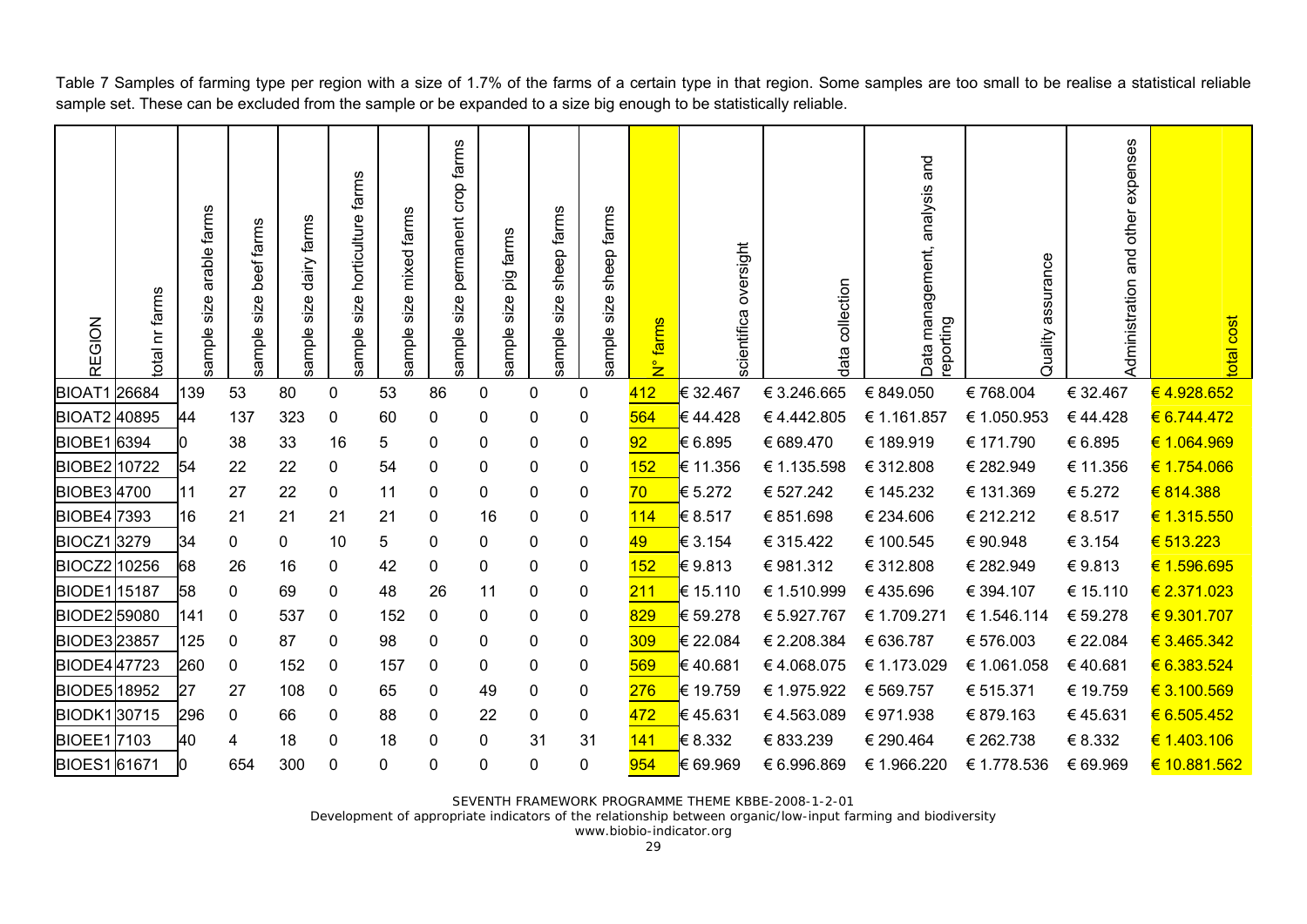Table 7 Samples of farming type per region with a size of 1.7% of the farms of a certain type in that region. Some samples are too small to be realise a statistical reliable sample set. These can be excluded from the sample or be expanded to a size big enough to be statistically reliable.

| REGION | total nr farms | sample size arable farms | sample size beef farms | sample size dairy farms | sample size horticulture farms | sample size mixed farms | sample size permanent crop farms | sample size pig farms | sample size sheep farms | sample size sheep farms | N° farms | scientifica oversight | data collection | Data management, analysis and reporting | Quality assurance | Administration and other expenses | total cost |
|---|---|---|---|---|---|---|---|---|---|---|---|---|---|---|---|---|---|
| BIOAT1 | 26684 | 139 | 53 | 80 | 0 | 53 | 86 | 0 | 0 | 0 | 412 | € 32.467 | € 3.246.665 | € 849.050 | € 768.004 | € 32.467 | € 4.928.652 |
| BIOAT2 | 40895 | 44 | 137 | 323 | 0 | 60 | 0 | 0 | 0 | 0 | 564 | € 44.428 | € 4.442.805 | € 1.161.857 | € 1.050.953 | € 44.428 | € 6.744.472 |
| BIOBE1 | 6394 | 0 | 38 | 33 | 16 | 5 | 0 | 0 | 0 | 0 | 92 | € 6.895 | € 689.470 | € 189.919 | € 171.790 | € 6.895 | € 1.064.969 |
| BIOBE2 | 10722 | 54 | 22 | 22 | 0 | 54 | 0 | 0 | 0 | 0 | 152 | € 11.356 | € 1.135.598 | € 312.808 | € 282.949 | € 11.356 | € 1.754.066 |
| BIOBE3 | 4700 | 11 | 27 | 22 | 0 | 11 | 0 | 0 | 0 | 0 | 70 | € 5.272 | € 527.242 | € 145.232 | € 131.369 | € 5.272 | € 814.388 |
| BIOBE4 | 7393 | 16 | 21 | 21 | 21 | 21 | 0 | 16 | 0 | 0 | 114 | € 8.517 | € 851.698 | € 234.606 | € 212.212 | € 8.517 | € 1.315.550 |
| BIOCZ1 | 3279 | 34 | 0 | 0 | 10 | 5 | 0 | 0 | 0 | 0 | 49 | € 3.154 | € 315.422 | € 100.545 | € 90.948 | € 3.154 | € 513.223 |
| BIOCZ2 | 10256 | 68 | 26 | 16 | 0 | 42 | 0 | 0 | 0 | 0 | 152 | € 9.813 | € 981.312 | € 312.808 | € 282.949 | € 9.813 | € 1.596.695 |
| BIODE1 | 15187 | 58 | 0 | 69 | 0 | 48 | 26 | 11 | 0 | 0 | 211 | € 15.110 | € 1.510.999 | € 435.696 | € 394.107 | € 15.110 | € 2.371.023 |
| BIODE2 | 59080 | 141 | 0 | 537 | 0 | 152 | 0 | 0 | 0 | 0 | 829 | € 59.278 | € 5.927.767 | € 1.709.271 | € 1.546.114 | € 59.278 | € 9.301.707 |
| BIODE3 | 23857 | 125 | 0 | 87 | 0 | 98 | 0 | 0 | 0 | 0 | 309 | € 22.084 | € 2.208.384 | € 636.787 | € 576.003 | € 22.084 | € 3.465.342 |
| BIODE4 | 47723 | 260 | 0 | 152 | 0 | 157 | 0 | 0 | 0 | 0 | 569 | € 40.681 | € 4.068.075 | € 1.173.029 | € 1.061.058 | € 40.681 | € 6.383.524 |
| BIODE5 | 18952 | 27 | 27 | 108 | 0 | 65 | 0 | 49 | 0 | 0 | 276 | € 19.759 | € 1.975.922 | € 569.757 | € 515.371 | € 19.759 | € 3.100.569 |
| BIODK1 | 30715 | 296 | 0 | 66 | 0 | 88 | 0 | 22 | 0 | 0 | 472 | € 45.631 | € 4.563.089 | € 971.938 | € 879.163 | € 45.631 | € 6.505.452 |
| BIOEE1 | 7103 | 40 | 4 | 18 | 0 | 18 | 0 | 0 | 31 | 31 | 141 | € 8.332 | € 833.239 | € 290.464 | € 262.738 | € 8.332 | € 1.403.106 |
| BIOES1 | 61671 | 0 | 654 | 300 | 0 | 0 | 0 | 0 | 0 | 0 | 954 | € 69.969 | € 6.996.869 | € 1.966.220 | € 1.778.536 | € 69.969 | € 10.881.562 |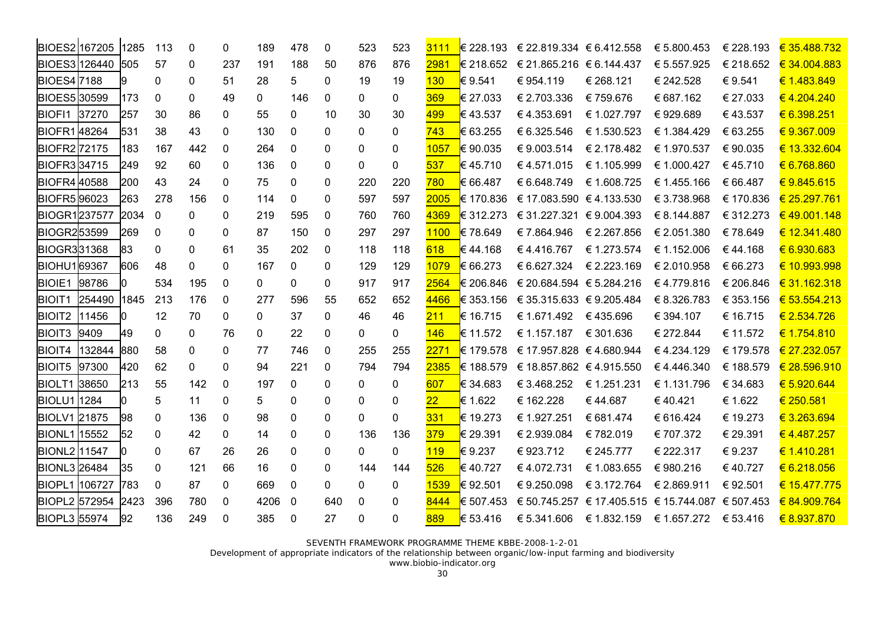| | | | | | | | | | | | | | | | | | |
|---|---|---|---|---|---|---|---|---|---|---|---|---|---|---|---|---|---|
| BIOES2 | 167205 | 1285 | 113 | 0 | 0 | 189 | 478 | 0 | 523 | 523 | 3111 | € 228.193 | € 22.819.334 | € 6.412.558 | € 5.800.453 | € 228.193 | € 35.488.732 |
| BIOES3 | 126440 | 505 | 57 | 0 | 237 | 191 | 188 | 50 | 876 | 876 | 2981 | € 218.652 | € 21.865.216 | € 6.144.437 | € 5.557.925 | € 218.652 | € 34.004.883 |
| BIOES4 | 7188 | 9 | 0 | 0 | 51 | 28 | 5 | 0 | 19 | 19 | 130 | € 9.541 | € 954.119 | € 268.121 | € 242.528 | € 9.541 | € 1.483.849 |
| BIOES5 | 30599 | 173 | 0 | 0 | 49 | 0 | 146 | 0 | 0 | 0 | 369 | € 27.033 | € 2.703.336 | € 759.676 | € 687.162 | € 27.033 | € 4.204.240 |
| BIOFI1 | 37270 | 257 | 30 | 86 | 0 | 55 | 0 | 10 | 30 | 30 | 499 | € 43.537 | € 4.353.691 | € 1.027.797 | € 929.689 | € 43.537 | € 6.398.251 |
| BIOFR1 | 48264 | 531 | 38 | 43 | 0 | 130 | 0 | 0 | 0 | 0 | 743 | € 63.255 | € 6.325.546 | € 1.530.523 | € 1.384.429 | € 63.255 | € 9.367.009 |
| BIOFR2 | 72175 | 183 | 167 | 442 | 0 | 264 | 0 | 0 | 0 | 0 | 1057 | € 90.035 | € 9.003.514 | € 2.178.482 | € 1.970.537 | € 90.035 | € 13.332.604 |
| BIOFR3 | 34715 | 249 | 92 | 60 | 0 | 136 | 0 | 0 | 0 | 0 | 537 | € 45.710 | € 4.571.015 | € 1.105.999 | € 1.000.427 | € 45.710 | € 6.768.860 |
| BIOFR4 | 40588 | 200 | 43 | 24 | 0 | 75 | 0 | 0 | 220 | 220 | 780 | € 66.487 | € 6.648.749 | € 1.608.725 | € 1.455.166 | € 66.487 | € 9.845.615 |
| BIOFR5 | 96023 | 263 | 278 | 156 | 0 | 114 | 0 | 0 | 597 | 597 | 2005 | € 170.836 | € 17.083.590 | € 4.133.530 | € 3.738.968 | € 170.836 | € 25.297.761 |
| BIOGR1 | 237577 | 2034 | 0 | 0 | 0 | 219 | 595 | 0 | 760 | 760 | 4369 | € 312.273 | € 31.227.321 | € 9.004.393 | € 8.144.887 | € 312.273 | € 49.001.148 |
| BIOGR2 | 53599 | 269 | 0 | 0 | 0 | 87 | 150 | 0 | 297 | 297 | 1100 | € 78.649 | € 7.864.946 | € 2.267.856 | € 2.051.380 | € 78.649 | € 12.341.480 |
| BIOGR3 | 31368 | 83 | 0 | 0 | 61 | 35 | 202 | 0 | 118 | 118 | 618 | € 44.168 | € 4.416.767 | € 1.273.574 | € 1.152.006 | € 44.168 | € 6.930.683 |
| BIOHU1 | 69367 | 606 | 48 | 0 | 0 | 167 | 0 | 0 | 129 | 129 | 1079 | € 66.273 | € 6.627.324 | € 2.223.169 | € 2.010.958 | € 66.273 | € 10.993.998 |
| BIOIE1 | 98786 | 0 | 534 | 195 | 0 | 0 | 0 | 0 | 917 | 917 | 2564 | € 206.846 | € 20.684.594 | € 5.284.216 | € 4.779.816 | € 206.846 | € 31.162.318 |
| BIOIT1 | 254490 | 1845 | 213 | 176 | 0 | 277 | 596 | 55 | 652 | 652 | 4466 | € 353.156 | € 35.315.633 | € 9.205.484 | € 8.326.783 | € 353.156 | € 53.554.213 |
| BIOIT2 | 11456 | 0 | 12 | 70 | 0 | 0 | 37 | 0 | 46 | 46 | 211 | € 16.715 | € 1.671.492 | € 435.696 | € 394.107 | € 16.715 | € 2.534.726 |
| BIOIT3 | 9409 | 49 | 0 | 0 | 76 | 0 | 22 | 0 | 0 | 0 | 146 | € 11.572 | € 1.157.187 | € 301.636 | € 272.844 | € 11.572 | € 1.754.810 |
| BIOIT4 | 132844 | 880 | 58 | 0 | 0 | 77 | 746 | 0 | 255 | 255 | 2271 | € 179.578 | € 17.957.828 | € 4.680.944 | € 4.234.129 | € 179.578 | € 27.232.057 |
| BIOIT5 | 97300 | 420 | 62 | 0 | 0 | 94 | 221 | 0 | 794 | 794 | 2385 | € 188.579 | € 18.857.862 | € 4.915.550 | € 4.446.340 | € 188.579 | € 28.596.910 |
| BIOLT1 | 38650 | 213 | 55 | 142 | 0 | 197 | 0 | 0 | 0 | 0 | 607 | € 34.683 | € 3.468.252 | € 1.251.231 | € 1.131.796 | € 34.683 | € 5.920.644 |
| BIOLU1 | 1284 | 0 | 5 | 11 | 0 | 5 | 0 | 0 | 0 | 0 | 22 | € 1.622 | € 162.228 | € 44.687 | € 40.421 | € 1.622 | € 250.581 |
| BIOLV1 | 21875 | 98 | 0 | 136 | 0 | 98 | 0 | 0 | 0 | 0 | 331 | € 19.273 | € 1.927.251 | € 681.474 | € 616.424 | € 19.273 | € 3.263.694 |
| BIONL1 | 15552 | 52 | 0 | 42 | 0 | 14 | 0 | 0 | 136 | 136 | 379 | € 29.391 | € 2.939.084 | € 782.019 | € 707.372 | € 29.391 | € 4.487.257 |
| BIONL2 | 11547 | 0 | 0 | 67 | 26 | 26 | 0 | 0 | 0 | 0 | 119 | € 9.237 | € 923.712 | € 245.777 | € 222.317 | € 9.237 | € 1.410.281 |
| BIONL3 | 26484 | 35 | 0 | 121 | 66 | 16 | 0 | 0 | 144 | 144 | 526 | € 40.727 | € 4.072.731 | € 1.083.655 | € 980.216 | € 40.727 | € 6.218.056 |
| BIOPL1 | 106727 | 783 | 0 | 87 | 0 | 669 | 0 | 0 | 0 | 0 | 1539 | € 92.501 | € 9.250.098 | € 3.172.764 | € 2.869.911 | € 92.501 | € 15.477.775 |
| BIOPL2 | 572954 | 2423 | 396 | 780 | 0 | 4206 | 0 | 640 | 0 | 0 | 8444 | € 507.453 | € 50.745.257 | € 17.405.515 | € 15.744.087 | € 507.453 | € 84.909.764 |
| BIOPL3 | 55974 | 92 | 136 | 249 | 0 | 385 | 0 | 27 | 0 | 0 | 889 | € 53.416 | € 5.341.606 | € 1.832.159 | € 1.657.272 | € 53.416 | € 8.937.870 |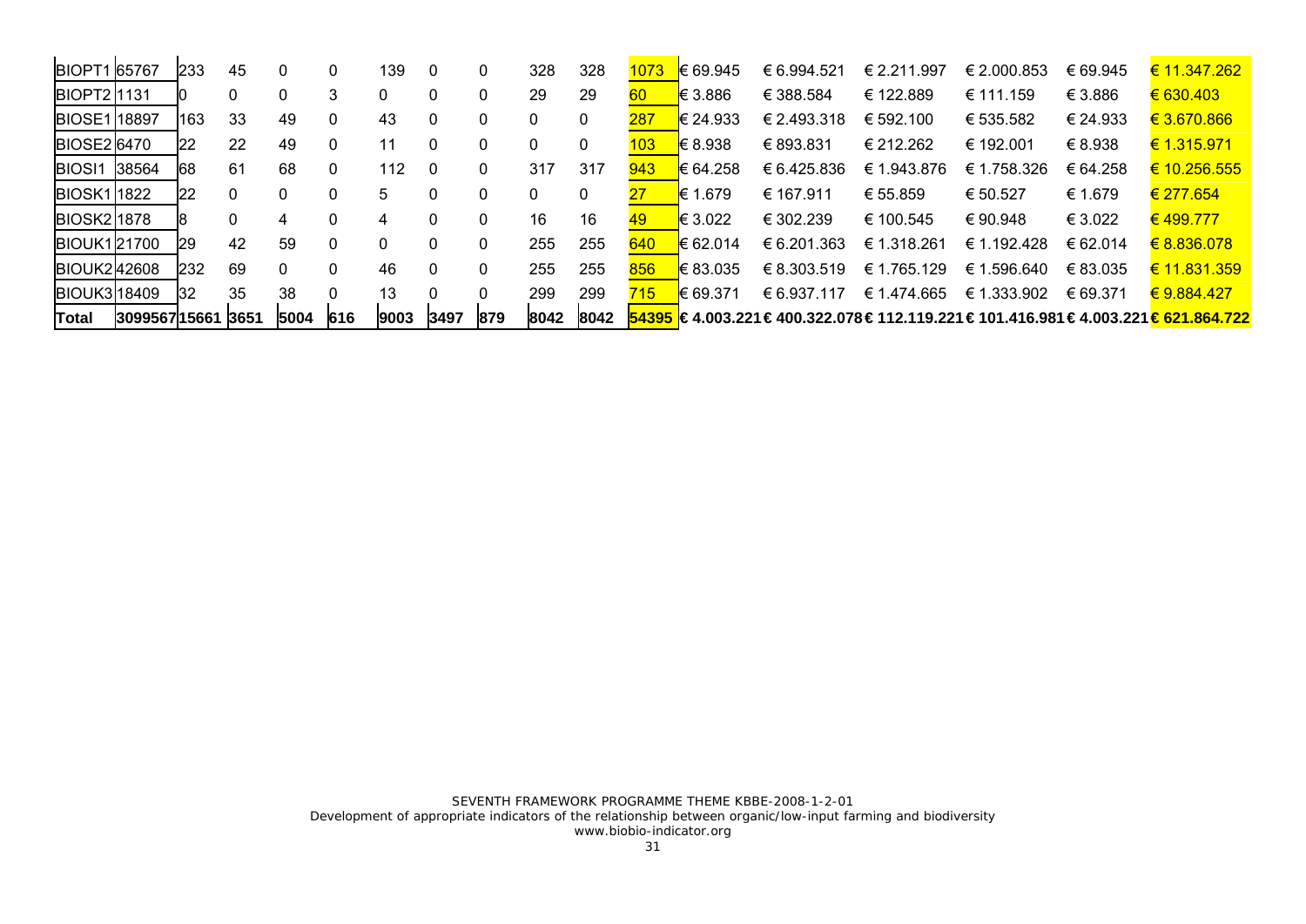| BIOPT1 | 65767 | 233 | 45 | 0 | 0 | 139 | 0 | 0 | 328 | 328 | 1073 | € 69.945 | € 6.994.521 | € 2.211.997 | € 2.000.853 | € 69.945 | € 11.347.262 |
|---|---|---|---|---|---|---|---|---|---|---|---|---|---|---|---|---|---|
| BIOPT2 | 1131 | 0 | 0 | 0 | 3 | 0 | 0 | 0 | 29 | 29 | 60 | € 3.886 | € 388.584 | € 122.889 | € 111.159 | € 3.886 | € 630.403 |
| BIOSE1 | 18897 | 163 | 33 | 49 | 0 | 43 | 0 | 0 | 0 | 0 | 287 | € 24.933 | € 2.493.318 | € 592.100 | € 535.582 | € 24.933 | € 3.670.866 |
| BIOSE2 | 6470 | 22 | 22 | 49 | 0 | 11 | 0 | 0 | 0 | 0 | 103 | € 8.938 | € 893.831 | € 212.262 | € 192.001 | € 8.938 | € 1.315.971 |
| BIOSI1 | 38564 | 68 | 61 | 68 | 0 | 112 | 0 | 0 | 317 | 317 | 943 | € 64.258 | € 6.425.836 | € 1.943.876 | € 1.758.326 | € 64.258 | € 10.256.555 |
| BIOSK1 | 1822 | 22 | 0 | 0 | 0 | 5 | 0 | 0 | 0 | 0 | 27 | € 1.679 | € 167.911 | € 55.859 | € 50.527 | € 1.679 | € 277.654 |
| BIOSK2 | 1878 | 8 | 0 | 4 | 0 | 4 | 0 | 0 | 16 | 16 | 49 | € 3.022 | € 302.239 | € 100.545 | € 90.948 | € 3.022 | € 499.777 |
| BIOUK1 | 21700 | 29 | 42 | 59 | 0 | 0 | 0 | 0 | 255 | 255 | 640 | € 62.014 | € 6.201.363 | € 1.318.261 | € 1.192.428 | € 62.014 | € 8.836.078 |
| BIOUK2 | 42608 | 232 | 69 | 0 | 0 | 46 | 0 | 0 | 255 | 255 | 856 | € 83.035 | € 8.303.519 | € 1.765.129 | € 1.596.640 | € 83.035 | € 11.831.359 |
| BIOUK3 | 18409 | 32 | 35 | 38 | 0 | 13 | 0 | 0 | 299 | 299 | 715 | € 69.371 | € 6.937.117 | € 1.474.665 | € 1.333.902 | € 69.371 | € 9.884.427 |
| **Total** | **3099567** | **15661** | **3651** | **5004** | **616** | **9003** | **3497** | **879** | **8042** | **8042** | **54395** | **€ 4.003.221** | **€ 400.322.078** | **€ 112.119.221** | **€ 101.416.981** | **€ 4.003.221** | **€ 621.864.722** |

SEVENTH FRAMEWORK PROGRAMME THEME KBBE-2008-1-2-01
Development of appropriate indicators of the relationship between organic/low-input farming and biodiversity
www.biobio-indicator.org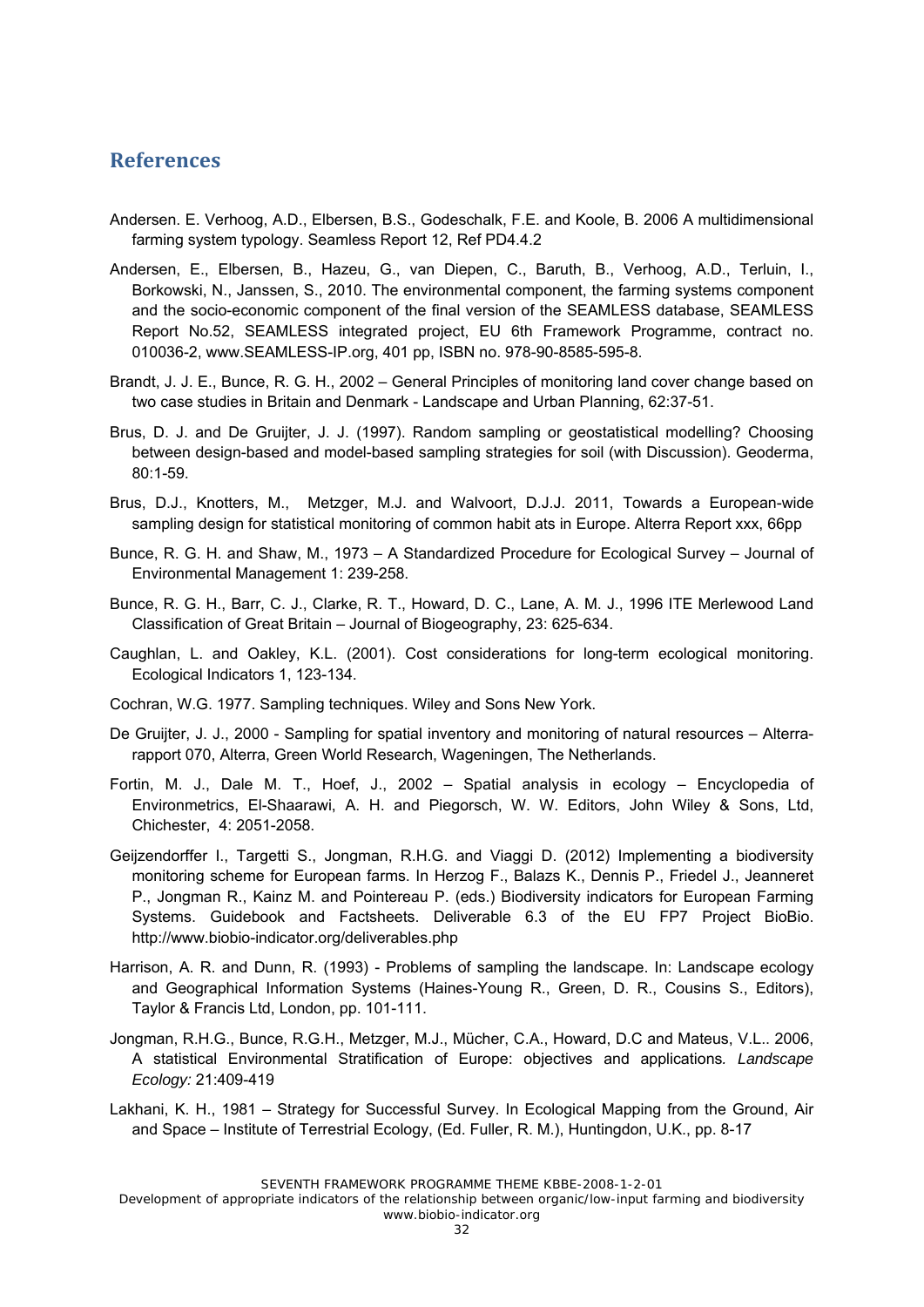## References

Andersen. E. Verhoog, A.D., Elbersen, B.S., Godeschalk, F.E. and Koole, B. 2006 A multidimensional farming system typology. Seamless Report 12, Ref PD4.4.2

Andersen, E., Elbersen, B., Hazeu, G., van Diepen, C., Baruth, B., Verhoog, A.D., Terluin, I., Borkowski, N., Janssen, S., 2010. The environmental component, the farming systems component and the socio-economic component of the final version of the SEAMLESS database, SEAMLESS Report No.52, SEAMLESS integrated project, EU 6th Framework Programme, contract no. 010036-2, www.SEAMLESS-IP.org, 401 pp, ISBN no. 978-90-8585-595-8.

Brandt, J. J. E., Bunce, R. G. H., 2002 – General Principles of monitoring land cover change based on two case studies in Britain and Denmark - Landscape and Urban Planning, 62:37-51.

Brus, D. J. and De Gruijter, J. J. (1997). Random sampling or geostatistical modelling? Choosing between design-based and model-based sampling strategies for soil (with Discussion). Geoderma, 80:1-59.

Brus, D.J., Knotters, M., Metzger, M.J. and Walvoort, D.J.J. 2011, Towards a European-wide sampling design for statistical monitoring of common habit ats in Europe. Alterra Report xxx, 66pp

Bunce, R. G. H. and Shaw, M., 1973 – A Standardized Procedure for Ecological Survey – Journal of Environmental Management 1: 239-258.

Bunce, R. G. H., Barr, C. J., Clarke, R. T., Howard, D. C., Lane, A. M. J., 1996 ITE Merlewood Land Classification of Great Britain – Journal of Biogeography, 23: 625-634.

Caughlan, L. and Oakley, K.L. (2001). Cost considerations for long-term ecological monitoring. Ecological Indicators 1, 123-134.

Cochran, W.G. 1977. Sampling techniques. Wiley and Sons New York.

De Gruijter, J. J., 2000 - Sampling for spatial inventory and monitoring of natural resources – Alterra-rapport 070, Alterra, Green World Research, Wageningen, The Netherlands.

Fortin, M. J., Dale M. T., Hoef, J., 2002 – Spatial analysis in ecology – Encyclopedia of Environmetrics, El-Shaarawi, A. H. and Piegorsch, W. W. Editors, John Wiley & Sons, Ltd, Chichester, 4: 2051-2058.

Geijzendorffer I., Targetti S., Jongman, R.H.G. and Viaggi D. (2012) Implementing a biodiversity monitoring scheme for European farms. In Herzog F., Balazs K., Dennis P., Friedel J., Jeanneret P., Jongman R., Kainz M. and Pointereau P. (eds.) Biodiversity indicators for European Farming Systems. Guidebook and Factsheets. Deliverable 6.3 of the EU FP7 Project BioBio. http://www.biobio-indicator.org/deliverables.php

Harrison, A. R. and Dunn, R. (1993) - Problems of sampling the landscape. In: Landscape ecology and Geographical Information Systems (Haines-Young R., Green, D. R., Cousins S., Editors), Taylor & Francis Ltd, London, pp. 101-111.

Jongman, R.H.G., Bunce, R.G.H., Metzger, M.J., Mücher, C.A., Howard, D.C and Mateus, V.L.. 2006, A statistical Environmental Stratification of Europe: objectives and applications*. Landscape Ecology:* 21:409-419

Lakhani, K. H., 1981 – Strategy for Successful Survey. In Ecological Mapping from the Ground, Air and Space – Institute of Terrestrial Ecology, (Ed. Fuller, R. M.), Huntingdon, U.K., pp. 8-17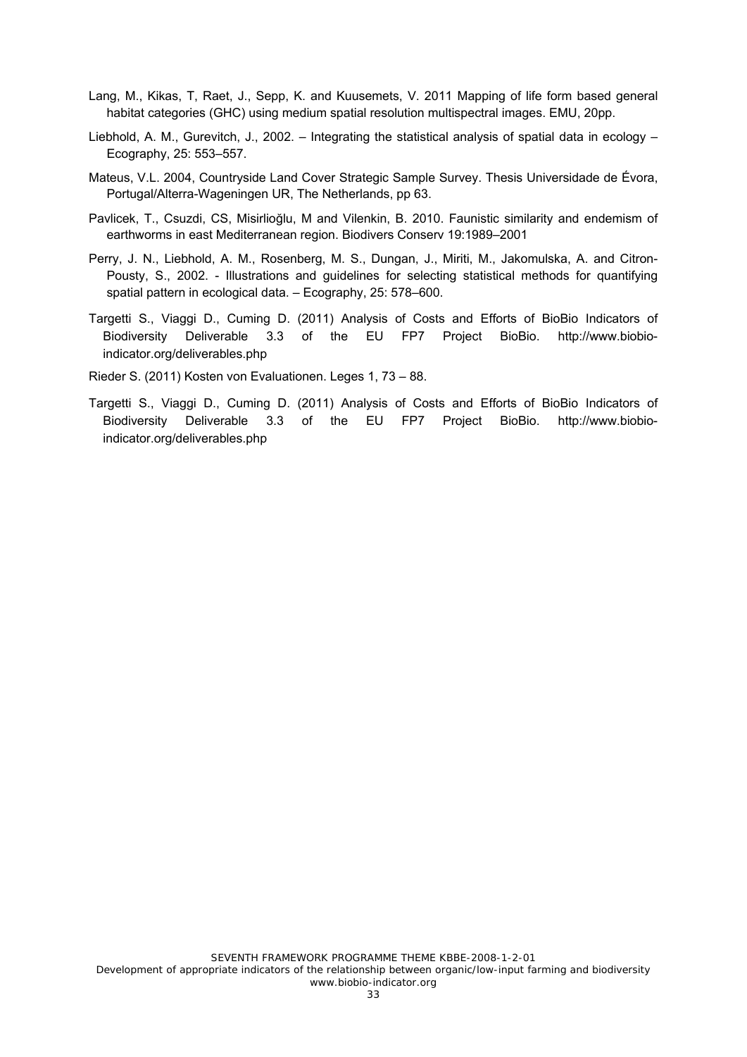Lang, M., Kikas, T, Raet, J., Sepp, K. and Kuusemets, V. 2011 Mapping of life form based general habitat categories (GHC) using medium spatial resolution multispectral images. EMU, 20pp.

Liebhold, A. M., Gurevitch, J., 2002. – Integrating the statistical analysis of spatial data in ecology – Ecography, 25: 553–557.

Mateus, V.L. 2004, Countryside Land Cover Strategic Sample Survey. Thesis Universidade de Évora, Portugal/Alterra-Wageningen UR, The Netherlands, pp 63.

Pavlicek, T., Csuzdi, CS, Misirlioğlu, M and Vilenkin, B. 2010. Faunistic similarity and endemism of earthworms in east Mediterranean region. Biodivers Conserv 19:1989–2001

Perry, J. N., Liebhold, A. M., Rosenberg, M. S., Dungan, J., Miriti, M., Jakomulska, A. and Citron-Pousty, S., 2002. - Illustrations and guidelines for selecting statistical methods for quantifying spatial pattern in ecological data. – Ecography, 25: 578–600.

Targetti S., Viaggi D., Cuming D. (2011) Analysis of Costs and Efforts of BioBio Indicators of Biodiversity Deliverable 3.3 of the EU FP7 Project BioBio. http://www.biobio-indicator.org/deliverables.php

Rieder S. (2011) Kosten von Evaluationen. Leges 1, 73 – 88.

Targetti S., Viaggi D., Cuming D. (2011) Analysis of Costs and Efforts of BioBio Indicators of Biodiversity Deliverable 3.3 of the EU FP7 Project BioBio. http://www.biobio-indicator.org/deliverables.php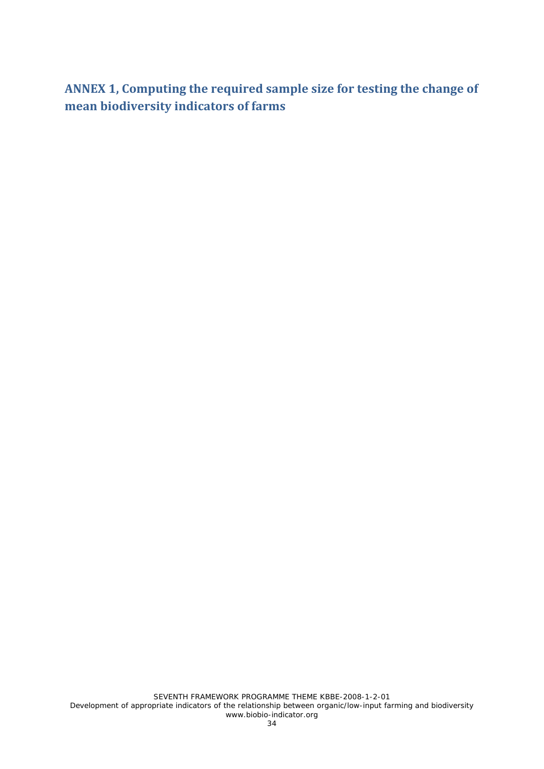# ANNEX 1, Computing the required sample size for testing the change of mean biodiversity indicators of farms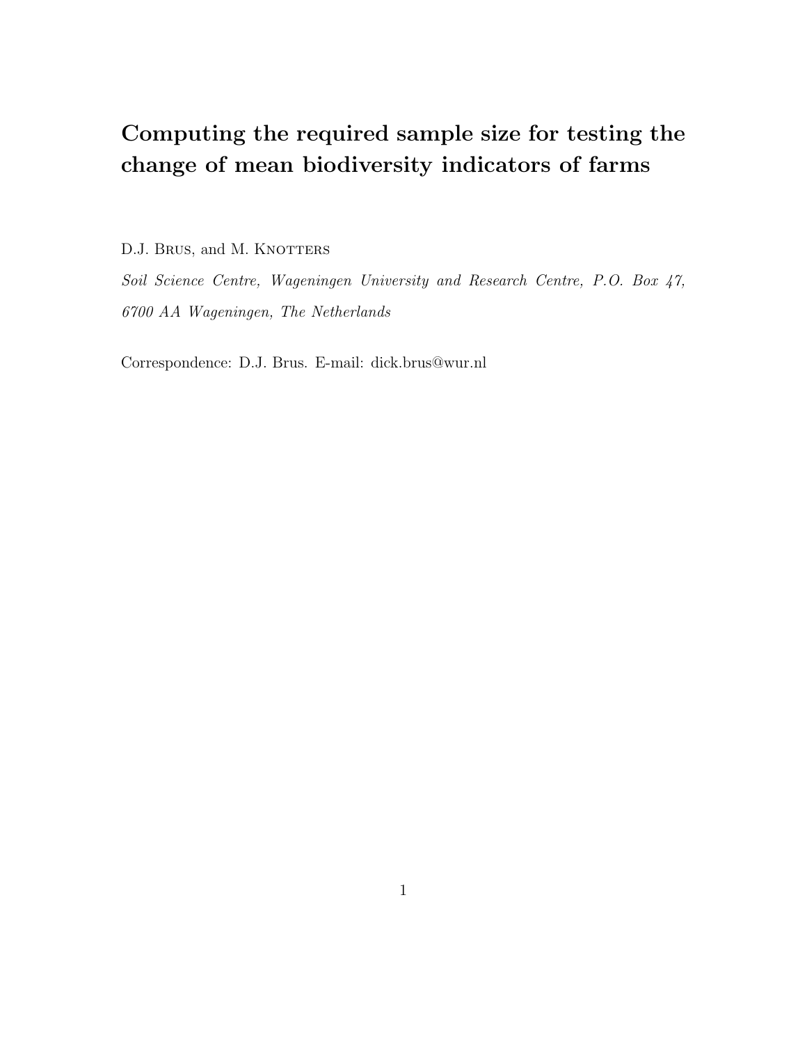# Computing the required sample size for testing the change of mean biodiversity indicators of farms

D.J. Brus, and M. Knotters

*Soil Science Centre, Wageningen University and Research Centre, P.O. Box 47, 6700 AA Wageningen, The Netherlands*

Correspondence: D.J. Brus. E-mail: dick.brus@wur.nl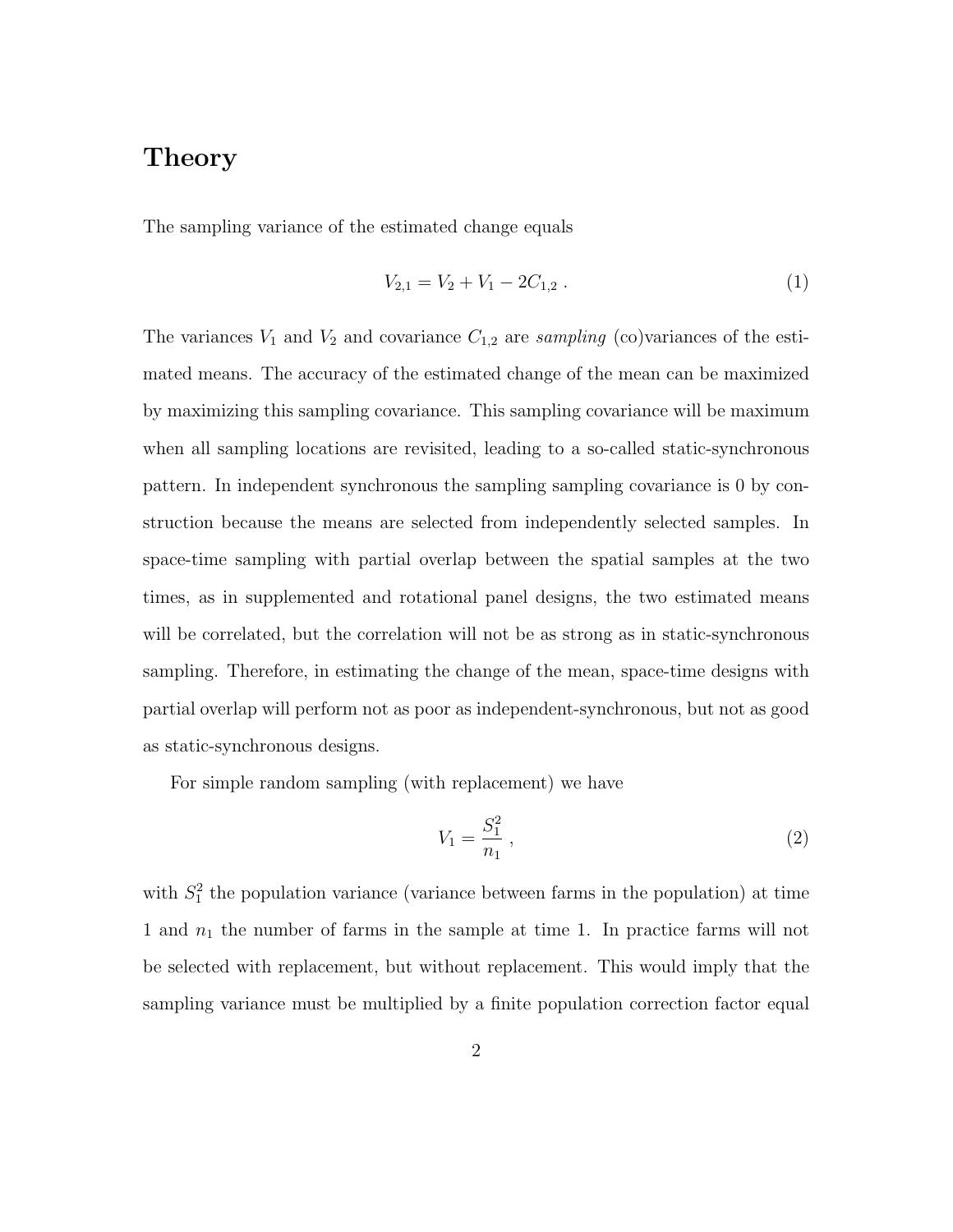## Theory

The sampling variance of the estimated change equals

$$V_{2,1} = V_2 + V_1 - 2C_{1,2} \ . \tag{1}$$

The variances $V_1$ and $V_2$ and covariance $C_{1,2}$ are *sampling* (co)variances of the estimated means. The accuracy of the estimated change of the mean can be maximized by maximizing this sampling covariance. This sampling covariance will be maximum when all sampling locations are revisited, leading to a so-called static-synchronous pattern. In independent synchronous the sampling sampling covariance is 0 by construction because the means are selected from independently selected samples. In space-time sampling with partial overlap between the spatial samples at the two times, as in supplemented and rotational panel designs, the two estimated means will be correlated, but the correlation will not be as strong as in static-synchronous sampling. Therefore, in estimating the change of the mean, space-time designs with partial overlap will perform not as poor as independent-synchronous, but not as good as static-synchronous designs.

For simple random sampling (with replacement) we have

$$V_1 = \frac{S_1^2}{n_1} \ , \tag{2}$$

with $S_1^2$ the population variance (variance between farms in the population) at time 1 and $n_1$ the number of farms in the sample at time 1. In practice farms will not be selected with replacement, but without replacement. This would imply that the sampling variance must be multiplied by a finite population correction factor equal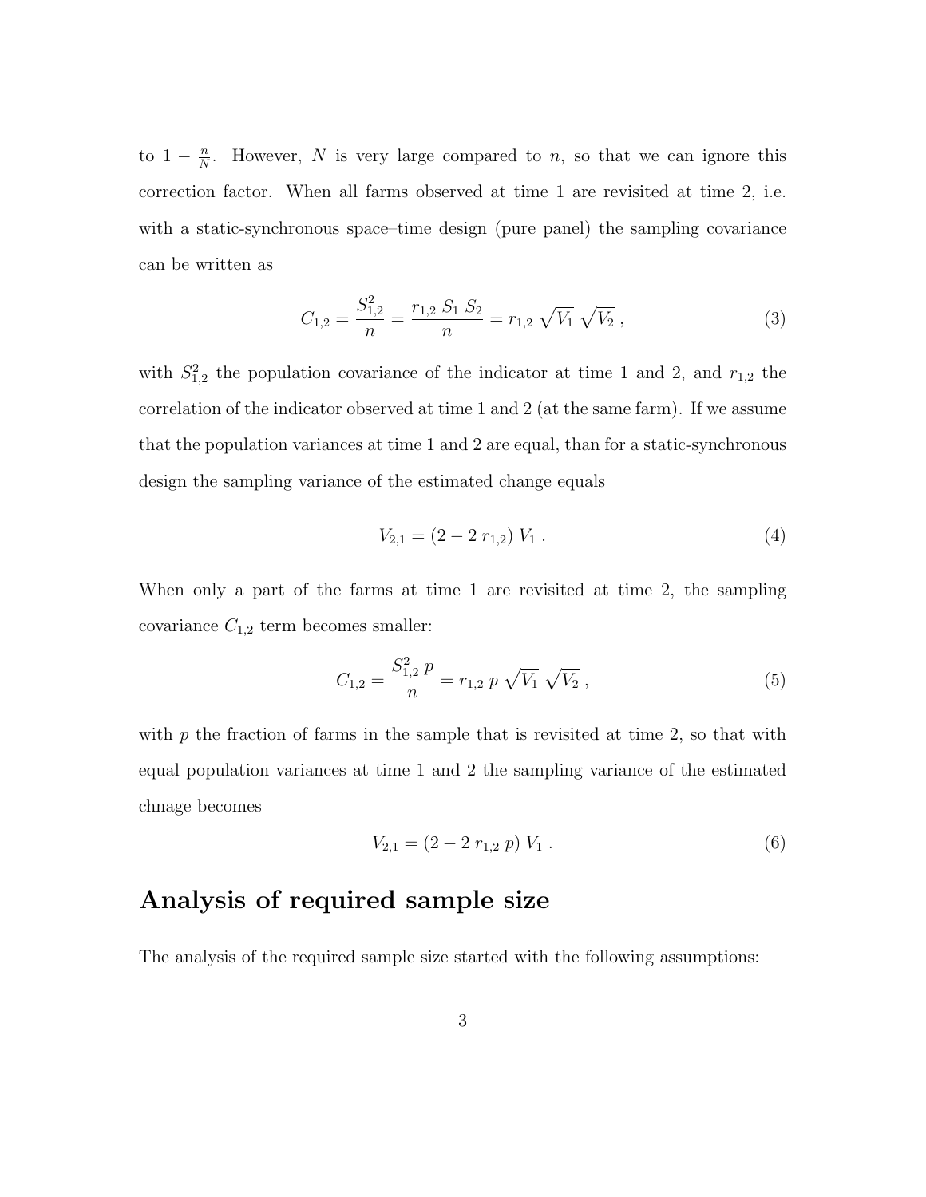to $1 - \frac{n}{N}$. However, $N$ is very large compared to $n$, so that we can ignore this correction factor. When all farms observed at time 1 are revisited at time 2, i.e. with a static-synchronous space–time design (pure panel) the sampling covariance can be written as

$$C_{1,2} = \frac{S_{1,2}^2}{n} = \frac{r_{1,2}\ S_1\ S_2}{n} = r_{1,2}\ \sqrt{V_1}\ \sqrt{V_2}\ , \tag{3}$$

with $S_{1,2}^2$ the population covariance of the indicator at time 1 and 2, and $r_{1,2}$ the correlation of the indicator observed at time 1 and 2 (at the same farm). If we assume that the population variances at time 1 and 2 are equal, than for a static-synchronous design the sampling variance of the estimated change equals

$$V_{2,1} = (2 - 2\ r_{1,2})\ V_1\ . \tag{4}$$

When only a part of the farms at time 1 are revisited at time 2, the sampling covariance $C_{1,2}$ term becomes smaller:

$$C_{1,2} = \frac{S_{1,2}^2\ p}{n} = r_{1,2}\ p\ \sqrt{V_1}\ \sqrt{V_2}\ , \tag{5}$$

with $p$ the fraction of farms in the sample that is revisited at time 2, so that with equal population variances at time 1 and 2 the sampling variance of the estimated chnage becomes

$$V_{2,1} = (2 - 2\ r_{1,2}\ p)\ V_1\ . \tag{6}$$

## Analysis of required sample size

The analysis of the required sample size started with the following assumptions: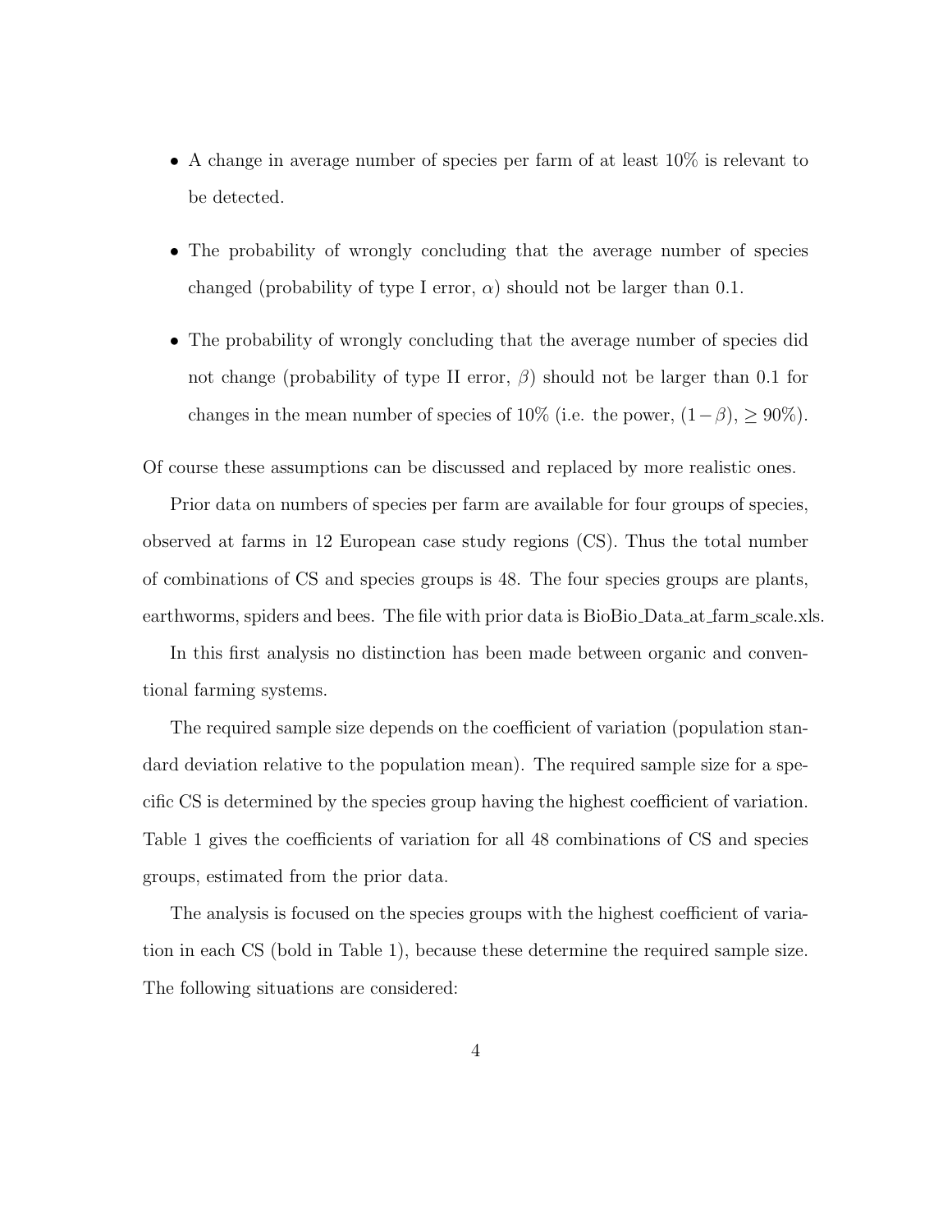- A change in average number of species per farm of at least 10% is relevant to be detected.
- The probability of wrongly concluding that the average number of species changed (probability of type I error, $\alpha$) should not be larger than 0.1.
- The probability of wrongly concluding that the average number of species did not change (probability of type II error, $\beta$) should not be larger than 0.1 for changes in the mean number of species of 10% (i.e. the power, $(1-\beta)$, $\geq 90\%$).

Of course these assumptions can be discussed and replaced by more realistic ones.

Prior data on numbers of species per farm are available for four groups of species, observed at farms in 12 European case study regions (CS). Thus the total number of combinations of CS and species groups is 48. The four species groups are plants, earthworms, spiders and bees. The file with prior data is BioBio_Data_at_farm_scale.xls.

In this first analysis no distinction has been made between organic and conventional farming systems.

The required sample size depends on the coefficient of variation (population standard deviation relative to the population mean). The required sample size for a specific CS is determined by the species group having the highest coefficient of variation. Table 1 gives the coefficients of variation for all 48 combinations of CS and species groups, estimated from the prior data.

The analysis is focused on the species groups with the highest coefficient of variation in each CS (bold in Table 1), because these determine the required sample size. The following situations are considered: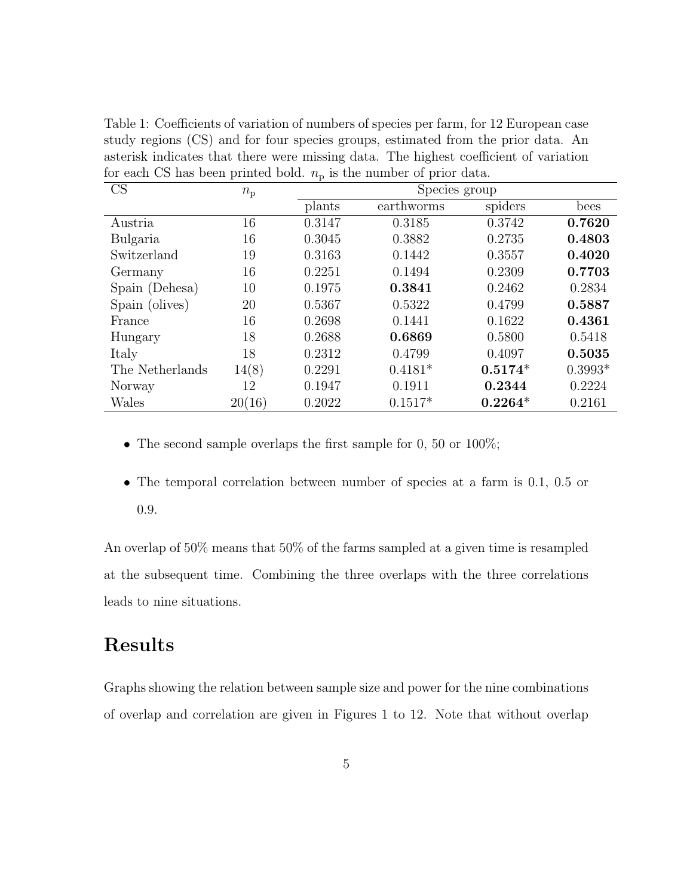Table 1: Coefficients of variation of numbers of species per farm, for 12 European case study regions (CS) and for four species groups, estimated from the prior data. An asterisk indicates that there were missing data. The highest coefficient of variation for each CS has been printed bold. $n_{\mathrm{p}}$ is the number of prior data.

| CS | $n_{\mathrm{p}}$ | Species group | | | |
|---|---|---|---|---|---|
| | | plants | earthworms | spiders | bees |
| Austria | 16 | 0.3147 | 0.3185 | 0.3742 | **0.7620** |
| Bulgaria | 16 | 0.3045 | 0.3882 | 0.2735 | **0.4803** |
| Switzerland | 19 | 0.3163 | 0.1442 | 0.3557 | **0.4020** |
| Germany | 16 | 0.2251 | 0.1494 | 0.2309 | **0.7703** |
| Spain (Dehesa) | 10 | 0.1975 | **0.3841** | 0.2462 | 0.2834 |
| Spain (olives) | 20 | 0.5367 | 0.5322 | 0.4799 | **0.5887** |
| France | 16 | 0.2698 | 0.1441 | 0.1622 | **0.4361** |
| Hungary | 18 | 0.2688 | **0.6869** | 0.5800 | 0.5418 |
| Italy | 18 | 0.2312 | 0.4799 | 0.4097 | **0.5035** |
| The Netherlands | 14(8) | 0.2291 | 0.4181* | **0.5174***| 0.3993* |
| Norway | 12 | 0.1947 | 0.1911 | **0.2344** | 0.2224 |
| Wales | 20(16) | 0.2022 | 0.1517* | **0.2264*** | 0.2161 |

- The second sample overlaps the first sample for 0, 50 or 100%;
- The temporal correlation between number of species at a farm is 0.1, 0.5 or 0.9.

An overlap of 50% means that 50% of the farms sampled at a given time is resampled at the subsequent time. Combining the three overlaps with the three correlations leads to nine situations.

## Results

Graphs showing the relation between sample size and power for the nine combinations of overlap and correlation are given in Figures 1 to 12. Note that without overlap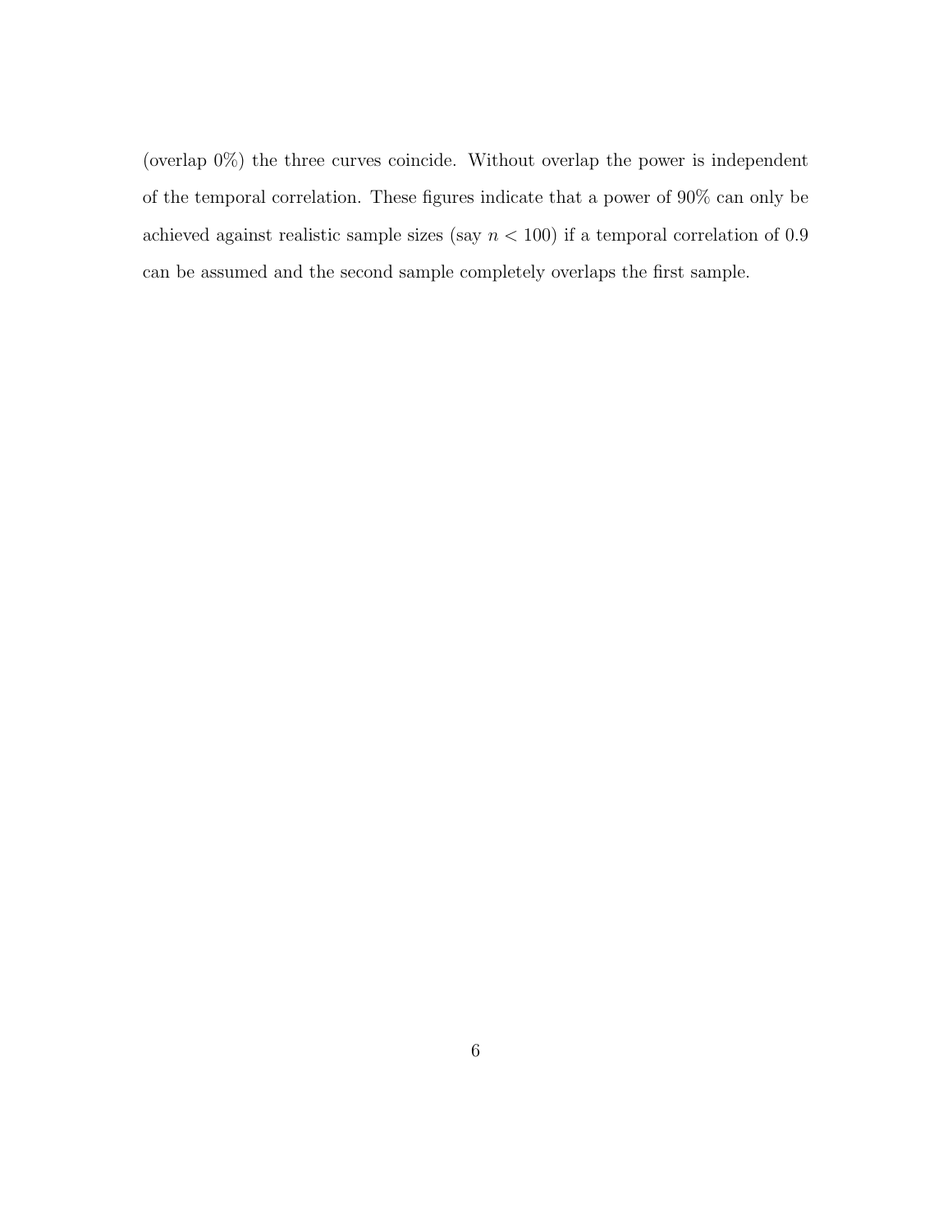(overlap 0%) the three curves coincide. Without overlap the power is independent of the temporal correlation. These figures indicate that a power of 90% can only be achieved against realistic sample sizes (say $n < 100$) if a temporal correlation of 0.9 can be assumed and the second sample completely overlaps the first sample.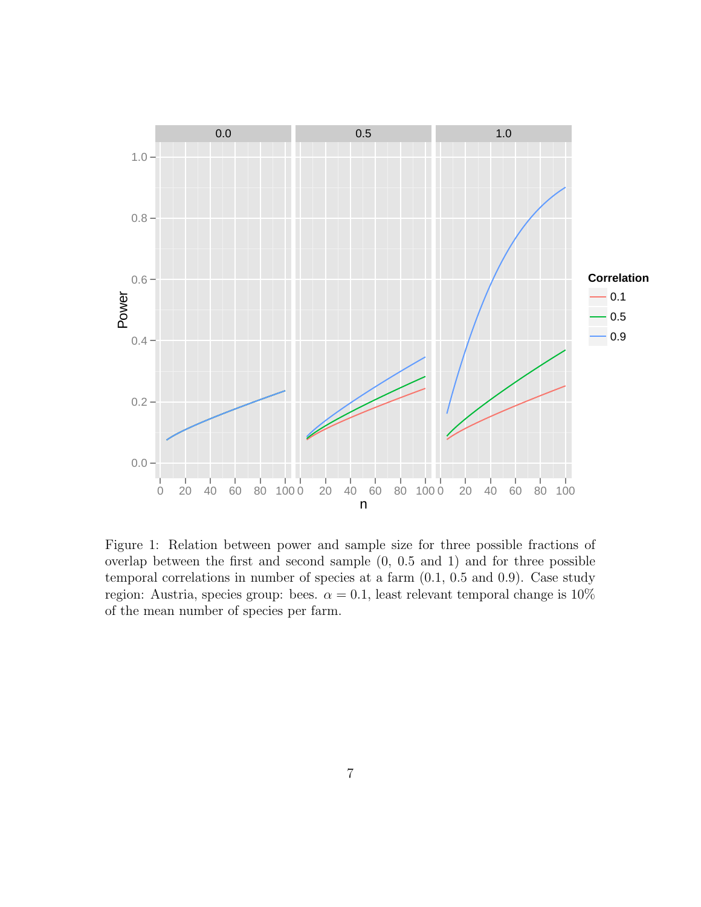Figure 1: Relation between power and sample size for three possible fractions of overlap between the first and second sample (0, 0.5 and 1) and for three possible temporal correlations in number of species at a farm (0.1, 0.5 and 0.9). Case study region: Austria, species group: bees. $\alpha = 0.1$, least relevant temporal change is 10% of the mean number of species per farm.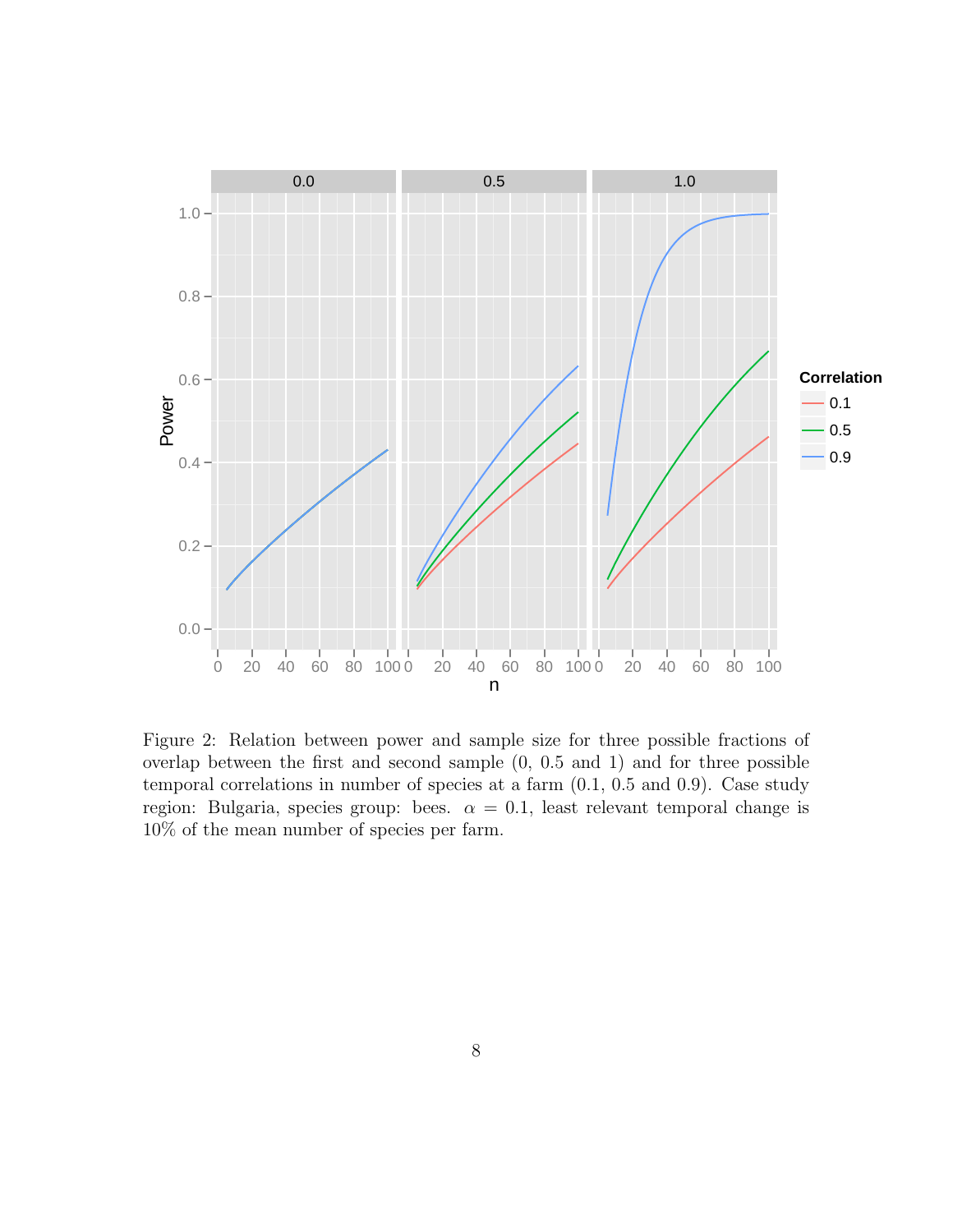Figure 2: Relation between power and sample size for three possible fractions of overlap between the first and second sample (0, 0.5 and 1) and for three possible temporal correlations in number of species at a farm (0.1, 0.5 and 0.9). Case study region: Bulgaria, species group: bees. $\alpha = 0.1$, least relevant temporal change is 10% of the mean number of species per farm.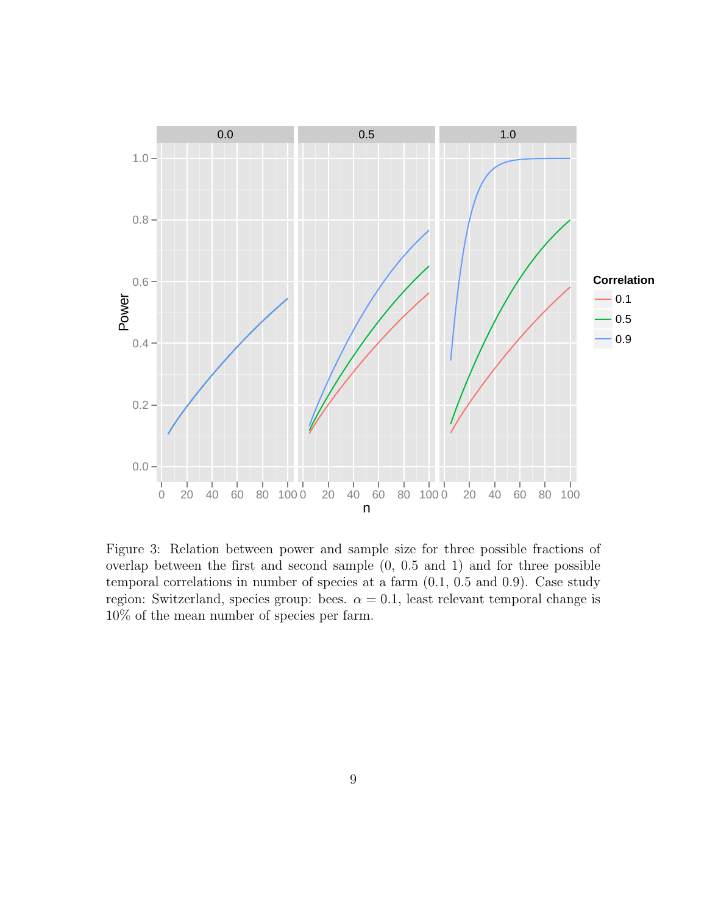Figure 3: Relation between power and sample size for three possible fractions of overlap between the first and second sample (0, 0.5 and 1) and for three possible temporal correlations in number of species at a farm (0.1, 0.5 and 0.9). Case study region: Switzerland, species group: bees. $\alpha = 0.1$, least relevant temporal change is 10% of the mean number of species per farm.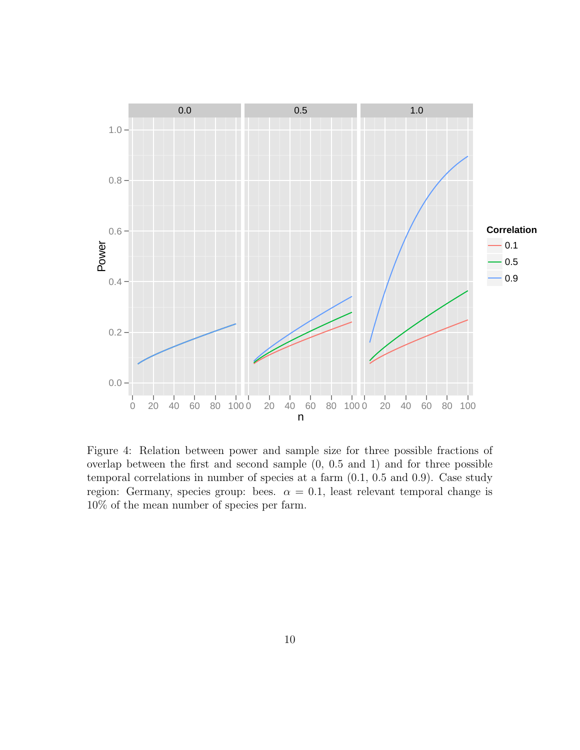Figure 4: Relation between power and sample size for three possible fractions of overlap between the first and second sample (0, 0.5 and 1) and for three possible temporal correlations in number of species at a farm (0.1, 0.5 and 0.9). Case study region: Germany, species group: bees. $\alpha = 0.1$, least relevant temporal change is 10% of the mean number of species per farm.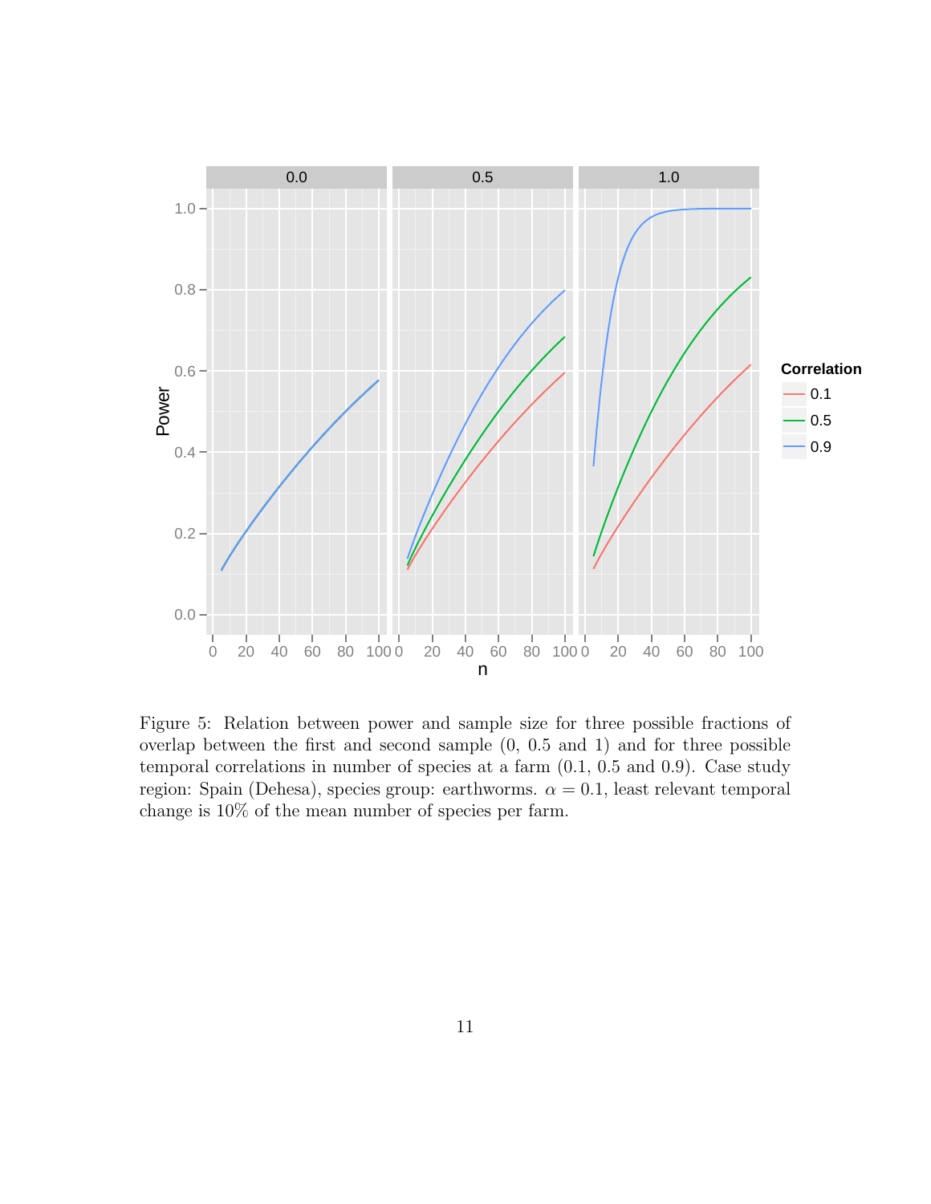Figure 5: Relation between power and sample size for three possible fractions of overlap between the first and second sample (0, 0.5 and 1) and for three possible temporal correlations in number of species at a farm (0.1, 0.5 and 0.9). Case study region: Spain (Dehesa), species group: earthworms. $\alpha = 0.1$, least relevant temporal change is 10% of the mean number of species per farm.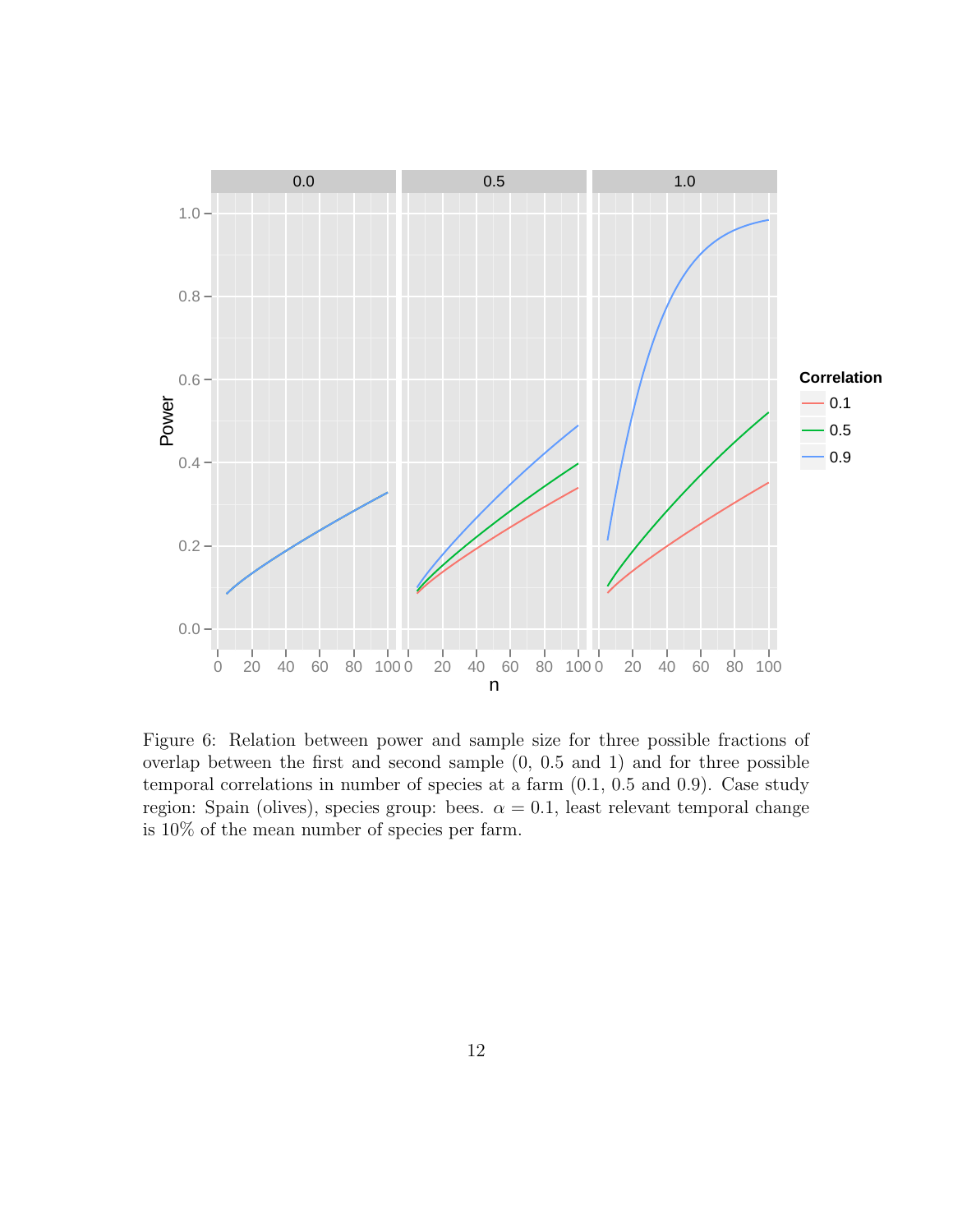Figure 6: Relation between power and sample size for three possible fractions of overlap between the first and second sample (0, 0.5 and 1) and for three possible temporal correlations in number of species at a farm (0.1, 0.5 and 0.9). Case study region: Spain (olives), species group: bees. $\alpha = 0.1$, least relevant temporal change is 10% of the mean number of species per farm.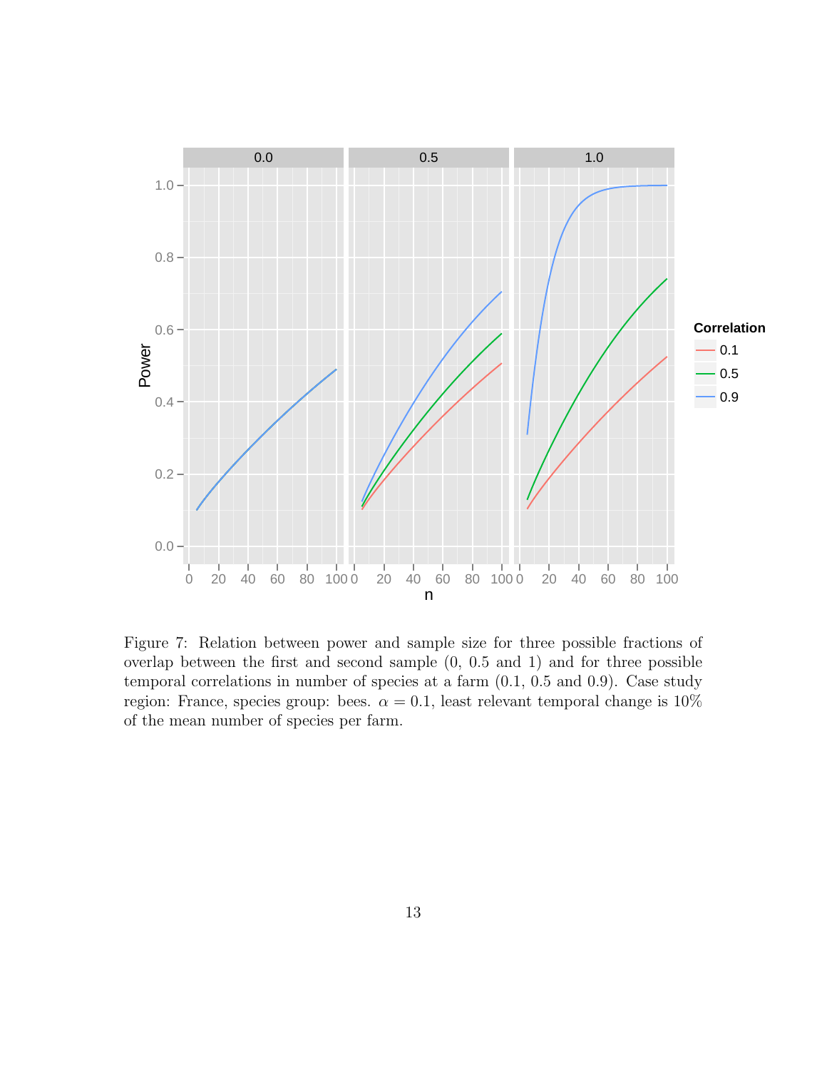Figure 7: Relation between power and sample size for three possible fractions of overlap between the first and second sample (0, 0.5 and 1) and for three possible temporal correlations in number of species at a farm (0.1, 0.5 and 0.9). Case study region: France, species group: bees. $\alpha = 0.1$, least relevant temporal change is 10% of the mean number of species per farm.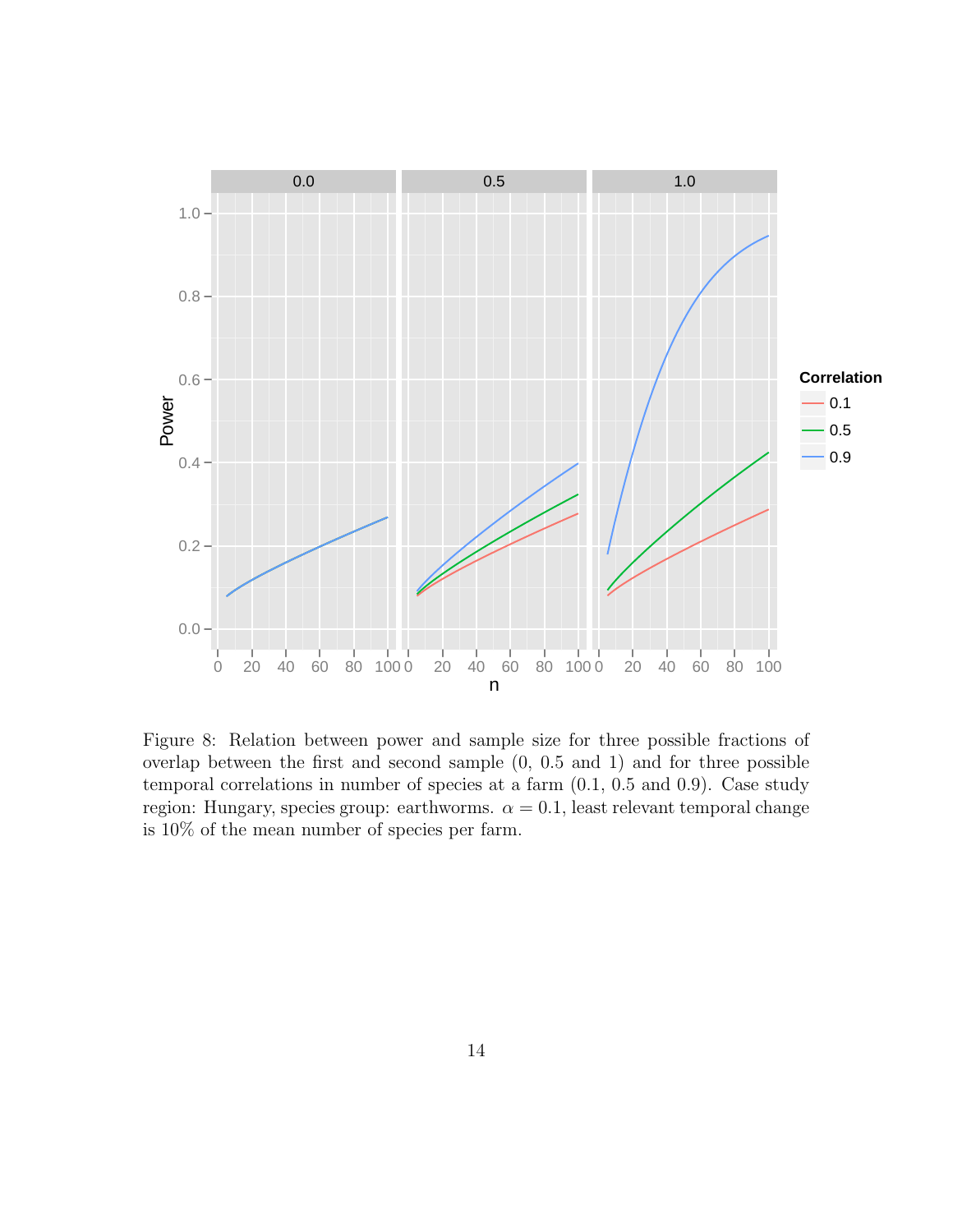Figure 8: Relation between power and sample size for three possible fractions of overlap between the first and second sample (0, 0.5 and 1) and for three possible temporal correlations in number of species at a farm (0.1, 0.5 and 0.9). Case study region: Hungary, species group: earthworms. $\alpha = 0.1$, least relevant temporal change is 10% of the mean number of species per farm.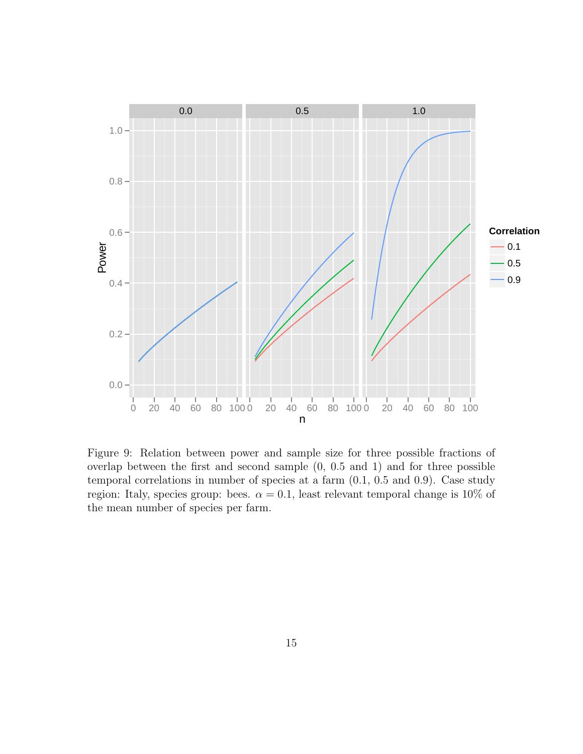Figure 9: Relation between power and sample size for three possible fractions of overlap between the first and second sample (0, 0.5 and 1) and for three possible temporal correlations in number of species at a farm (0.1, 0.5 and 0.9). Case study region: Italy, species group: bees. $\alpha = 0.1$, least relevant temporal change is 10% of the mean number of species per farm.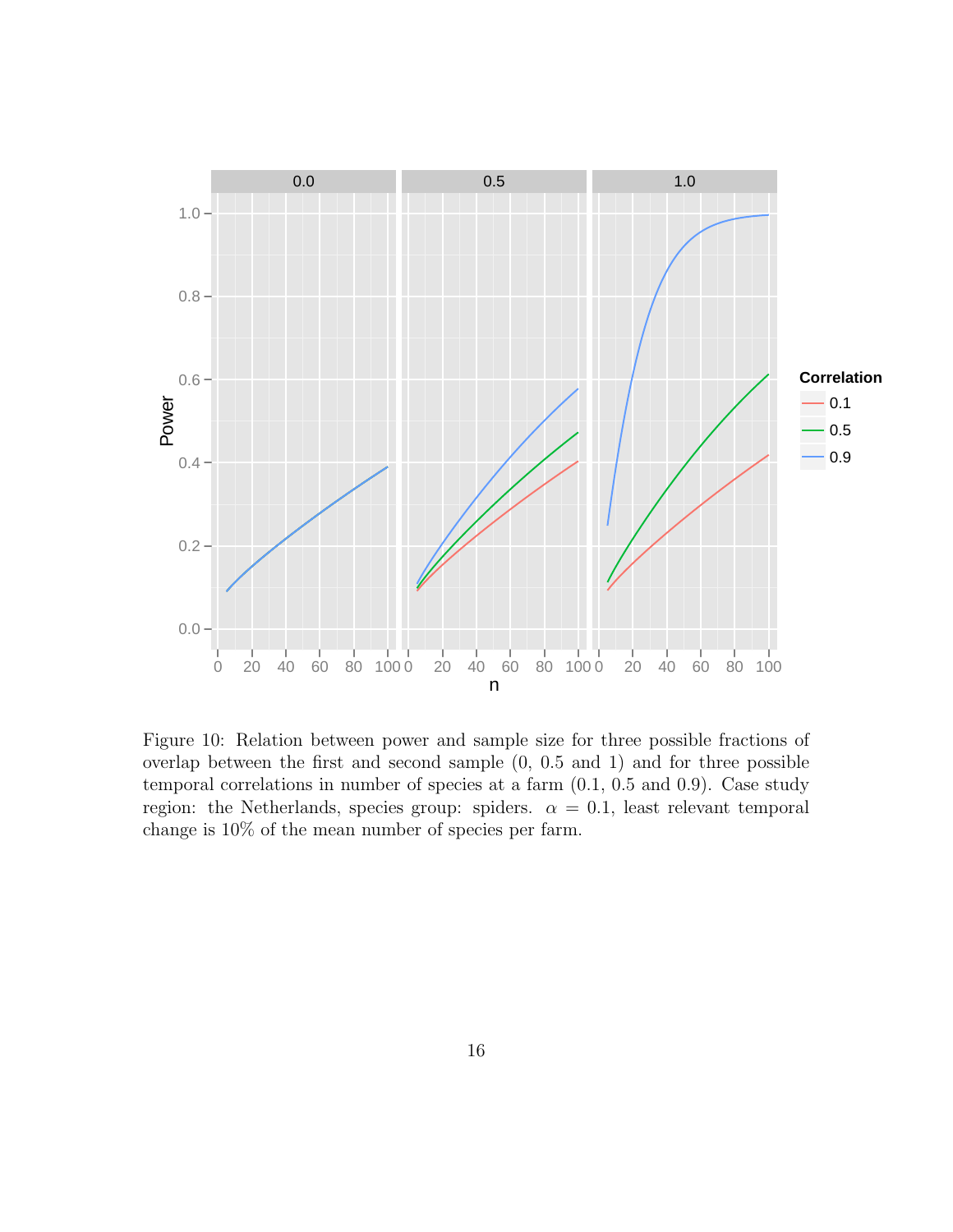Figure 10: Relation between power and sample size for three possible fractions of overlap between the first and second sample (0, 0.5 and 1) and for three possible temporal correlations in number of species at a farm (0.1, 0.5 and 0.9). Case study region: the Netherlands, species group: spiders. $\alpha = 0.1$, least relevant temporal change is 10% of the mean number of species per farm.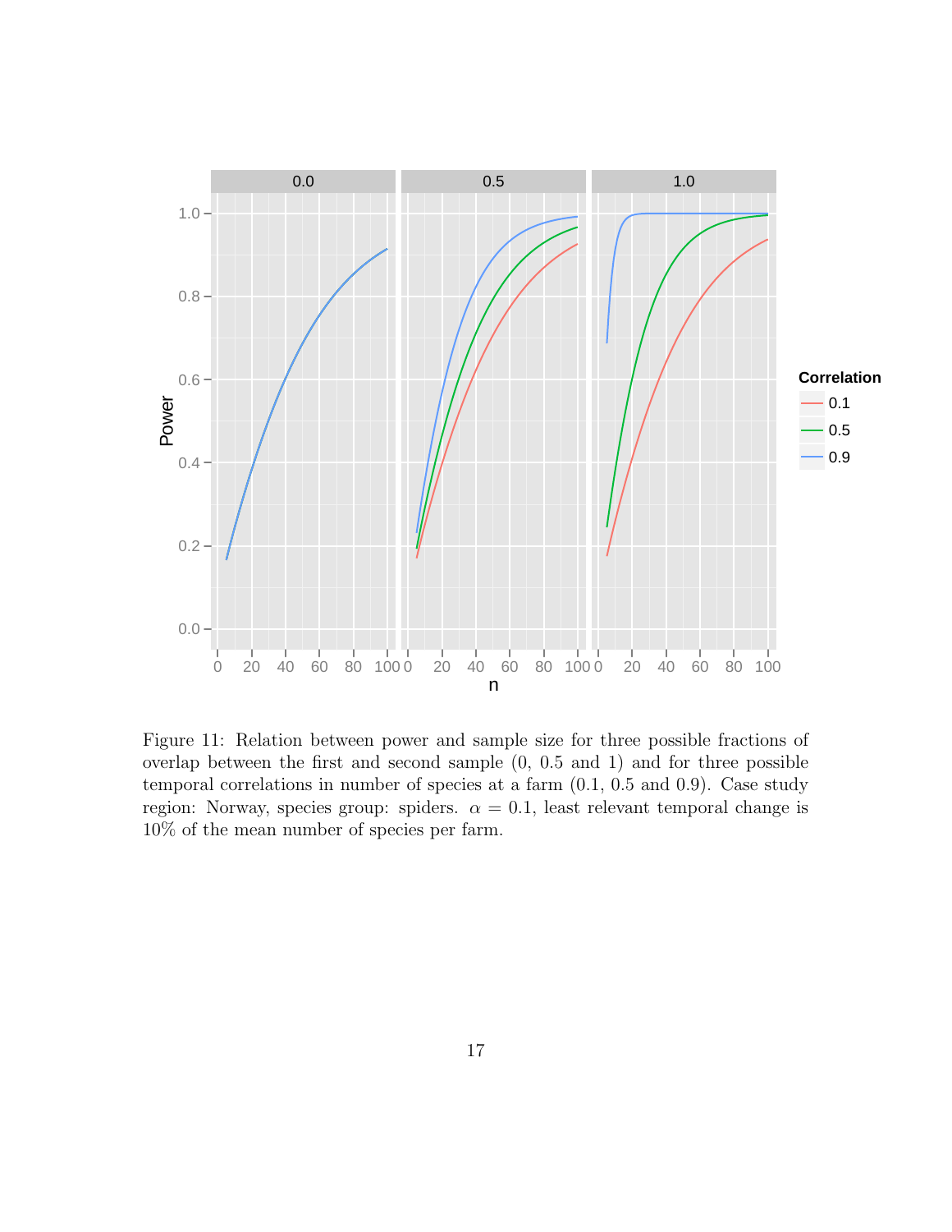Figure 11: Relation between power and sample size for three possible fractions of overlap between the first and second sample (0, 0.5 and 1) and for three possible temporal correlations in number of species at a farm (0.1, 0.5 and 0.9). Case study region: Norway, species group: spiders. $\alpha = 0.1$, least relevant temporal change is 10% of the mean number of species per farm.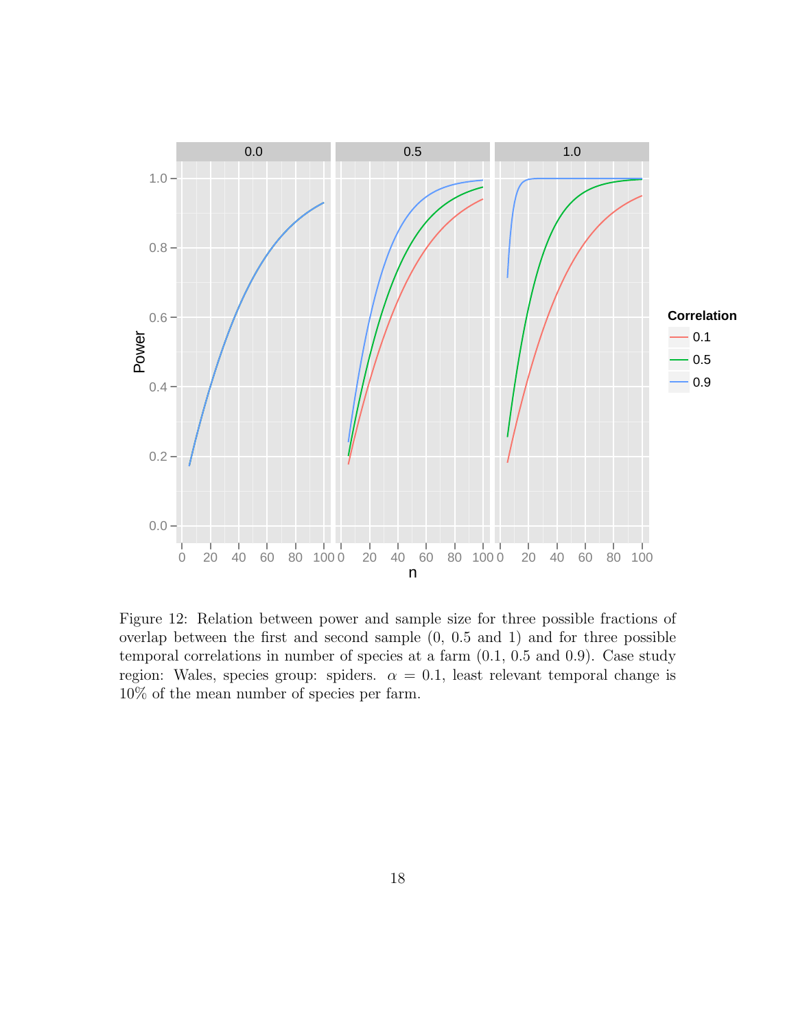0.0

0.5

1.0

1.0

0.8

0.6

0.4

0.2

0.0

Power

0 20 40 60 80 100

0 20 40 60 80 100

0 20 40 60 80 100

n

Correlation

0.1

0.5

0.9

Figure 12: Relation between power and sample size for three possible fractions of overlap between the first and second sample (0, 0.5 and 1) and for three possible temporal correlations in number of species at a farm (0.1, 0.5 and 0.9). Case study region: Wales, species group: spiders. $\alpha = 0.1$, least relevant temporal change is 10% of the mean number of species per farm.